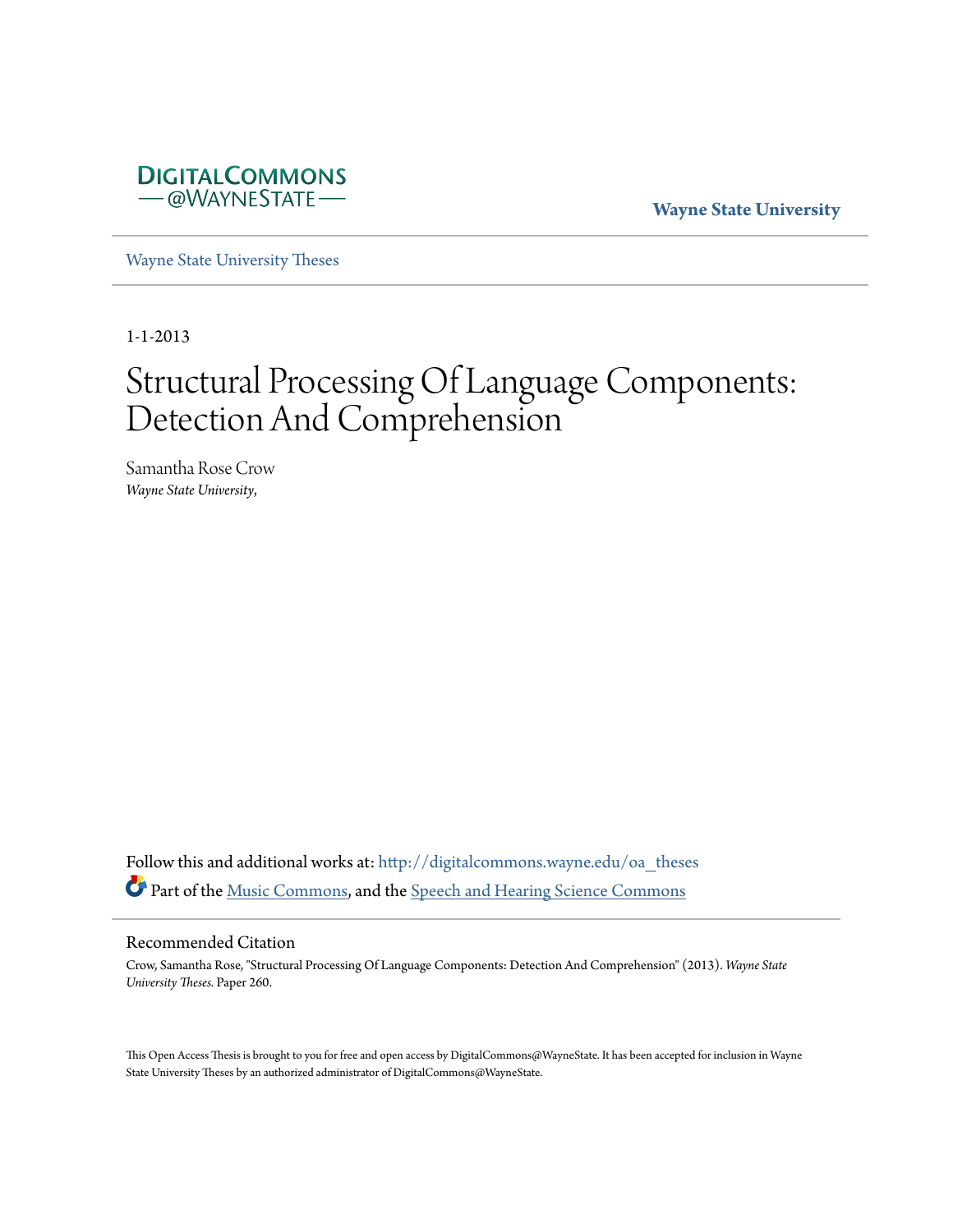DIGITALCOMMONS
— @WAYNESTATE —

**Wayne State University**

Wayne State University Theses

1-1-2013

# Structural Processing Of Language Components: Detection And Comprehension

Samantha Rose Crow
*Wayne State University,*

Follow this and additional works at: http://digitalcommons.wayne.edu/oa_theses

Part of the Music Commons, and the Speech and Hearing Science Commons

## Recommended Citation

Crow, Samantha Rose, "Structural Processing Of Language Components: Detection And Comprehension" (2013). *Wayne State University Theses.* Paper 260.

This Open Access Thesis is brought to you for free and open access by DigitalCommons@WayneState. It has been accepted for inclusion in Wayne State University Theses by an authorized administrator of DigitalCommons@WayneState.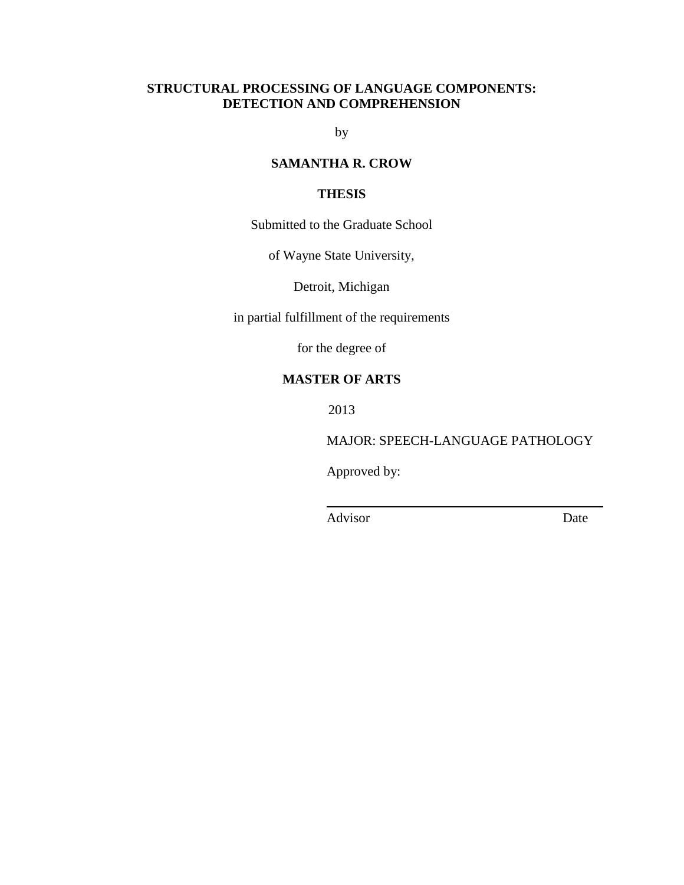# STRUCTURAL PROCESSING OF LANGUAGE COMPONENTS: DETECTION AND COMPREHENSION

by

**SAMANTHA R. CROW**

**THESIS**

Submitted to the Graduate School

of Wayne State University,

Detroit, Michigan

in partial fulfillment of the requirements

for the degree of

**MASTER OF ARTS**

2013

MAJOR: SPEECH-LANGUAGE PATHOLOGY

Approved by:

Advisor Date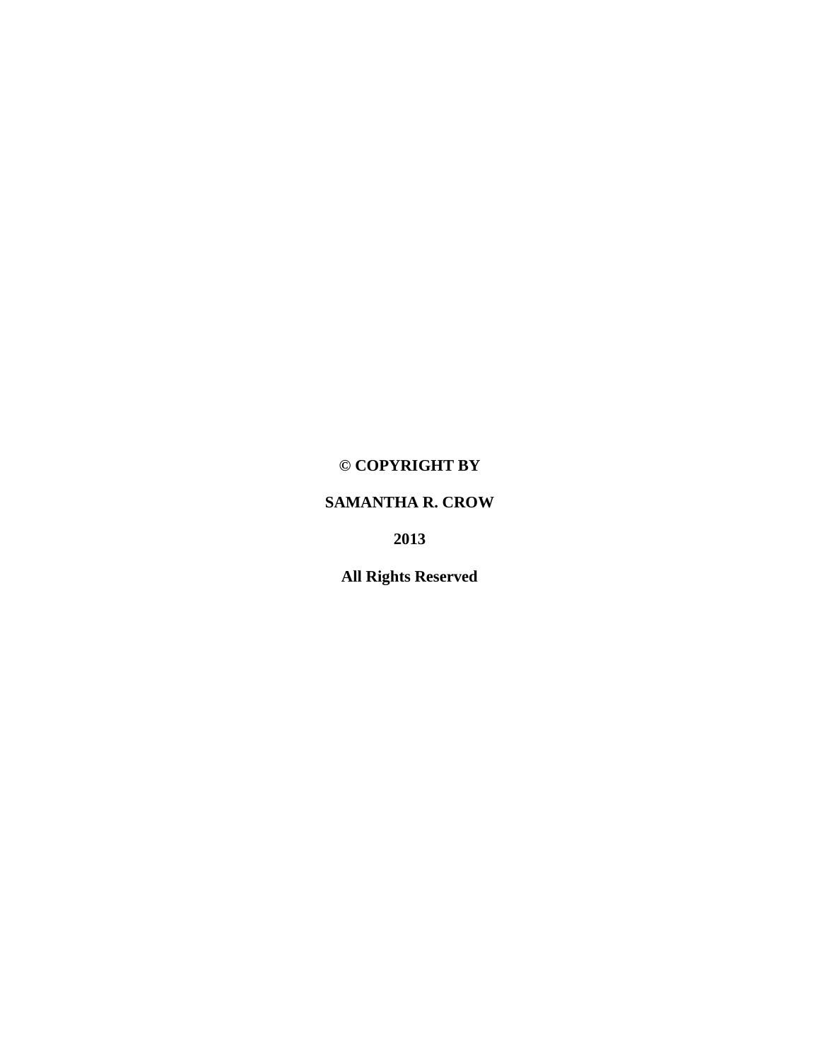**© COPYRIGHT BY**

**SAMANTHA R. CROW**

**2013**

**All Rights Reserved**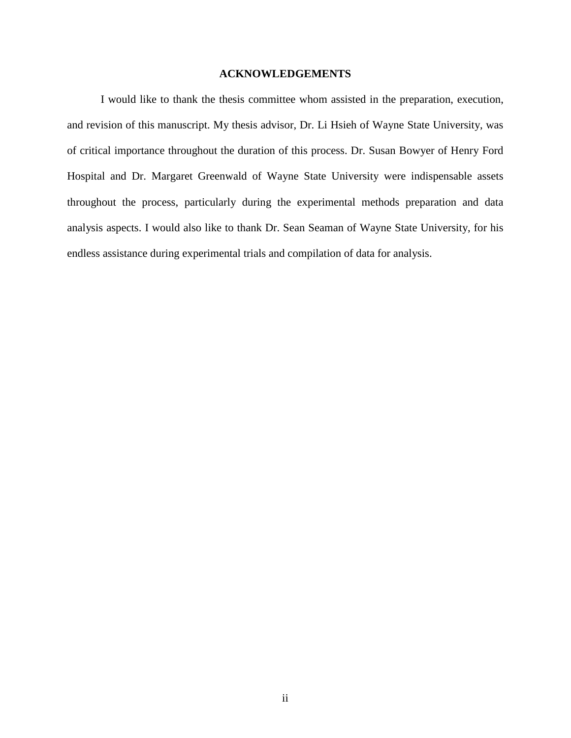# ACKNOWLEDGEMENTS

I would like to thank the thesis committee whom assisted in the preparation, execution, and revision of this manuscript. My thesis advisor, Dr. Li Hsieh of Wayne State University, was of critical importance throughout the duration of this process. Dr. Susan Bowyer of Henry Ford Hospital and Dr. Margaret Greenwald of Wayne State University were indispensable assets throughout the process, particularly during the experimental methods preparation and data analysis aspects. I would also like to thank Dr. Sean Seaman of Wayne State University, for his endless assistance during experimental trials and compilation of data for analysis.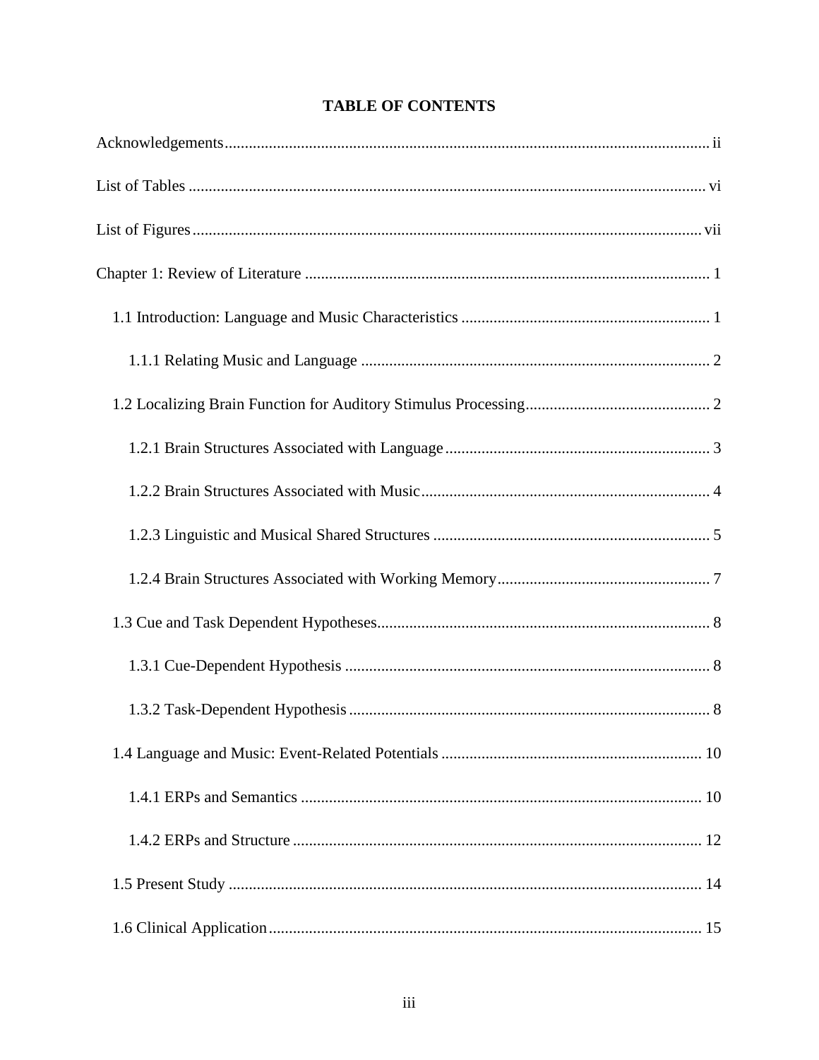# TABLE OF CONTENTS

Acknowledgements ........ ii

List of Tables ........ vi

List of Figures ........ vii

Chapter 1: Review of Literature ........ 1

- 1.1 Introduction: Language and Music Characteristics ........ 1
  - 1.1.1 Relating Music and Language ........ 2
- 1.2 Localizing Brain Function for Auditory Stimulus Processing ........ 2
  - 1.2.1 Brain Structures Associated with Language ........ 3
  - 1.2.2 Brain Structures Associated with Music ........ 4
  - 1.2.3 Linguistic and Musical Shared Structures ........ 5
  - 1.2.4 Brain Structures Associated with Working Memory ........ 7
- 1.3 Cue and Task Dependent Hypotheses ........ 8
  - 1.3.1 Cue-Dependent Hypothesis ........ 8
  - 1.3.2 Task-Dependent Hypothesis ........ 8
- 1.4 Language and Music: Event-Related Potentials ........ 10
  - 1.4.1 ERPs and Semantics ........ 10
  - 1.4.2 ERPs and Structure ........ 12
- 1.5 Present Study ........ 14
- 1.6 Clinical Application ........ 15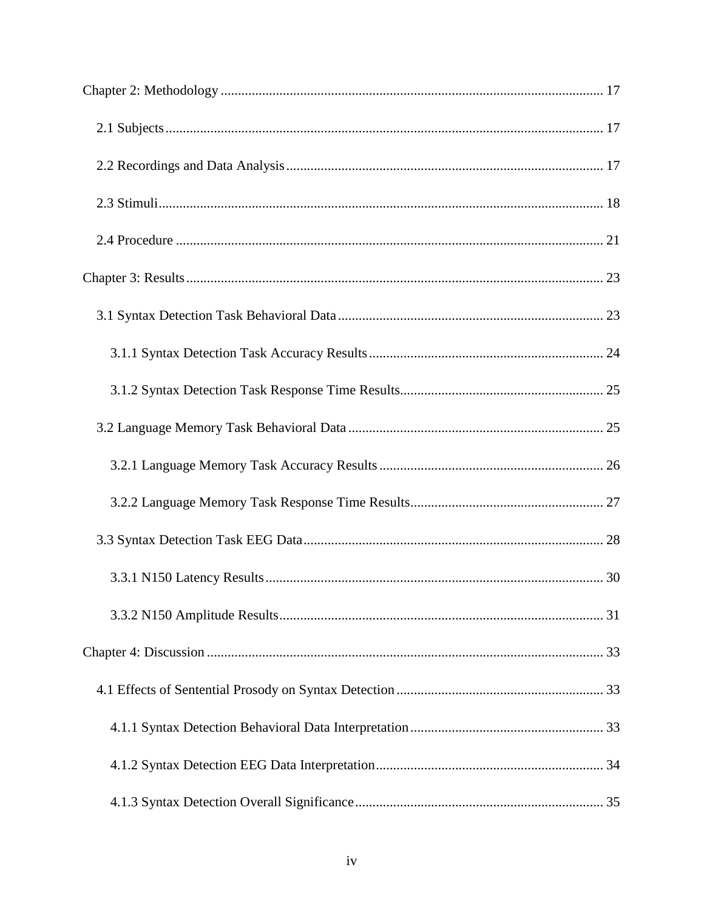Chapter 2: Methodology .............................................................................................................. 17

2.1 Subjects.............................................................................................................................. 17

2.2 Recordings and Data Analysis........................................................................................... 17

2.3 Stimuli................................................................................................................................ 18

2.4 Procedure ........................................................................................................................... 21

Chapter 3: Results........................................................................................................................ 23

3.1 Syntax Detection Task Behavioral Data............................................................................ 23

3.1.1 Syntax Detection Task Accuracy Results.................................................................... 24

3.1.2 Syntax Detection Task Response Time Results........................................................... 25

3.2 Language Memory Task Behavioral Data......................................................................... 25

3.2.1 Language Memory Task Accuracy Results................................................................. 26

3.2.2 Language Memory Task Response Time Results........................................................ 27

3.3 Syntax Detection Task EEG Data...................................................................................... 28

3.3.1 N150 Latency Results.................................................................................................. 30

3.3.2 N150 Amplitude Results.............................................................................................. 31

Chapter 4: Discussion .................................................................................................................. 33

4.1 Effects of Sentential Prosody on Syntax Detection........................................................... 33

4.1.1 Syntax Detection Behavioral Data Interpretation........................................................ 33

4.1.2 Syntax Detection EEG Data Interpretation.................................................................. 34

4.1.3 Syntax Detection Overall Significance........................................................................ 35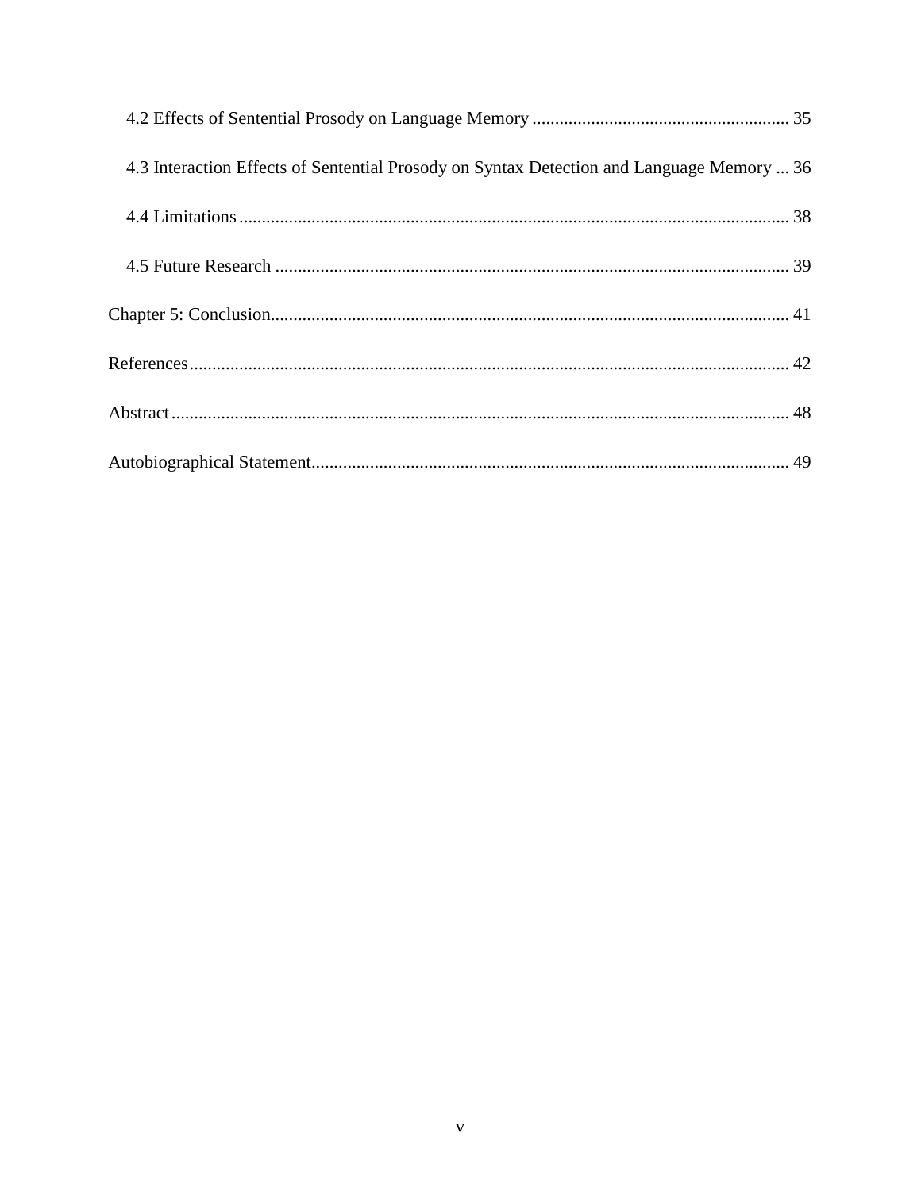4.2 Effects of Sentential Prosody on Language Memory ........................................................ 35

4.3 Interaction Effects of Sentential Prosody on Syntax Detection and Language Memory ... 36

4.4 Limitations ......................................................................................................................... 38

4.5 Future Research ................................................................................................................. 39

Chapter 5: Conclusion.................................................................................................................. 41

References.................................................................................................................................... 42

Abstract........................................................................................................................................ 48

Autobiographical Statement......................................................................................................... 49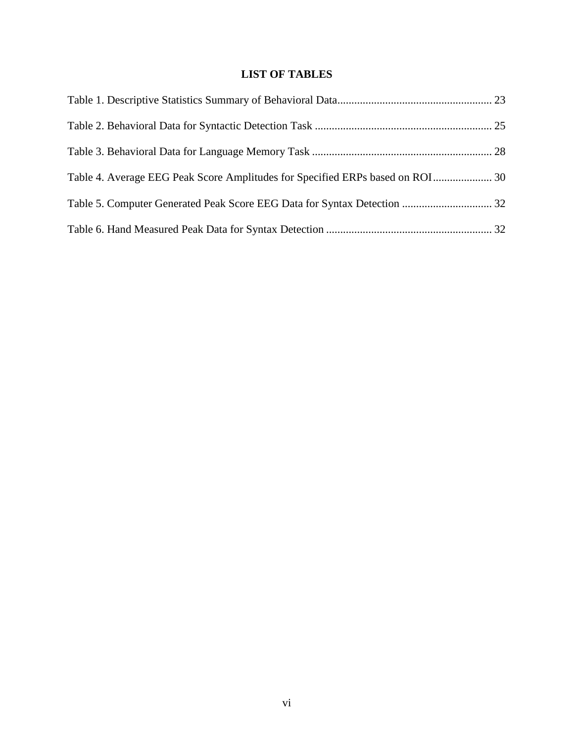# LIST OF TABLES

Table 1. Descriptive Statistics Summary of Behavioral Data....................................................... 23

Table 2. Behavioral Data for Syntactic Detection Task ............................................................... 25

Table 3. Behavioral Data for Language Memory Task ................................................................ 28

Table 4. Average EEG Peak Score Amplitudes for Specified ERPs based on ROI..................... 30

Table 5. Computer Generated Peak Score EEG Data for Syntax Detection ................................ 32

Table 6. Hand Measured Peak Data for Syntax Detection ........................................................... 32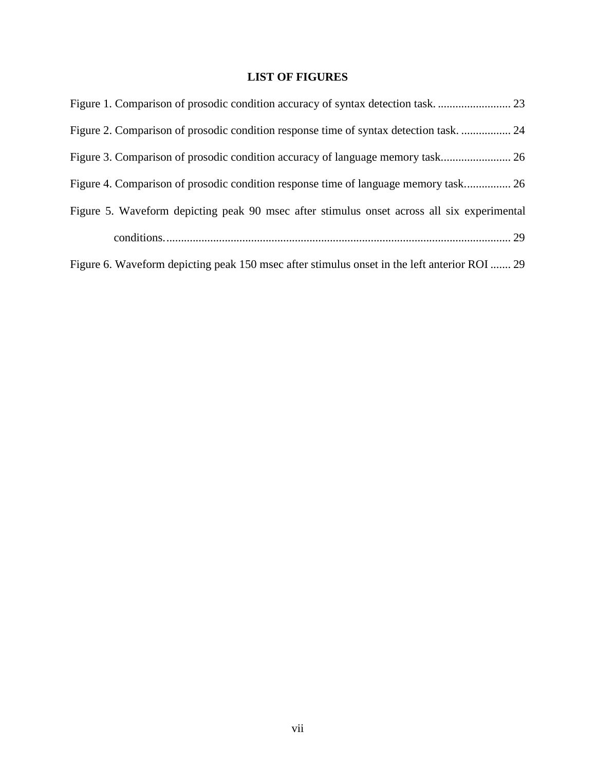## LIST OF FIGURES

Figure 1. Comparison of prosodic condition accuracy of syntax detection task. ......................... 23

Figure 2. Comparison of prosodic condition response time of syntax detection task. ................. 24

Figure 3. Comparison of prosodic condition accuracy of language memory task........................ 26

Figure 4. Comparison of prosodic condition response time of language memory task................ 26

Figure 5. Waveform depicting peak 90 msec after stimulus onset across all six experimental conditions. ..................................................................................................................... 29

Figure 6. Waveform depicting peak 150 msec after stimulus onset in the left anterior ROI ....... 29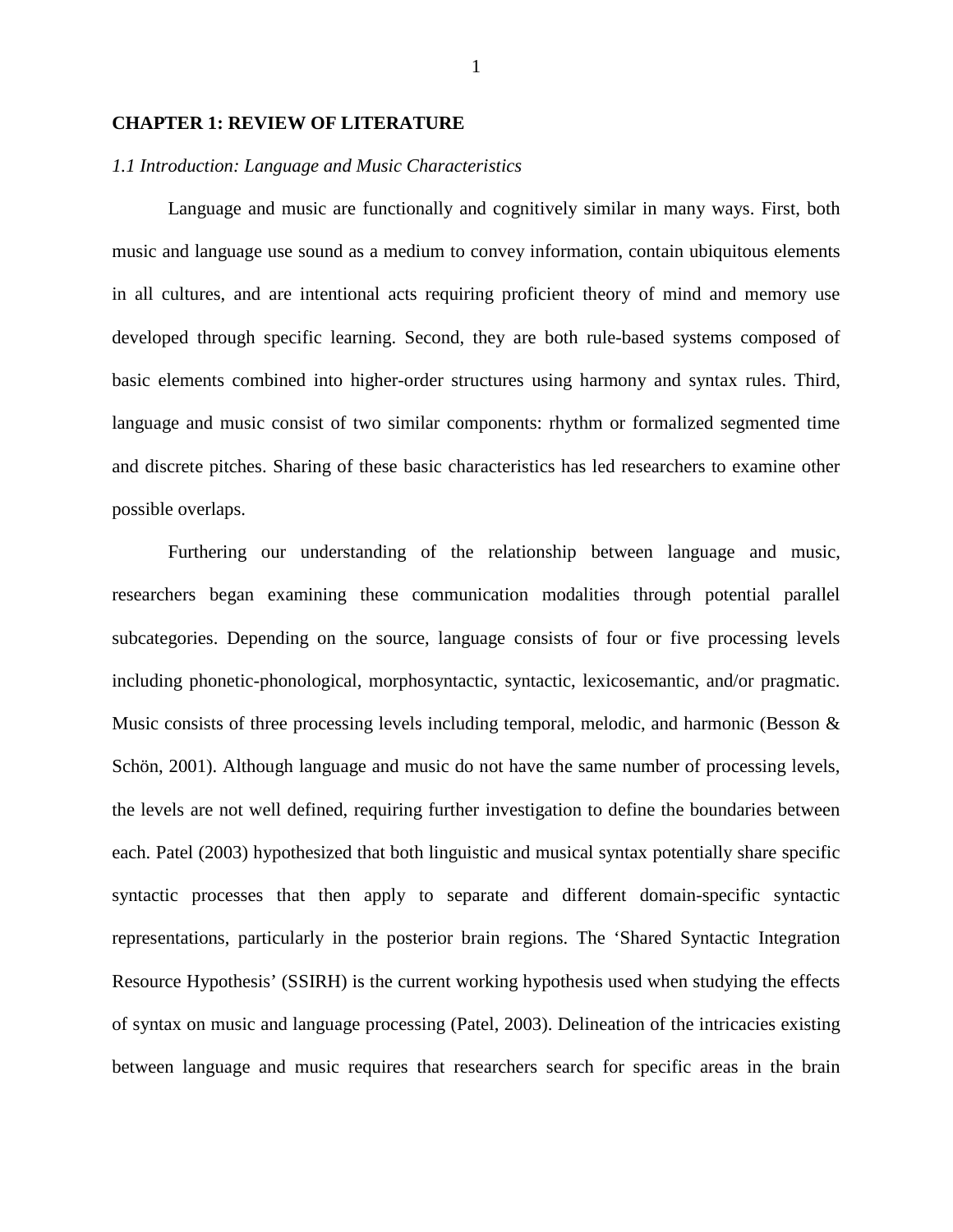# CHAPTER 1: REVIEW OF LITERATURE

## *1.1 Introduction: Language and Music Characteristics*

Language and music are functionally and cognitively similar in many ways. First, both music and language use sound as a medium to convey information, contain ubiquitous elements in all cultures, and are intentional acts requiring proficient theory of mind and memory use developed through specific learning. Second, they are both rule-based systems composed of basic elements combined into higher-order structures using harmony and syntax rules. Third, language and music consist of two similar components: rhythm or formalized segmented time and discrete pitches. Sharing of these basic characteristics has led researchers to examine other possible overlaps.

Furthering our understanding of the relationship between language and music, researchers began examining these communication modalities through potential parallel subcategories. Depending on the source, language consists of four or five processing levels including phonetic-phonological, morphosyntactic, syntactic, lexicosemantic, and/or pragmatic. Music consists of three processing levels including temporal, melodic, and harmonic (Besson & Schön, 2001). Although language and music do not have the same number of processing levels, the levels are not well defined, requiring further investigation to define the boundaries between each. Patel (2003) hypothesized that both linguistic and musical syntax potentially share specific syntactic processes that then apply to separate and different domain-specific syntactic representations, particularly in the posterior brain regions. The 'Shared Syntactic Integration Resource Hypothesis' (SSIRH) is the current working hypothesis used when studying the effects of syntax on music and language processing (Patel, 2003). Delineation of the intricacies existing between language and music requires that researchers search for specific areas in the brain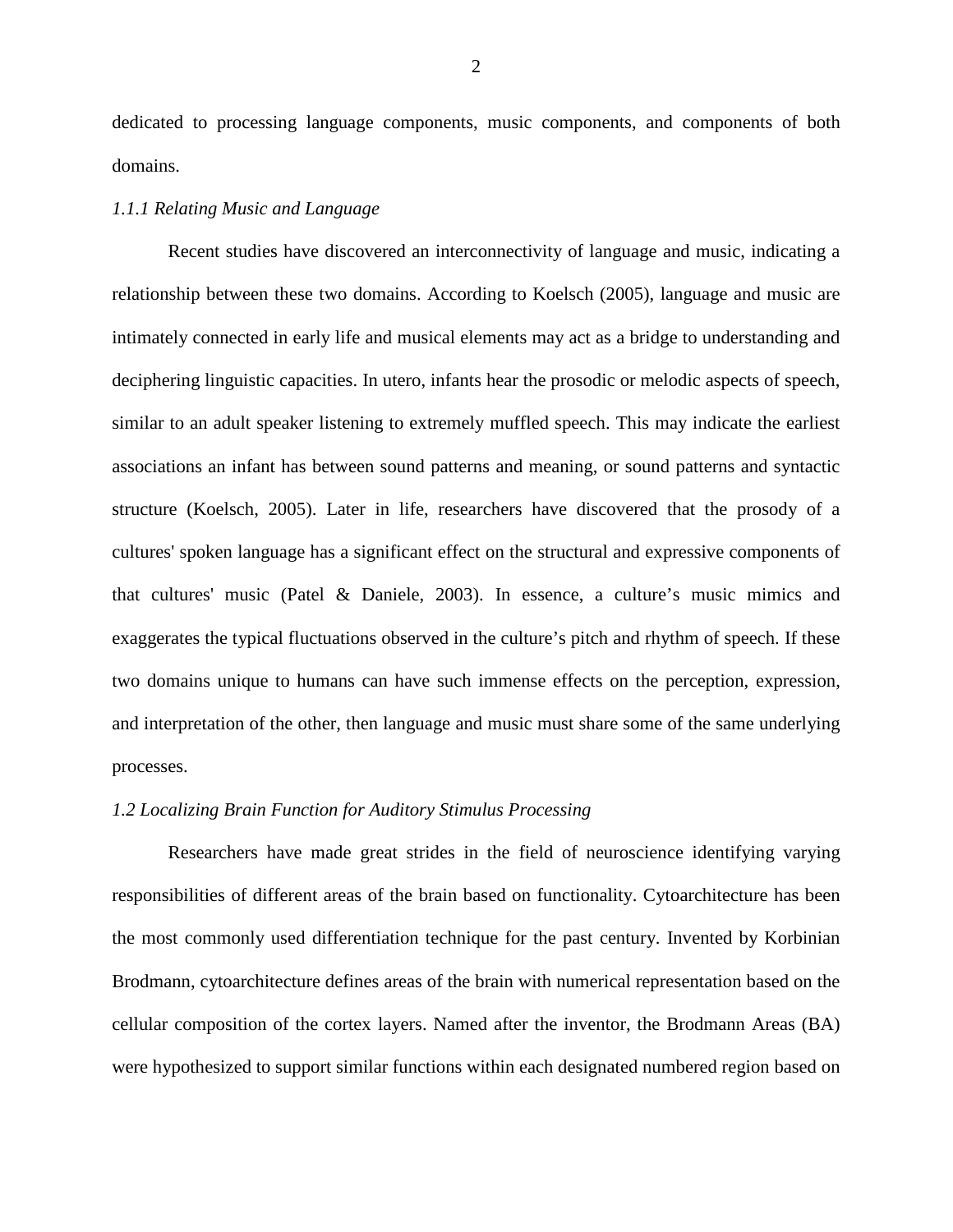dedicated to processing language components, music components, and components of both domains.

### *1.1.1 Relating Music and Language*

Recent studies have discovered an interconnectivity of language and music, indicating a relationship between these two domains. According to Koelsch (2005), language and music are intimately connected in early life and musical elements may act as a bridge to understanding and deciphering linguistic capacities. In utero, infants hear the prosodic or melodic aspects of speech, similar to an adult speaker listening to extremely muffled speech. This may indicate the earliest associations an infant has between sound patterns and meaning, or sound patterns and syntactic structure (Koelsch, 2005). Later in life, researchers have discovered that the prosody of a cultures' spoken language has a significant effect on the structural and expressive components of that cultures' music (Patel & Daniele, 2003). In essence, a culture's music mimics and exaggerates the typical fluctuations observed in the culture's pitch and rhythm of speech. If these two domains unique to humans can have such immense effects on the perception, expression, and interpretation of the other, then language and music must share some of the same underlying processes.

## *1.2 Localizing Brain Function for Auditory Stimulus Processing*

Researchers have made great strides in the field of neuroscience identifying varying responsibilities of different areas of the brain based on functionality. Cytoarchitecture has been the most commonly used differentiation technique for the past century. Invented by Korbinian Brodmann, cytoarchitecture defines areas of the brain with numerical representation based on the cellular composition of the cortex layers. Named after the inventor, the Brodmann Areas (BA) were hypothesized to support similar functions within each designated numbered region based on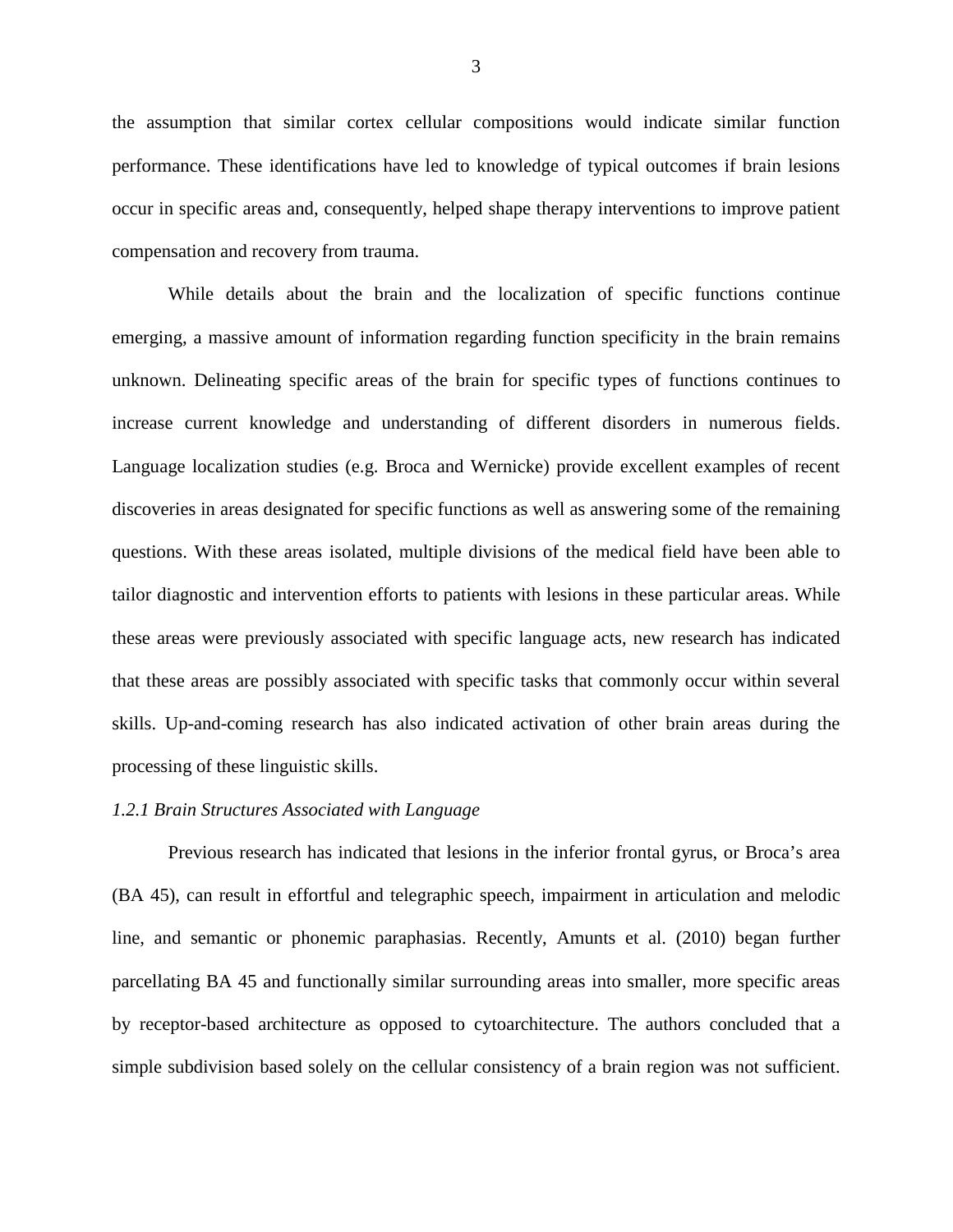the assumption that similar cortex cellular compositions would indicate similar function performance. These identifications have led to knowledge of typical outcomes if brain lesions occur in specific areas and, consequently, helped shape therapy interventions to improve patient compensation and recovery from trauma.

While details about the brain and the localization of specific functions continue emerging, a massive amount of information regarding function specificity in the brain remains unknown. Delineating specific areas of the brain for specific types of functions continues to increase current knowledge and understanding of different disorders in numerous fields. Language localization studies (e.g. Broca and Wernicke) provide excellent examples of recent discoveries in areas designated for specific functions as well as answering some of the remaining questions. With these areas isolated, multiple divisions of the medical field have been able to tailor diagnostic and intervention efforts to patients with lesions in these particular areas. While these areas were previously associated with specific language acts, new research has indicated that these areas are possibly associated with specific tasks that commonly occur within several skills. Up-and-coming research has also indicated activation of other brain areas during the processing of these linguistic skills.

### *1.2.1 Brain Structures Associated with Language*

Previous research has indicated that lesions in the inferior frontal gyrus, or Broca's area (BA 45), can result in effortful and telegraphic speech, impairment in articulation and melodic line, and semantic or phonemic paraphasias. Recently, Amunts et al. (2010) began further parcellating BA 45 and functionally similar surrounding areas into smaller, more specific areas by receptor-based architecture as opposed to cytoarchitecture. The authors concluded that a simple subdivision based solely on the cellular consistency of a brain region was not sufficient.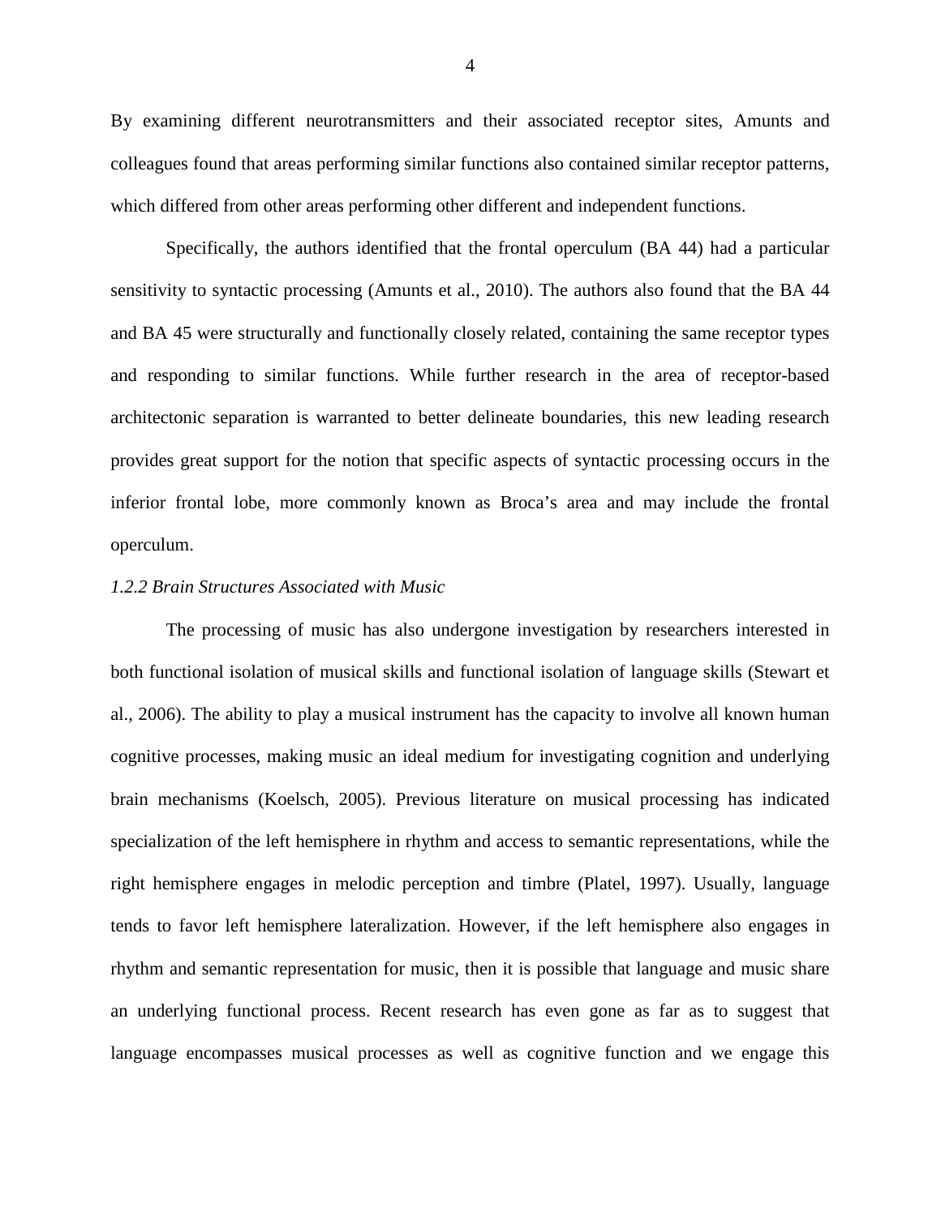By examining different neurotransmitters and their associated receptor sites, Amunts and colleagues found that areas performing similar functions also contained similar receptor patterns, which differed from other areas performing other different and independent functions.

Specifically, the authors identified that the frontal operculum (BA 44) had a particular sensitivity to syntactic processing (Amunts et al., 2010). The authors also found that the BA 44 and BA 45 were structurally and functionally closely related, containing the same receptor types and responding to similar functions. While further research in the area of receptor-based architectonic separation is warranted to better delineate boundaries, this new leading research provides great support for the notion that specific aspects of syntactic processing occurs in the inferior frontal lobe, more commonly known as Broca's area and may include the frontal operculum.

*1.2.2 Brain Structures Associated with Music*

The processing of music has also undergone investigation by researchers interested in both functional isolation of musical skills and functional isolation of language skills (Stewart et al., 2006). The ability to play a musical instrument has the capacity to involve all known human cognitive processes, making music an ideal medium for investigating cognition and underlying brain mechanisms (Koelsch, 2005). Previous literature on musical processing has indicated specialization of the left hemisphere in rhythm and access to semantic representations, while the right hemisphere engages in melodic perception and timbre (Platel, 1997). Usually, language tends to favor left hemisphere lateralization. However, if the left hemisphere also engages in rhythm and semantic representation for music, then it is possible that language and music share an underlying functional process. Recent research has even gone as far as to suggest that language encompasses musical processes as well as cognitive function and we engage this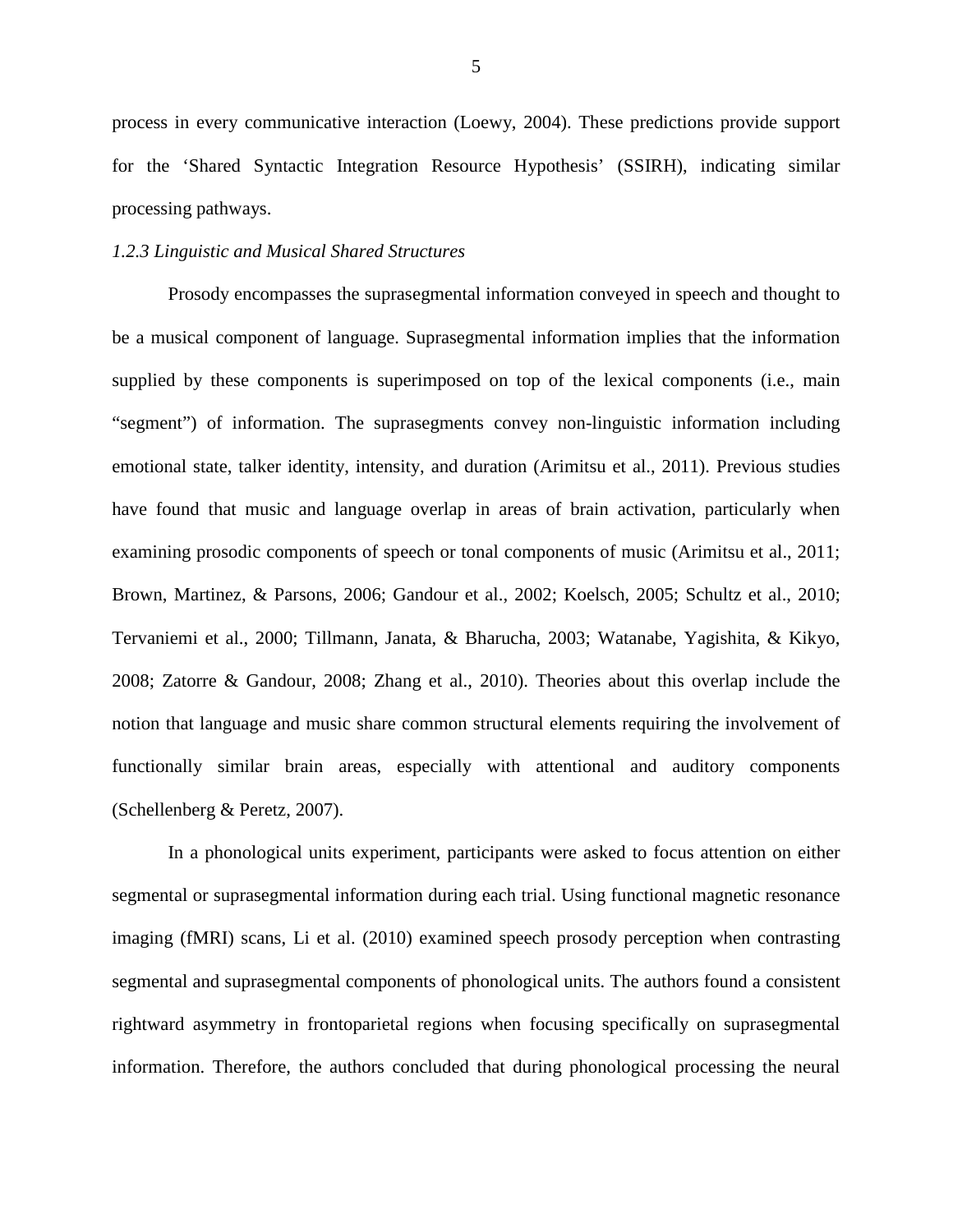process in every communicative interaction (Loewy, 2004). These predictions provide support for the 'Shared Syntactic Integration Resource Hypothesis' (SSIRH), indicating similar processing pathways.

### *1.2.3 Linguistic and Musical Shared Structures*

Prosody encompasses the suprasegmental information conveyed in speech and thought to be a musical component of language. Suprasegmental information implies that the information supplied by these components is superimposed on top of the lexical components (i.e., main "segment") of information. The suprasegments convey non-linguistic information including emotional state, talker identity, intensity, and duration (Arimitsu et al., 2011). Previous studies have found that music and language overlap in areas of brain activation, particularly when examining prosodic components of speech or tonal components of music (Arimitsu et al., 2011; Brown, Martinez, & Parsons, 2006; Gandour et al., 2002; Koelsch, 2005; Schultz et al., 2010; Tervaniemi et al., 2000; Tillmann, Janata, & Bharucha, 2003; Watanabe, Yagishita, & Kikyo, 2008; Zatorre & Gandour, 2008; Zhang et al., 2010). Theories about this overlap include the notion that language and music share common structural elements requiring the involvement of functionally similar brain areas, especially with attentional and auditory components (Schellenberg & Peretz, 2007).

In a phonological units experiment, participants were asked to focus attention on either segmental or suprasegmental information during each trial. Using functional magnetic resonance imaging (fMRI) scans, Li et al. (2010) examined speech prosody perception when contrasting segmental and suprasegmental components of phonological units. The authors found a consistent rightward asymmetry in frontoparietal regions when focusing specifically on suprasegmental information. Therefore, the authors concluded that during phonological processing the neural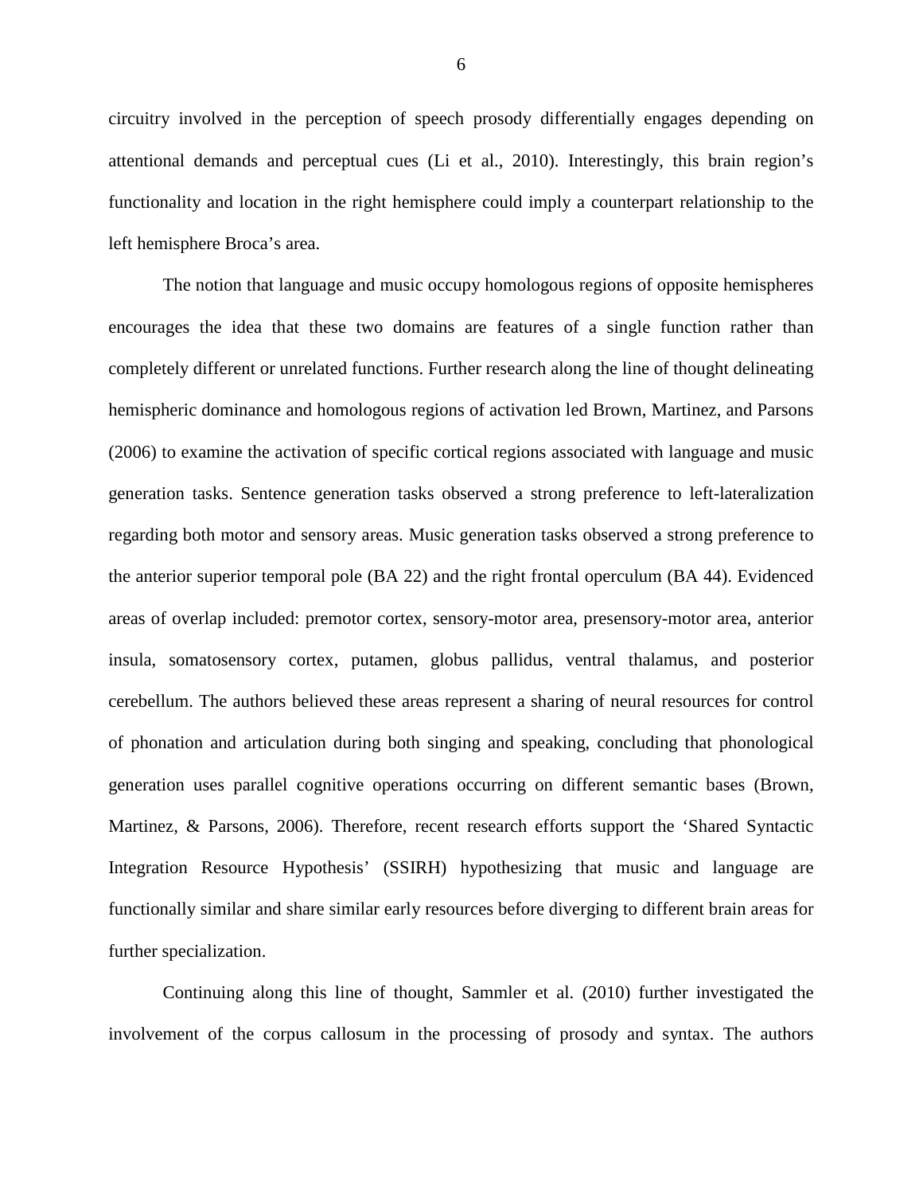circuitry involved in the perception of speech prosody differentially engages depending on attentional demands and perceptual cues (Li et al., 2010). Interestingly, this brain region's functionality and location in the right hemisphere could imply a counterpart relationship to the left hemisphere Broca's area.

The notion that language and music occupy homologous regions of opposite hemispheres encourages the idea that these two domains are features of a single function rather than completely different or unrelated functions. Further research along the line of thought delineating hemispheric dominance and homologous regions of activation led Brown, Martinez, and Parsons (2006) to examine the activation of specific cortical regions associated with language and music generation tasks. Sentence generation tasks observed a strong preference to left-lateralization regarding both motor and sensory areas. Music generation tasks observed a strong preference to the anterior superior temporal pole (BA 22) and the right frontal operculum (BA 44). Evidenced areas of overlap included: premotor cortex, sensory-motor area, presensory-motor area, anterior insula, somatosensory cortex, putamen, globus pallidus, ventral thalamus, and posterior cerebellum. The authors believed these areas represent a sharing of neural resources for control of phonation and articulation during both singing and speaking, concluding that phonological generation uses parallel cognitive operations occurring on different semantic bases (Brown, Martinez, & Parsons, 2006). Therefore, recent research efforts support the 'Shared Syntactic Integration Resource Hypothesis' (SSIRH) hypothesizing that music and language are functionally similar and share similar early resources before diverging to different brain areas for further specialization.

Continuing along this line of thought, Sammler et al. (2010) further investigated the involvement of the corpus callosum in the processing of prosody and syntax. The authors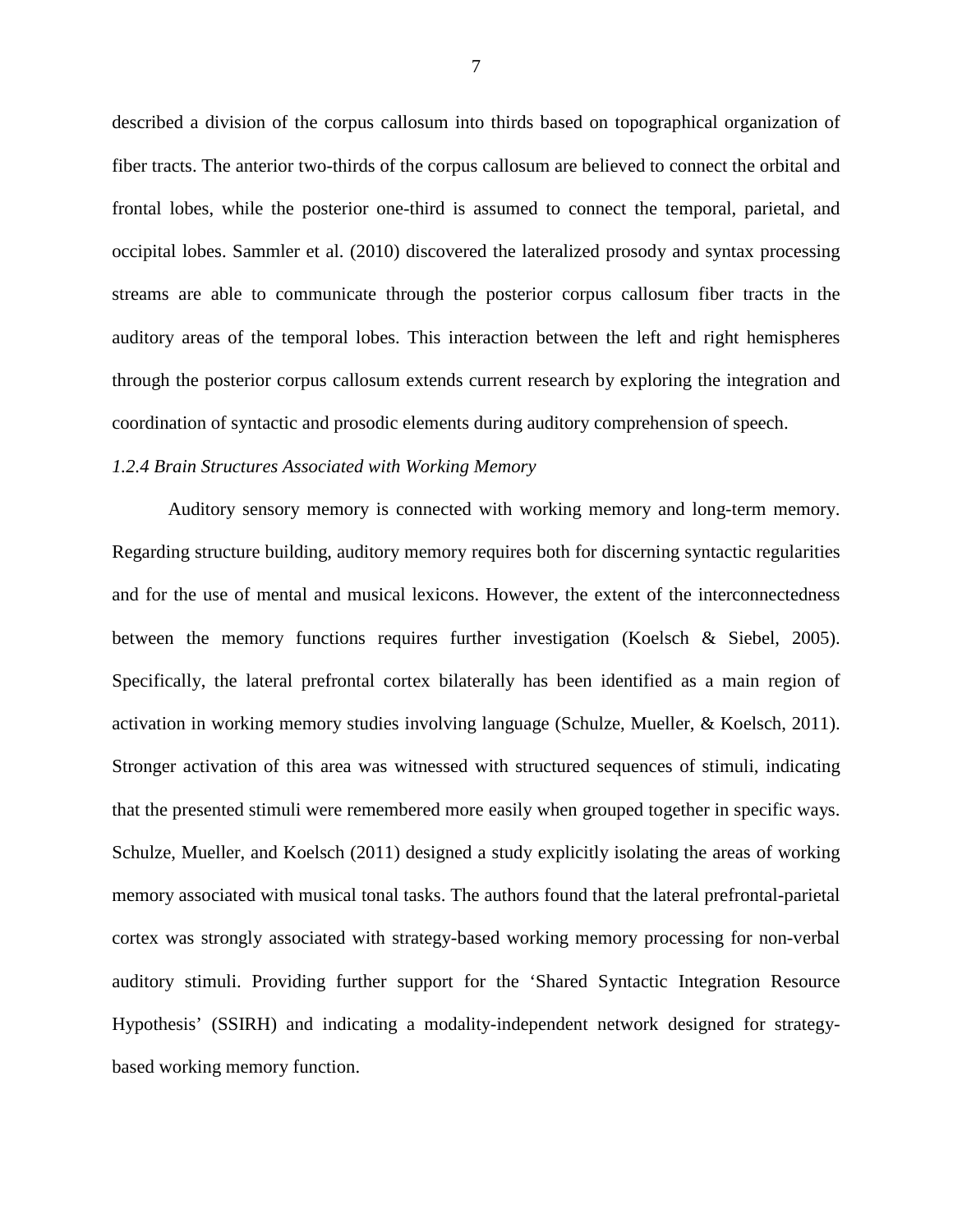described a division of the corpus callosum into thirds based on topographical organization of fiber tracts. The anterior two-thirds of the corpus callosum are believed to connect the orbital and frontal lobes, while the posterior one-third is assumed to connect the temporal, parietal, and occipital lobes. Sammler et al. (2010) discovered the lateralized prosody and syntax processing streams are able to communicate through the posterior corpus callosum fiber tracts in the auditory areas of the temporal lobes. This interaction between the left and right hemispheres through the posterior corpus callosum extends current research by exploring the integration and coordination of syntactic and prosodic elements during auditory comprehension of speech.

### *1.2.4 Brain Structures Associated with Working Memory*

Auditory sensory memory is connected with working memory and long-term memory. Regarding structure building, auditory memory requires both for discerning syntactic regularities and for the use of mental and musical lexicons. However, the extent of the interconnectedness between the memory functions requires further investigation (Koelsch & Siebel, 2005). Specifically, the lateral prefrontal cortex bilaterally has been identified as a main region of activation in working memory studies involving language (Schulze, Mueller, & Koelsch, 2011). Stronger activation of this area was witnessed with structured sequences of stimuli, indicating that the presented stimuli were remembered more easily when grouped together in specific ways. Schulze, Mueller, and Koelsch (2011) designed a study explicitly isolating the areas of working memory associated with musical tonal tasks. The authors found that the lateral prefrontal-parietal cortex was strongly associated with strategy-based working memory processing for non-verbal auditory stimuli. Providing further support for the 'Shared Syntactic Integration Resource Hypothesis' (SSIRH) and indicating a modality-independent network designed for strategy-based working memory function.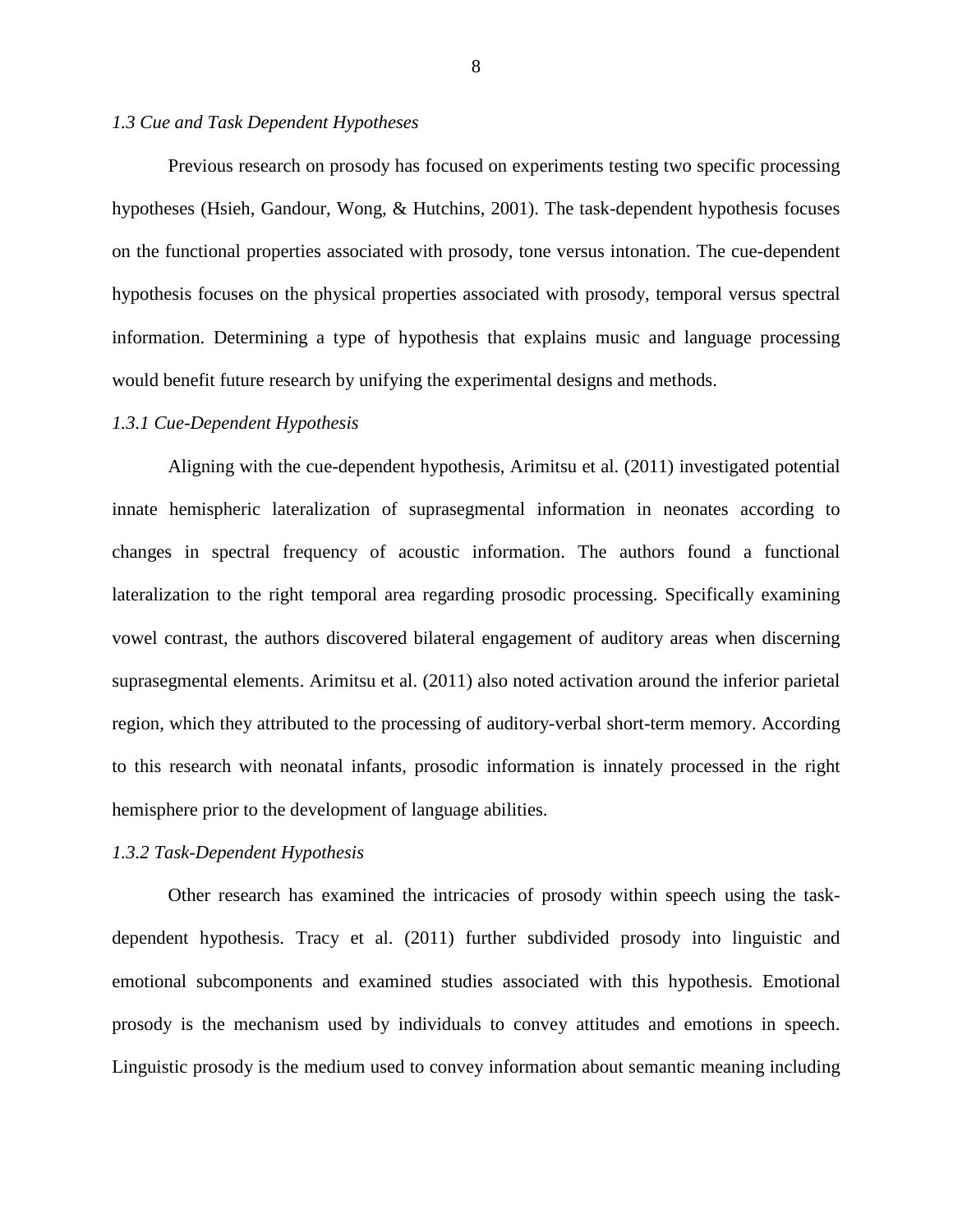### *1.3 Cue and Task Dependent Hypotheses*

Previous research on prosody has focused on experiments testing two specific processing hypotheses (Hsieh, Gandour, Wong, & Hutchins, 2001). The task-dependent hypothesis focuses on the functional properties associated with prosody, tone versus intonation. The cue-dependent hypothesis focuses on the physical properties associated with prosody, temporal versus spectral information. Determining a type of hypothesis that explains music and language processing would benefit future research by unifying the experimental designs and methods.

#### *1.3.1 Cue-Dependent Hypothesis*

Aligning with the cue-dependent hypothesis, Arimitsu et al. (2011) investigated potential innate hemispheric lateralization of suprasegmental information in neonates according to changes in spectral frequency of acoustic information. The authors found a functional lateralization to the right temporal area regarding prosodic processing. Specifically examining vowel contrast, the authors discovered bilateral engagement of auditory areas when discerning suprasegmental elements. Arimitsu et al. (2011) also noted activation around the inferior parietal region, which they attributed to the processing of auditory-verbal short-term memory. According to this research with neonatal infants, prosodic information is innately processed in the right hemisphere prior to the development of language abilities.

#### *1.3.2 Task-Dependent Hypothesis*

Other research has examined the intricacies of prosody within speech using the task-dependent hypothesis. Tracy et al. (2011) further subdivided prosody into linguistic and emotional subcomponents and examined studies associated with this hypothesis. Emotional prosody is the mechanism used by individuals to convey attitudes and emotions in speech. Linguistic prosody is the medium used to convey information about semantic meaning including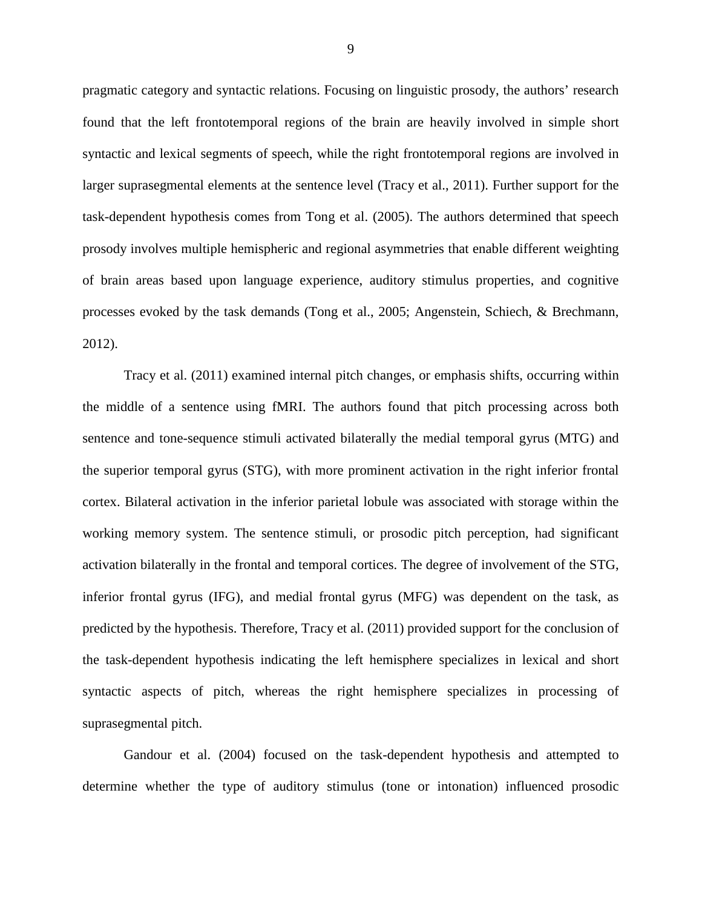pragmatic category and syntactic relations. Focusing on linguistic prosody, the authors' research found that the left frontotemporal regions of the brain are heavily involved in simple short syntactic and lexical segments of speech, while the right frontotemporal regions are involved in larger suprasegmental elements at the sentence level (Tracy et al., 2011). Further support for the task-dependent hypothesis comes from Tong et al. (2005). The authors determined that speech prosody involves multiple hemispheric and regional asymmetries that enable different weighting of brain areas based upon language experience, auditory stimulus properties, and cognitive processes evoked by the task demands (Tong et al., 2005; Angenstein, Schiech, & Brechmann, 2012).

Tracy et al. (2011) examined internal pitch changes, or emphasis shifts, occurring within the middle of a sentence using fMRI. The authors found that pitch processing across both sentence and tone-sequence stimuli activated bilaterally the medial temporal gyrus (MTG) and the superior temporal gyrus (STG), with more prominent activation in the right inferior frontal cortex. Bilateral activation in the inferior parietal lobule was associated with storage within the working memory system. The sentence stimuli, or prosodic pitch perception, had significant activation bilaterally in the frontal and temporal cortices. The degree of involvement of the STG, inferior frontal gyrus (IFG), and medial frontal gyrus (MFG) was dependent on the task, as predicted by the hypothesis. Therefore, Tracy et al. (2011) provided support for the conclusion of the task-dependent hypothesis indicating the left hemisphere specializes in lexical and short syntactic aspects of pitch, whereas the right hemisphere specializes in processing of suprasegmental pitch.

Gandour et al. (2004) focused on the task-dependent hypothesis and attempted to determine whether the type of auditory stimulus (tone or intonation) influenced prosodic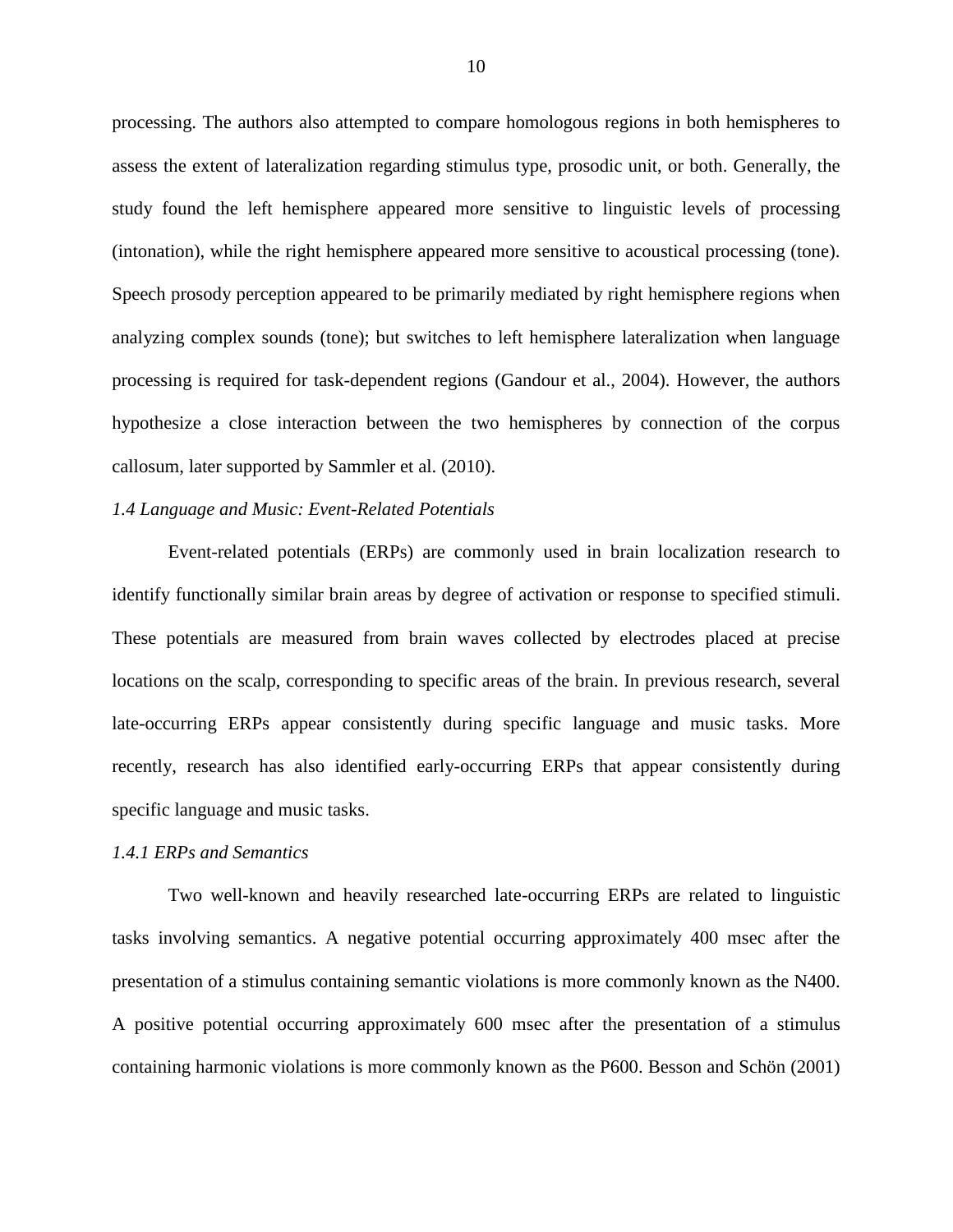processing. The authors also attempted to compare homologous regions in both hemispheres to assess the extent of lateralization regarding stimulus type, prosodic unit, or both. Generally, the study found the left hemisphere appeared more sensitive to linguistic levels of processing (intonation), while the right hemisphere appeared more sensitive to acoustical processing (tone). Speech prosody perception appeared to be primarily mediated by right hemisphere regions when analyzing complex sounds (tone); but switches to left hemisphere lateralization when language processing is required for task-dependent regions (Gandour et al., 2004). However, the authors hypothesize a close interaction between the two hemispheres by connection of the corpus callosum, later supported by Sammler et al. (2010).

### *1.4 Language and Music: Event-Related Potentials*

Event-related potentials (ERPs) are commonly used in brain localization research to identify functionally similar brain areas by degree of activation or response to specified stimuli. These potentials are measured from brain waves collected by electrodes placed at precise locations on the scalp, corresponding to specific areas of the brain. In previous research, several late-occurring ERPs appear consistently during specific language and music tasks. More recently, research has also identified early-occurring ERPs that appear consistently during specific language and music tasks.

#### *1.4.1 ERPs and Semantics*

Two well-known and heavily researched late-occurring ERPs are related to linguistic tasks involving semantics. A negative potential occurring approximately 400 msec after the presentation of a stimulus containing semantic violations is more commonly known as the N400. A positive potential occurring approximately 600 msec after the presentation of a stimulus containing harmonic violations is more commonly known as the P600. Besson and Schön (2001)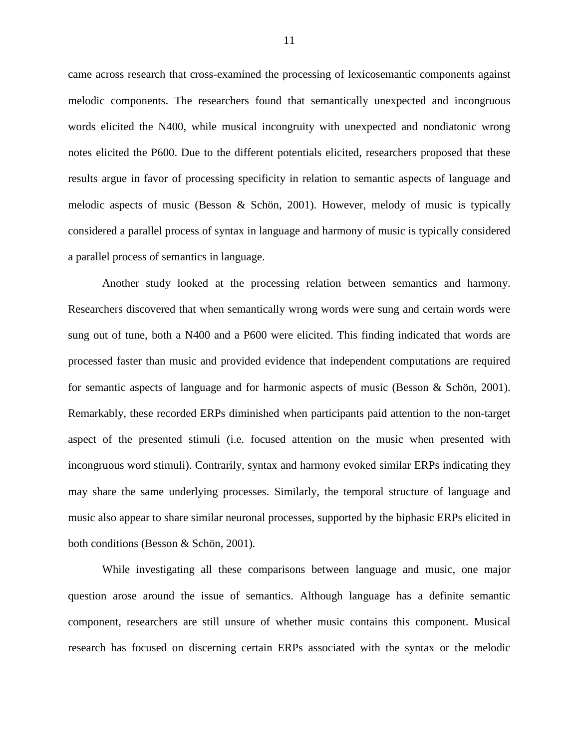came across research that cross-examined the processing of lexicosemantic components against melodic components. The researchers found that semantically unexpected and incongruous words elicited the N400, while musical incongruity with unexpected and nondiatonic wrong notes elicited the P600. Due to the different potentials elicited, researchers proposed that these results argue in favor of processing specificity in relation to semantic aspects of language and melodic aspects of music (Besson & Schön, 2001). However, melody of music is typically considered a parallel process of syntax in language and harmony of music is typically considered a parallel process of semantics in language.

Another study looked at the processing relation between semantics and harmony. Researchers discovered that when semantically wrong words were sung and certain words were sung out of tune, both a N400 and a P600 were elicited. This finding indicated that words are processed faster than music and provided evidence that independent computations are required for semantic aspects of language and for harmonic aspects of music (Besson & Schön, 2001). Remarkably, these recorded ERPs diminished when participants paid attention to the non-target aspect of the presented stimuli (i.e. focused attention on the music when presented with incongruous word stimuli). Contrarily, syntax and harmony evoked similar ERPs indicating they may share the same underlying processes. Similarly, the temporal structure of language and music also appear to share similar neuronal processes, supported by the biphasic ERPs elicited in both conditions (Besson & Schön, 2001).

While investigating all these comparisons between language and music, one major question arose around the issue of semantics. Although language has a definite semantic component, researchers are still unsure of whether music contains this component. Musical research has focused on discerning certain ERPs associated with the syntax or the melodic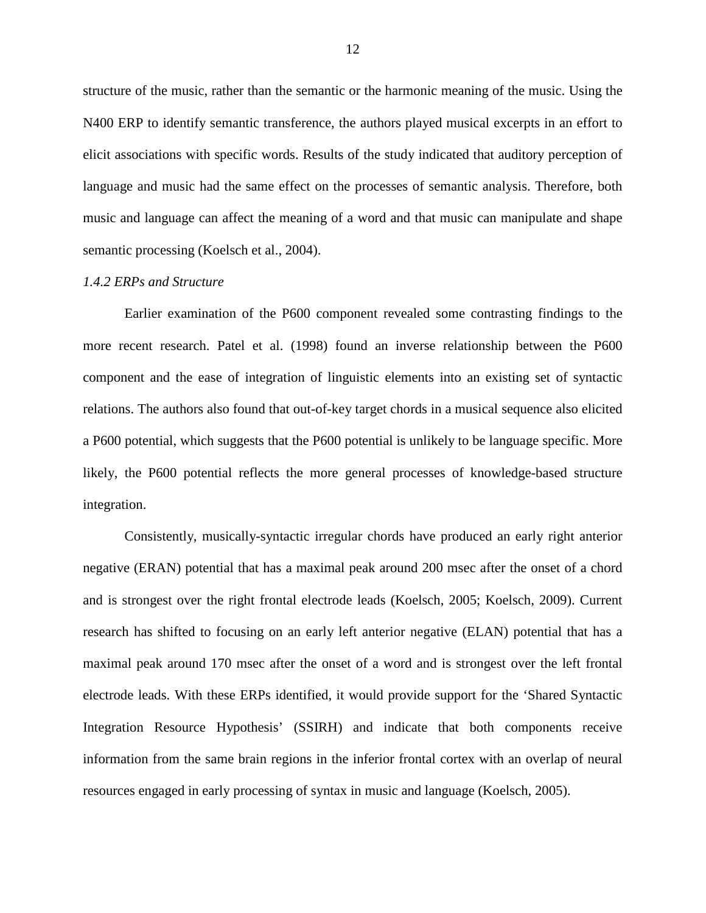structure of the music, rather than the semantic or the harmonic meaning of the music. Using the N400 ERP to identify semantic transference, the authors played musical excerpts in an effort to elicit associations with specific words. Results of the study indicated that auditory perception of language and music had the same effect on the processes of semantic analysis. Therefore, both music and language can affect the meaning of a word and that music can manipulate and shape semantic processing (Koelsch et al., 2004).

### *1.4.2 ERPs and Structure*

Earlier examination of the P600 component revealed some contrasting findings to the more recent research. Patel et al. (1998) found an inverse relationship between the P600 component and the ease of integration of linguistic elements into an existing set of syntactic relations. The authors also found that out-of-key target chords in a musical sequence also elicited a P600 potential, which suggests that the P600 potential is unlikely to be language specific. More likely, the P600 potential reflects the more general processes of knowledge-based structure integration.

Consistently, musically-syntactic irregular chords have produced an early right anterior negative (ERAN) potential that has a maximal peak around 200 msec after the onset of a chord and is strongest over the right frontal electrode leads (Koelsch, 2005; Koelsch, 2009). Current research has shifted to focusing on an early left anterior negative (ELAN) potential that has a maximal peak around 170 msec after the onset of a word and is strongest over the left frontal electrode leads. With these ERPs identified, it would provide support for the 'Shared Syntactic Integration Resource Hypothesis' (SSIRH) and indicate that both components receive information from the same brain regions in the inferior frontal cortex with an overlap of neural resources engaged in early processing of syntax in music and language (Koelsch, 2005).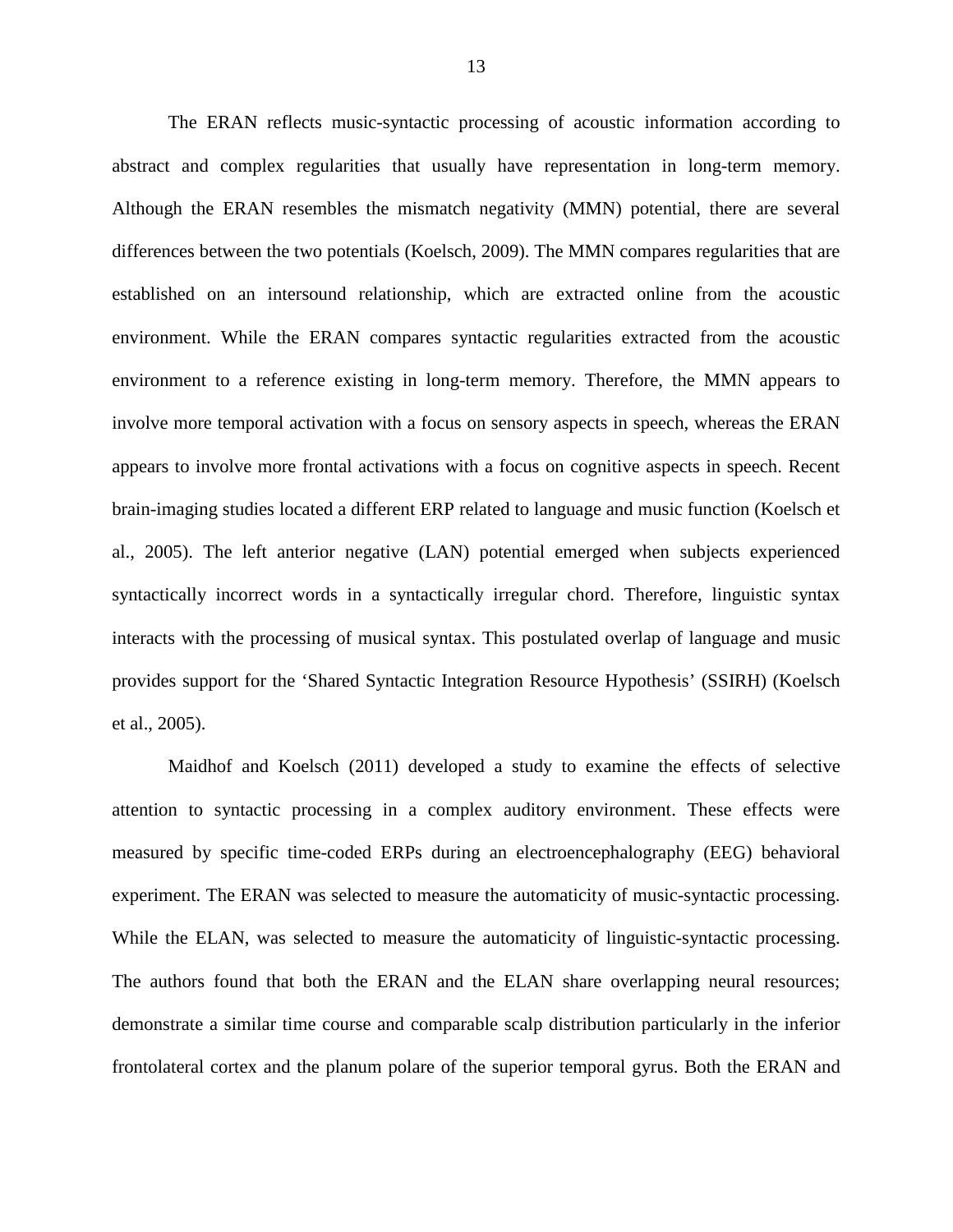The ERAN reflects music-syntactic processing of acoustic information according to abstract and complex regularities that usually have representation in long-term memory. Although the ERAN resembles the mismatch negativity (MMN) potential, there are several differences between the two potentials (Koelsch, 2009). The MMN compares regularities that are established on an intersound relationship, which are extracted online from the acoustic environment. While the ERAN compares syntactic regularities extracted from the acoustic environment to a reference existing in long-term memory. Therefore, the MMN appears to involve more temporal activation with a focus on sensory aspects in speech, whereas the ERAN appears to involve more frontal activations with a focus on cognitive aspects in speech. Recent brain-imaging studies located a different ERP related to language and music function (Koelsch et al., 2005). The left anterior negative (LAN) potential emerged when subjects experienced syntactically incorrect words in a syntactically irregular chord. Therefore, linguistic syntax interacts with the processing of musical syntax. This postulated overlap of language and music provides support for the 'Shared Syntactic Integration Resource Hypothesis' (SSIRH) (Koelsch et al., 2005).

Maidhof and Koelsch (2011) developed a study to examine the effects of selective attention to syntactic processing in a complex auditory environment. These effects were measured by specific time-coded ERPs during an electroencephalography (EEG) behavioral experiment. The ERAN was selected to measure the automaticity of music-syntactic processing. While the ELAN, was selected to measure the automaticity of linguistic-syntactic processing. The authors found that both the ERAN and the ELAN share overlapping neural resources; demonstrate a similar time course and comparable scalp distribution particularly in the inferior frontolateral cortex and the planum polare of the superior temporal gyrus. Both the ERAN and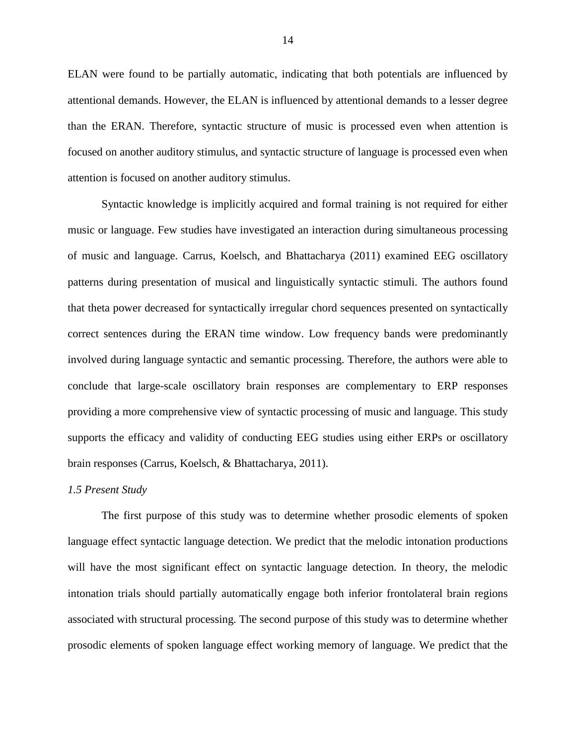ELAN were found to be partially automatic, indicating that both potentials are influenced by attentional demands. However, the ELAN is influenced by attentional demands to a lesser degree than the ERAN. Therefore, syntactic structure of music is processed even when attention is focused on another auditory stimulus, and syntactic structure of language is processed even when attention is focused on another auditory stimulus.

Syntactic knowledge is implicitly acquired and formal training is not required for either music or language. Few studies have investigated an interaction during simultaneous processing of music and language. Carrus, Koelsch, and Bhattacharya (2011) examined EEG oscillatory patterns during presentation of musical and linguistically syntactic stimuli. The authors found that theta power decreased for syntactically irregular chord sequences presented on syntactically correct sentences during the ERAN time window. Low frequency bands were predominantly involved during language syntactic and semantic processing. Therefore, the authors were able to conclude that large-scale oscillatory brain responses are complementary to ERP responses providing a more comprehensive view of syntactic processing of music and language. This study supports the efficacy and validity of conducting EEG studies using either ERPs or oscillatory brain responses (Carrus, Koelsch, & Bhattacharya, 2011).

### *1.5 Present Study*

The first purpose of this study was to determine whether prosodic elements of spoken language effect syntactic language detection. We predict that the melodic intonation productions will have the most significant effect on syntactic language detection. In theory, the melodic intonation trials should partially automatically engage both inferior frontolateral brain regions associated with structural processing. The second purpose of this study was to determine whether prosodic elements of spoken language effect working memory of language. We predict that the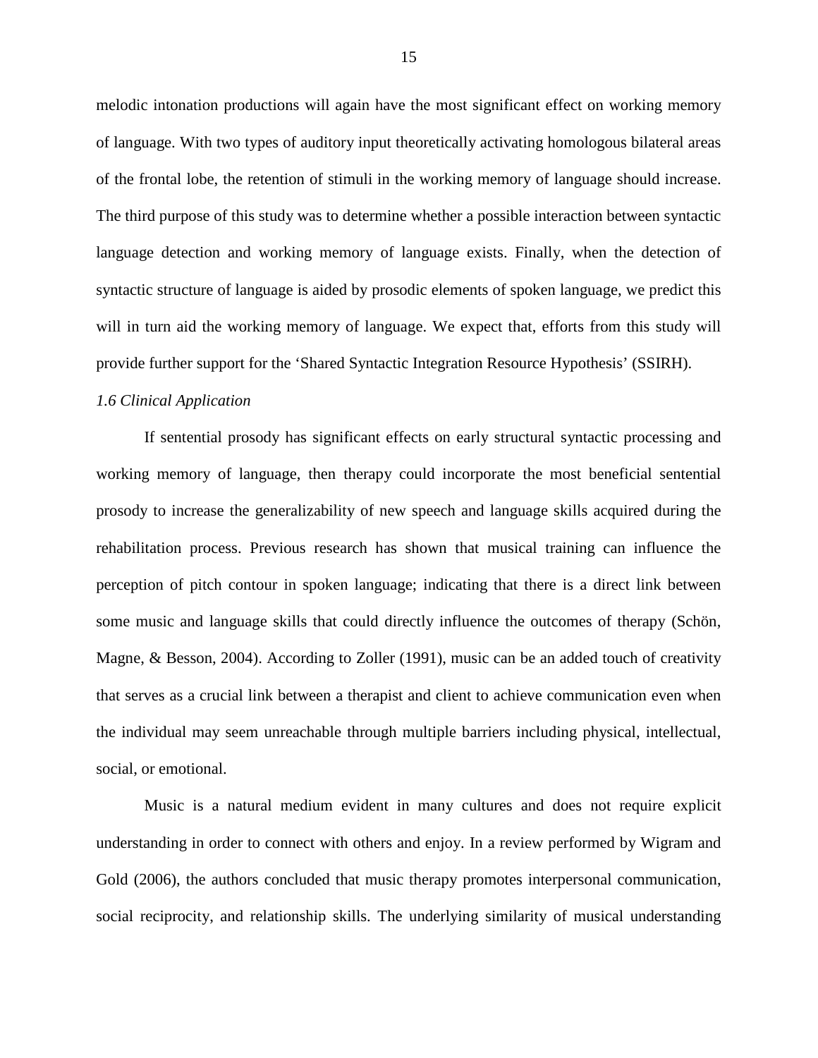melodic intonation productions will again have the most significant effect on working memory of language. With two types of auditory input theoretically activating homologous bilateral areas of the frontal lobe, the retention of stimuli in the working memory of language should increase. The third purpose of this study was to determine whether a possible interaction between syntactic language detection and working memory of language exists. Finally, when the detection of syntactic structure of language is aided by prosodic elements of spoken language, we predict this will in turn aid the working memory of language. We expect that, efforts from this study will provide further support for the 'Shared Syntactic Integration Resource Hypothesis' (SSIRH).

### *1.6 Clinical Application*

If sentential prosody has significant effects on early structural syntactic processing and working memory of language, then therapy could incorporate the most beneficial sentential prosody to increase the generalizability of new speech and language skills acquired during the rehabilitation process. Previous research has shown that musical training can influence the perception of pitch contour in spoken language; indicating that there is a direct link between some music and language skills that could directly influence the outcomes of therapy (Schön, Magne, & Besson, 2004). According to Zoller (1991), music can be an added touch of creativity that serves as a crucial link between a therapist and client to achieve communication even when the individual may seem unreachable through multiple barriers including physical, intellectual, social, or emotional.

Music is a natural medium evident in many cultures and does not require explicit understanding in order to connect with others and enjoy. In a review performed by Wigram and Gold (2006), the authors concluded that music therapy promotes interpersonal communication, social reciprocity, and relationship skills. The underlying similarity of musical understanding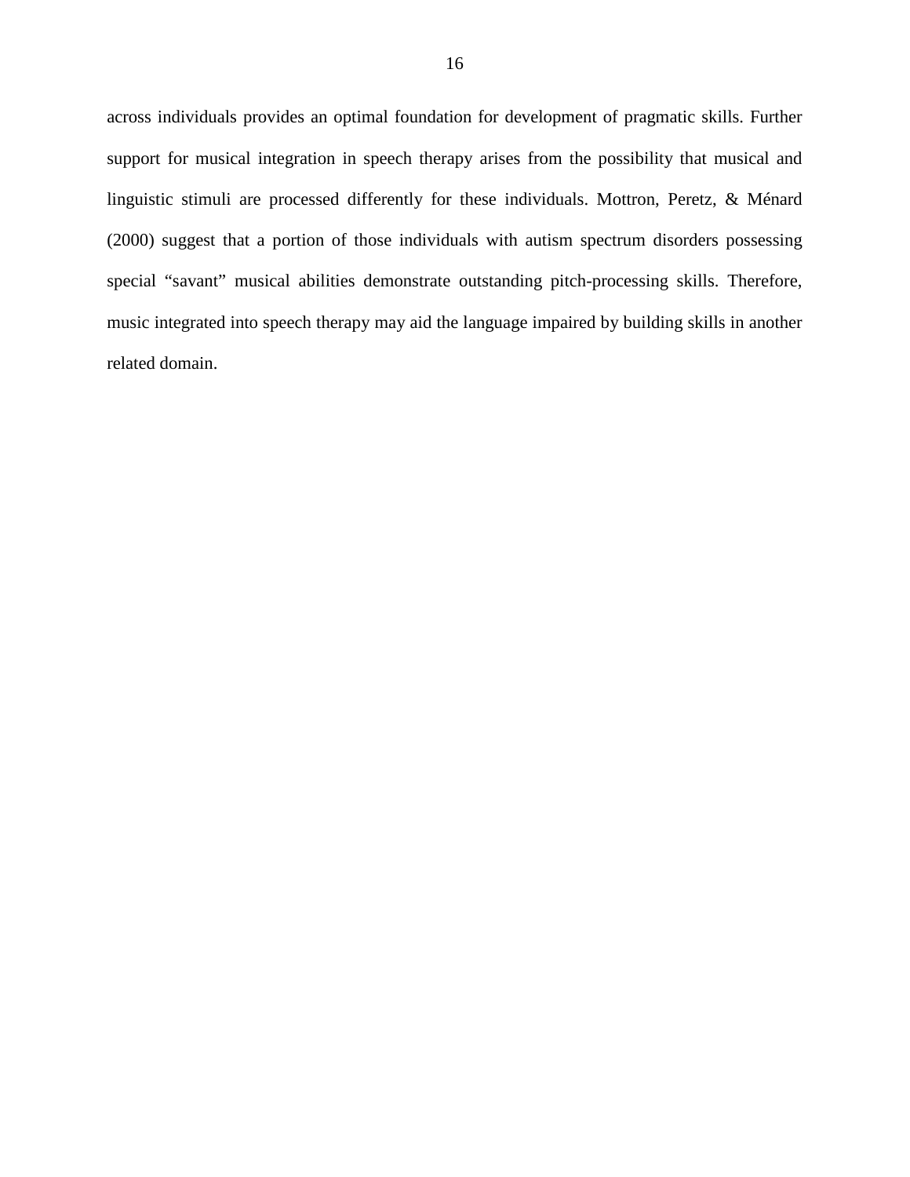across individuals provides an optimal foundation for development of pragmatic skills. Further support for musical integration in speech therapy arises from the possibility that musical and linguistic stimuli are processed differently for these individuals. Mottron, Peretz, & Ménard (2000) suggest that a portion of those individuals with autism spectrum disorders possessing special “savant” musical abilities demonstrate outstanding pitch-processing skills. Therefore, music integrated into speech therapy may aid the language impaired by building skills in another related domain.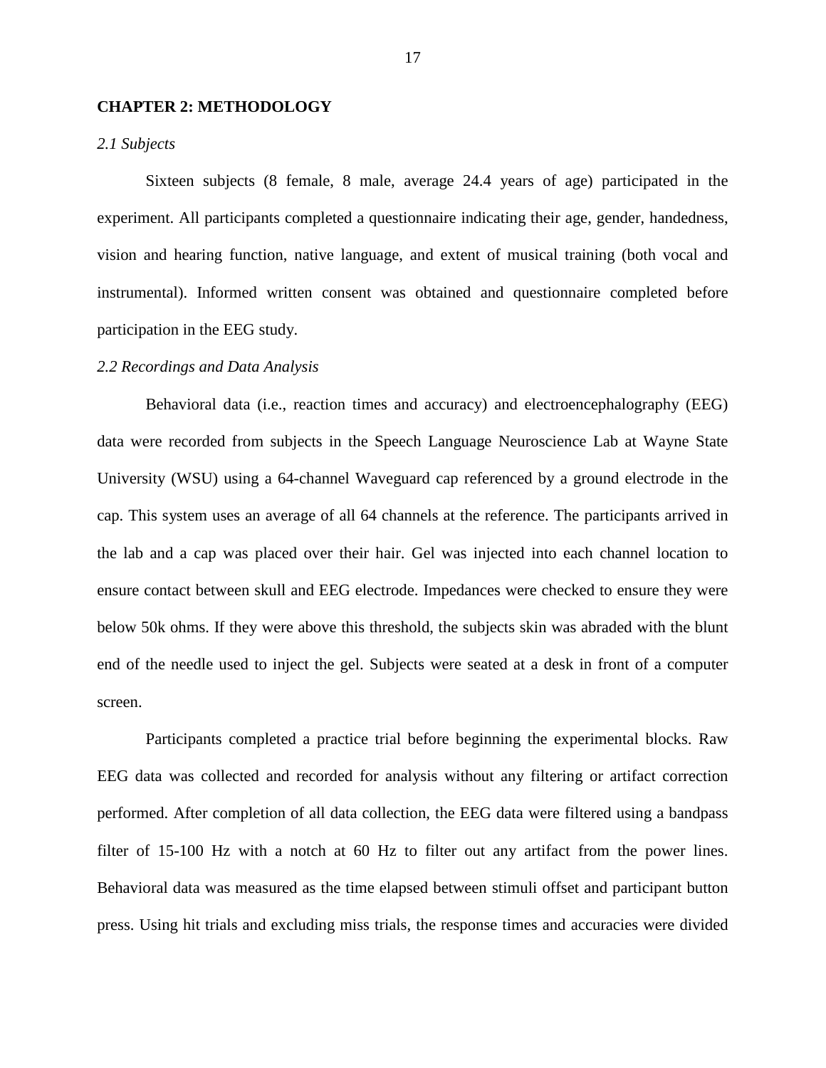# CHAPTER 2: METHODOLOGY

*2.1 Subjects*

Sixteen subjects (8 female, 8 male, average 24.4 years of age) participated in the experiment. All participants completed a questionnaire indicating their age, gender, handedness, vision and hearing function, native language, and extent of musical training (both vocal and instrumental). Informed written consent was obtained and questionnaire completed before participation in the EEG study.

*2.2 Recordings and Data Analysis*

Behavioral data (i.e., reaction times and accuracy) and electroencephalography (EEG) data were recorded from subjects in the Speech Language Neuroscience Lab at Wayne State University (WSU) using a 64-channel Waveguard cap referenced by a ground electrode in the cap. This system uses an average of all 64 channels at the reference. The participants arrived in the lab and a cap was placed over their hair. Gel was injected into each channel location to ensure contact between skull and EEG electrode. Impedances were checked to ensure they were below 50k ohms. If they were above this threshold, the subjects skin was abraded with the blunt end of the needle used to inject the gel. Subjects were seated at a desk in front of a computer screen.

Participants completed a practice trial before beginning the experimental blocks. Raw EEG data was collected and recorded for analysis without any filtering or artifact correction performed. After completion of all data collection, the EEG data were filtered using a bandpass filter of 15-100 Hz with a notch at 60 Hz to filter out any artifact from the power lines. Behavioral data was measured as the time elapsed between stimuli offset and participant button press. Using hit trials and excluding miss trials, the response times and accuracies were divided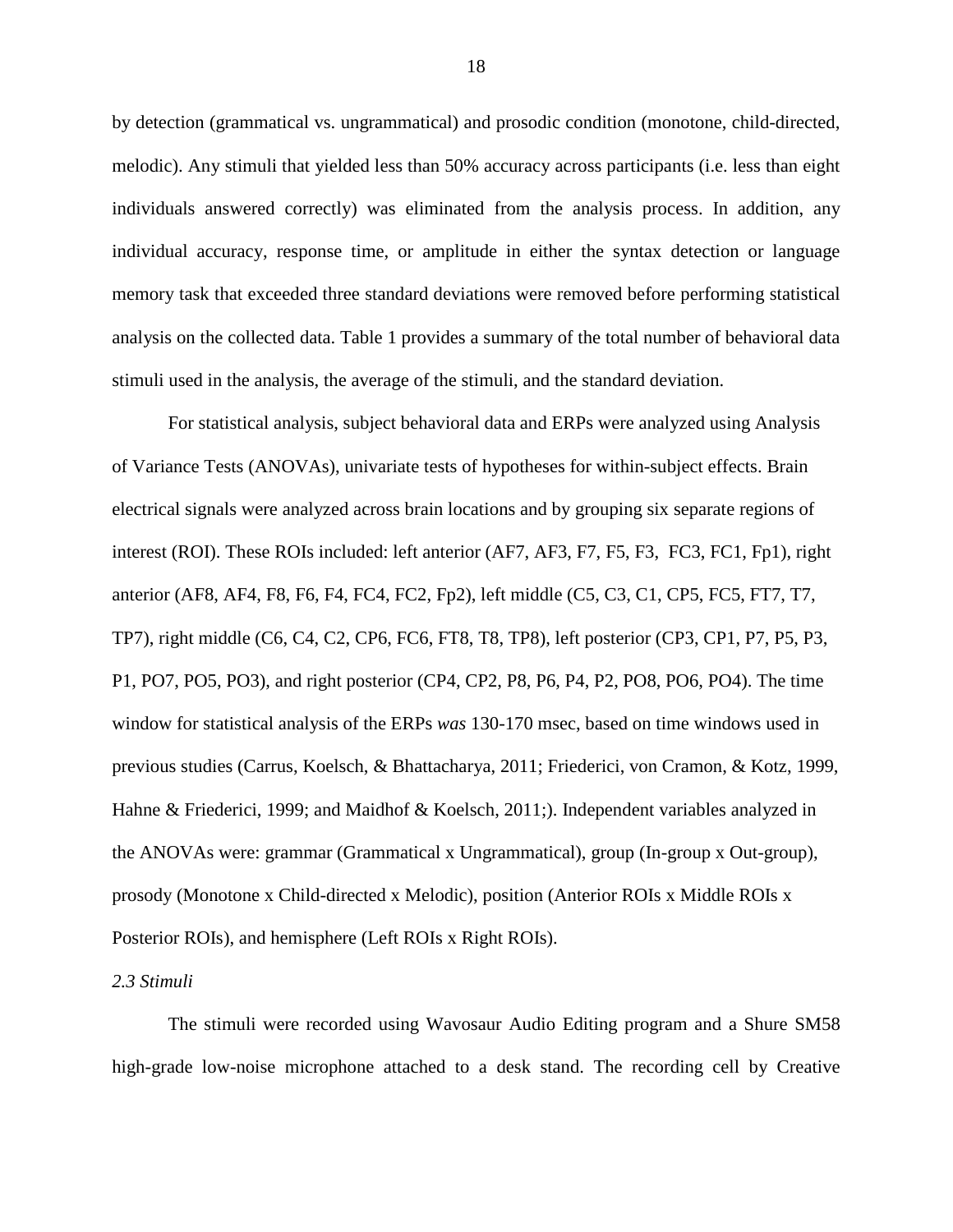by detection (grammatical vs. ungrammatical) and prosodic condition (monotone, child-directed, melodic). Any stimuli that yielded less than 50% accuracy across participants (i.e. less than eight individuals answered correctly) was eliminated from the analysis process. In addition, any individual accuracy, response time, or amplitude in either the syntax detection or language memory task that exceeded three standard deviations were removed before performing statistical analysis on the collected data. Table 1 provides a summary of the total number of behavioral data stimuli used in the analysis, the average of the stimuli, and the standard deviation.

For statistical analysis, subject behavioral data and ERPs were analyzed using Analysis of Variance Tests (ANOVAs), univariate tests of hypotheses for within-subject effects. Brain electrical signals were analyzed across brain locations and by grouping six separate regions of interest (ROI). These ROIs included: left anterior (AF7, AF3, F7, F5, F3, FC3, FC1, Fp1), right anterior (AF8, AF4, F8, F6, F4, FC4, FC2, Fp2), left middle (C5, C3, C1, CP5, FC5, FT7, T7, TP7), right middle (C6, C4, C2, CP6, FC6, FT8, T8, TP8), left posterior (CP3, CP1, P7, P5, P3, P1, PO7, PO5, PO3), and right posterior (CP4, CP2, P8, P6, P4, P2, PO8, PO6, PO4). The time window for statistical analysis of the ERPs *was* 130-170 msec, based on time windows used in previous studies (Carrus, Koelsch, & Bhattacharya, 2011; Friederici, von Cramon, & Kotz, 1999, Hahne & Friederici, 1999; and Maidhof & Koelsch, 2011;). Independent variables analyzed in the ANOVAs were: grammar (Grammatical x Ungrammatical), group (In-group x Out-group), prosody (Monotone x Child-directed x Melodic), position (Anterior ROIs x Middle ROIs x Posterior ROIs), and hemisphere (Left ROIs x Right ROIs).

*2.3 Stimuli*

The stimuli were recorded using Wavosaur Audio Editing program and a Shure SM58 high-grade low-noise microphone attached to a desk stand. The recording cell by Creative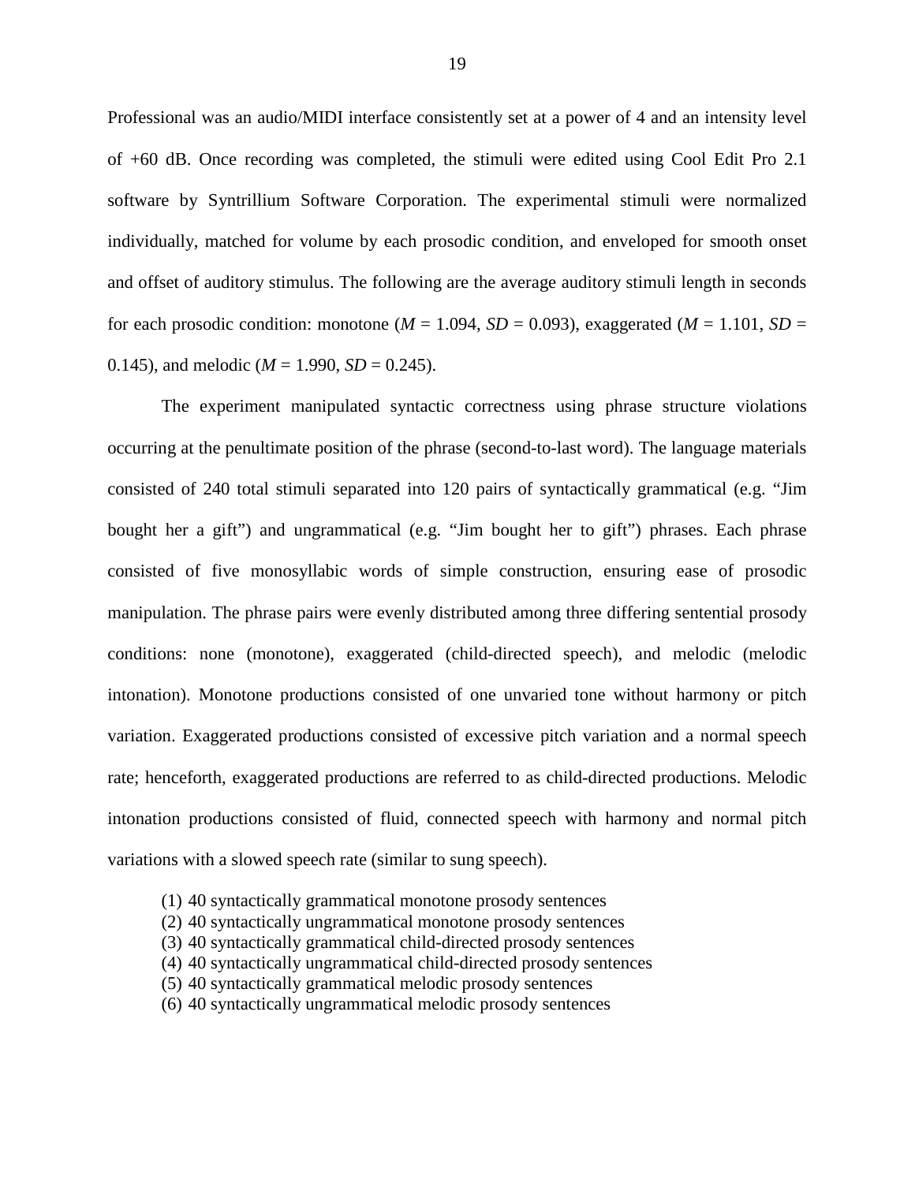Professional was an audio/MIDI interface consistently set at a power of 4 and an intensity level of +60 dB. Once recording was completed, the stimuli were edited using Cool Edit Pro 2.1 software by Syntrillium Software Corporation. The experimental stimuli were normalized individually, matched for volume by each prosodic condition, and enveloped for smooth onset and offset of auditory stimulus. The following are the average auditory stimuli length in seconds for each prosodic condition: monotone ($M$ = 1.094, $SD$ = 0.093), exaggerated ($M$ = 1.101, $SD$ = 0.145), and melodic ($M$ = 1.990, $SD$ = 0.245).

The experiment manipulated syntactic correctness using phrase structure violations occurring at the penultimate position of the phrase (second-to-last word). The language materials consisted of 240 total stimuli separated into 120 pairs of syntactically grammatical (e.g. "Jim bought her a gift") and ungrammatical (e.g. "Jim bought her to gift") phrases. Each phrase consisted of five monosyllabic words of simple construction, ensuring ease of prosodic manipulation. The phrase pairs were evenly distributed among three differing sentential prosody conditions: none (monotone), exaggerated (child-directed speech), and melodic (melodic intonation). Monotone productions consisted of one unvaried tone without harmony or pitch variation. Exaggerated productions consisted of excessive pitch variation and a normal speech rate; henceforth, exaggerated productions are referred to as child-directed productions. Melodic intonation productions consisted of fluid, connected speech with harmony and normal pitch variations with a slowed speech rate (similar to sung speech).

(1) 40 syntactically grammatical monotone prosody sentences
(2) 40 syntactically ungrammatical monotone prosody sentences
(3) 40 syntactically grammatical child-directed prosody sentences
(4) 40 syntactically ungrammatical child-directed prosody sentences
(5) 40 syntactically grammatical melodic prosody sentences
(6) 40 syntactically ungrammatical melodic prosody sentences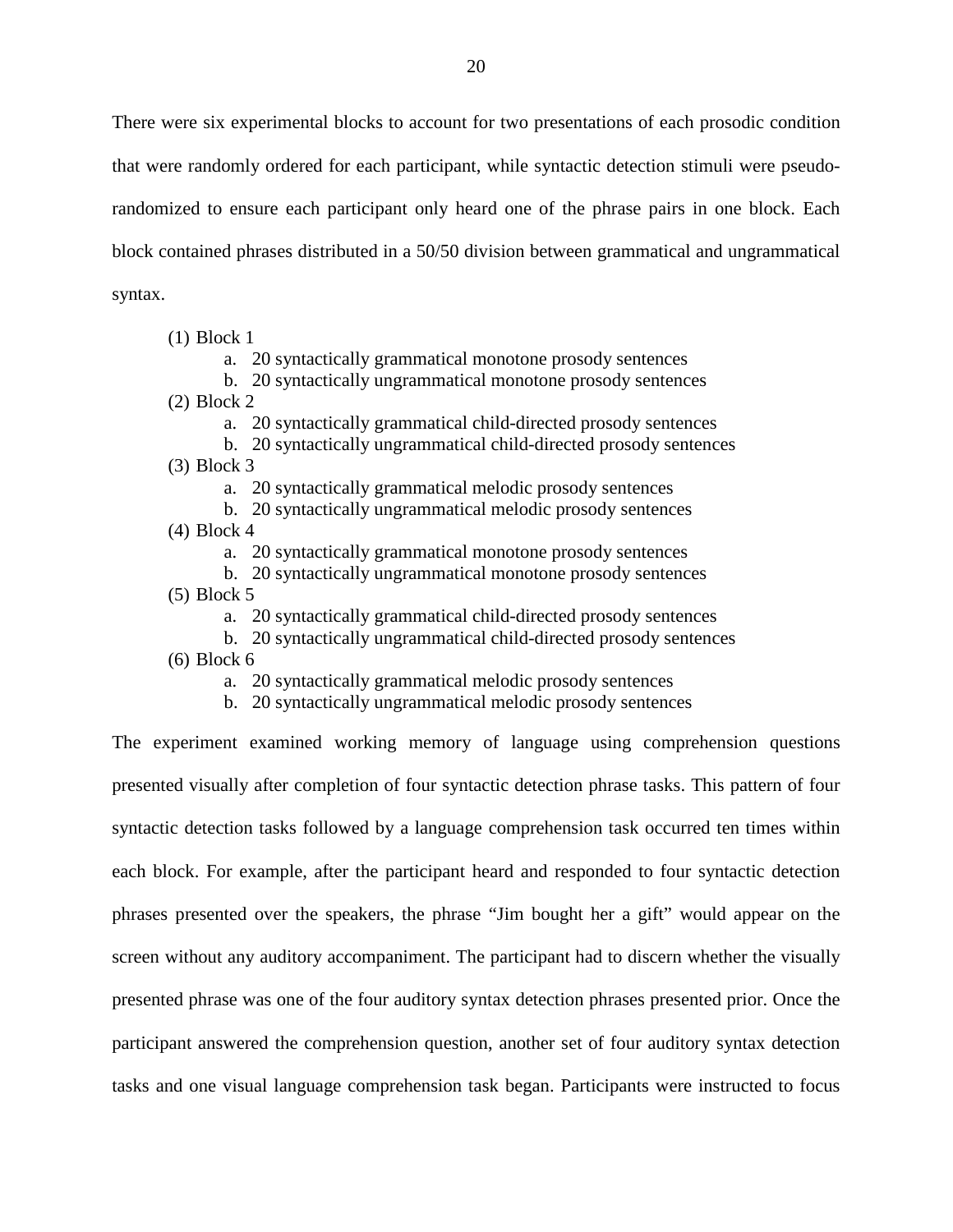There were six experimental blocks to account for two presentations of each prosodic condition that were randomly ordered for each participant, while syntactic detection stimuli were pseudo-randomized to ensure each participant only heard one of the phrase pairs in one block. Each block contained phrases distributed in a 50/50 division between grammatical and ungrammatical syntax.

(1) Block 1
   a. 20 syntactically grammatical monotone prosody sentences
   b. 20 syntactically ungrammatical monotone prosody sentences

(2) Block 2
   a. 20 syntactically grammatical child-directed prosody sentences
   b. 20 syntactically ungrammatical child-directed prosody sentences

(3) Block 3
   a. 20 syntactically grammatical melodic prosody sentences
   b. 20 syntactically ungrammatical melodic prosody sentences

(4) Block 4
   a. 20 syntactically grammatical monotone prosody sentences
   b. 20 syntactically ungrammatical monotone prosody sentences

(5) Block 5
   a. 20 syntactically grammatical child-directed prosody sentences
   b. 20 syntactically ungrammatical child-directed prosody sentences

(6) Block 6
   a. 20 syntactically grammatical melodic prosody sentences
   b. 20 syntactically ungrammatical melodic prosody sentences

The experiment examined working memory of language using comprehension questions presented visually after completion of four syntactic detection phrase tasks. This pattern of four syntactic detection tasks followed by a language comprehension task occurred ten times within each block. For example, after the participant heard and responded to four syntactic detection phrases presented over the speakers, the phrase "Jim bought her a gift" would appear on the screen without any auditory accompaniment. The participant had to discern whether the visually presented phrase was one of the four auditory syntax detection phrases presented prior. Once the participant answered the comprehension question, another set of four auditory syntax detection tasks and one visual language comprehension task began. Participants were instructed to focus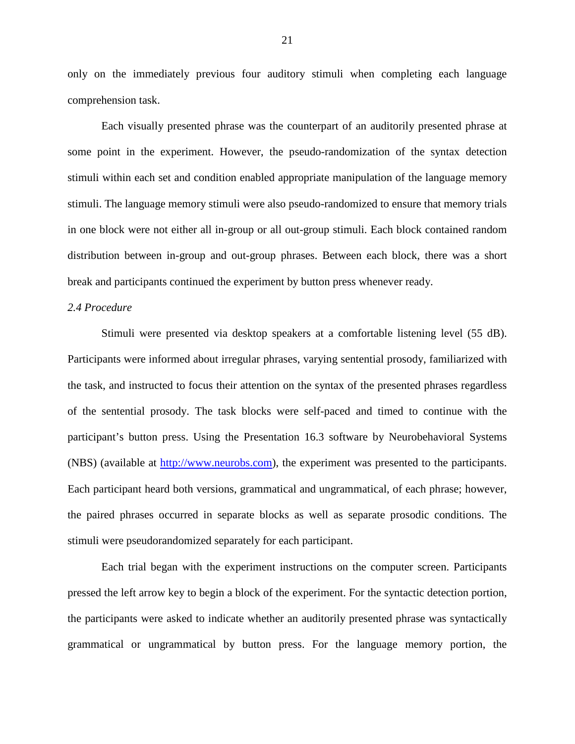only on the immediately previous four auditory stimuli when completing each language comprehension task.

Each visually presented phrase was the counterpart of an auditorily presented phrase at some point in the experiment. However, the pseudo-randomization of the syntax detection stimuli within each set and condition enabled appropriate manipulation of the language memory stimuli. The language memory stimuli were also pseudo-randomized to ensure that memory trials in one block were not either all in-group or all out-group stimuli. Each block contained random distribution between in-group and out-group phrases. Between each block, there was a short break and participants continued the experiment by button press whenever ready.

*2.4 Procedure*

Stimuli were presented via desktop speakers at a comfortable listening level (55 dB). Participants were informed about irregular phrases, varying sentential prosody, familiarized with the task, and instructed to focus their attention on the syntax of the presented phrases regardless of the sentential prosody. The task blocks were self-paced and timed to continue with the participant's button press. Using the Presentation 16.3 software by Neurobehavioral Systems (NBS) (available at http://www.neurobs.com), the experiment was presented to the participants. Each participant heard both versions, grammatical and ungrammatical, of each phrase; however, the paired phrases occurred in separate blocks as well as separate prosodic conditions. The stimuli were pseudorandomized separately for each participant.

Each trial began with the experiment instructions on the computer screen. Participants pressed the left arrow key to begin a block of the experiment. For the syntactic detection portion, the participants were asked to indicate whether an auditorily presented phrase was syntactically grammatical or ungrammatical by button press. For the language memory portion, the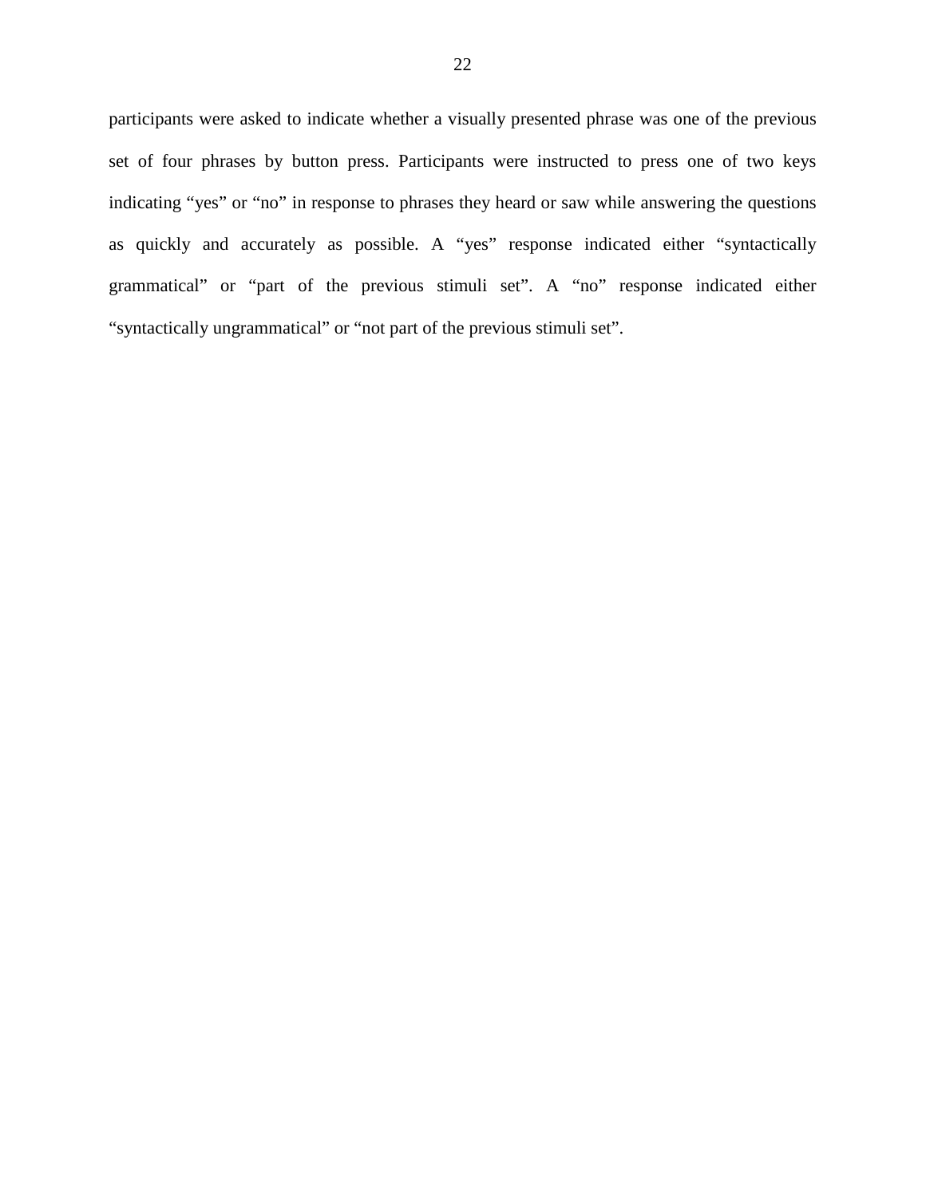participants were asked to indicate whether a visually presented phrase was one of the previous set of four phrases by button press. Participants were instructed to press one of two keys indicating “yes” or “no” in response to phrases they heard or saw while answering the questions as quickly and accurately as possible. A “yes” response indicated either “syntactically grammatical” or “part of the previous stimuli set”. A “no” response indicated either “syntactically ungrammatical” or “not part of the previous stimuli set”.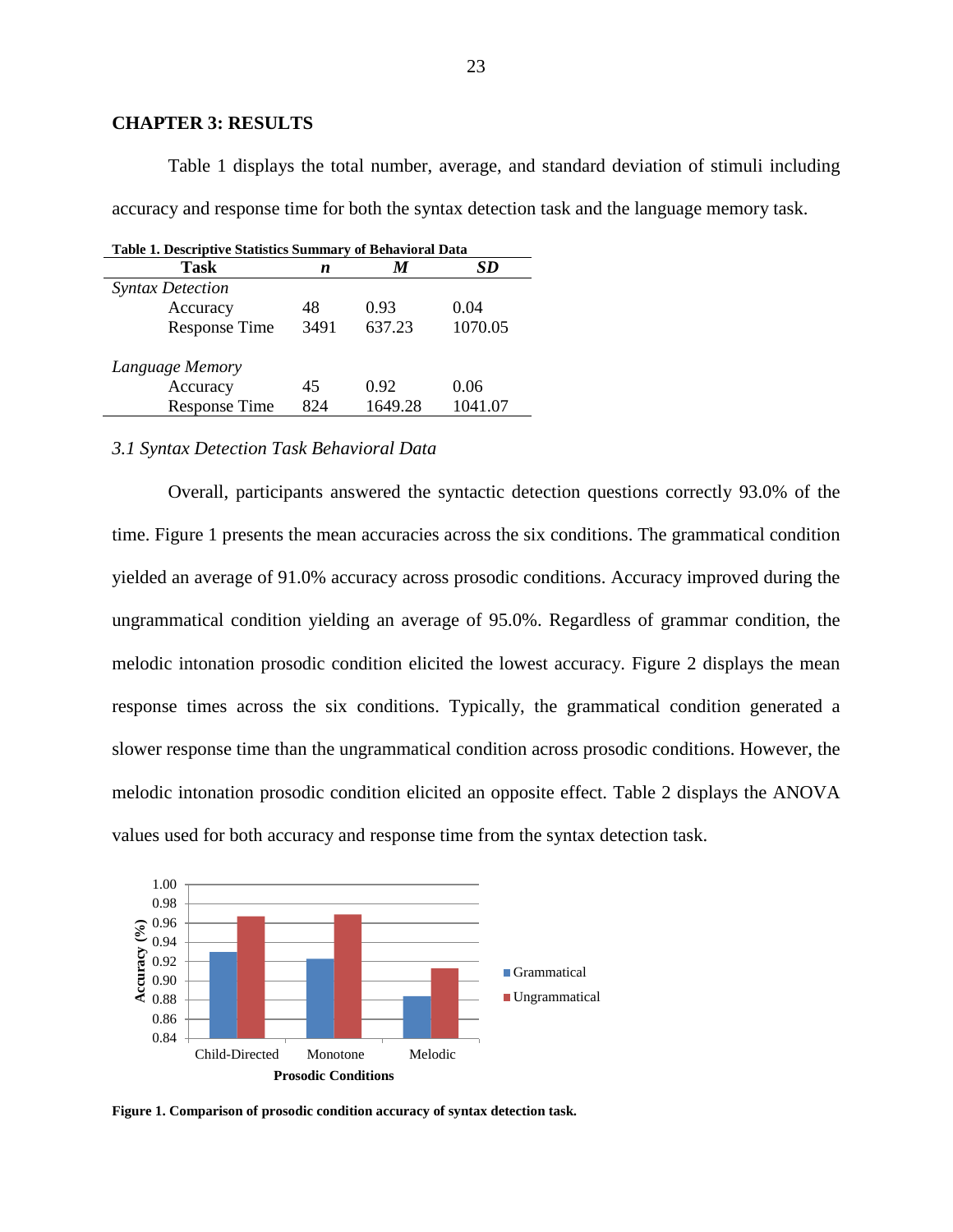# CHAPTER 3: RESULTS

Table 1 displays the total number, average, and standard deviation of stimuli including accuracy and response time for both the syntax detection task and the language memory task.

**Table 1. Descriptive Statistics Summary of Behavioral Data**

| Task | *n* | *M* | *SD* |
|---|---|---|---|
| *Syntax Detection* | | | |
| Accuracy | 48 | 0.93 | 0.04 |
| Response Time | 3491 | 637.23 | 1070.05 |
| *Language Memory* | | | |
| Accuracy | 45 | 0.92 | 0.06 |
| Response Time | 824 | 1649.28 | 1041.07 |

### *3.1 Syntax Detection Task Behavioral Data*

Overall, participants answered the syntactic detection questions correctly 93.0% of the time. Figure 1 presents the mean accuracies across the six conditions. The grammatical condition yielded an average of 91.0% accuracy across prosodic conditions. Accuracy improved during the ungrammatical condition yielding an average of 95.0%. Regardless of grammar condition, the melodic intonation prosodic condition elicited the lowest accuracy. Figure 2 displays the mean response times across the six conditions. Typically, the grammatical condition generated a slower response time than the ungrammatical condition across prosodic conditions. However, the melodic intonation prosodic condition elicited an opposite effect. Table 2 displays the ANOVA values used for both accuracy and response time from the syntax detection task.

**Figure 1. Comparison of prosodic condition accuracy of syntax detection task.**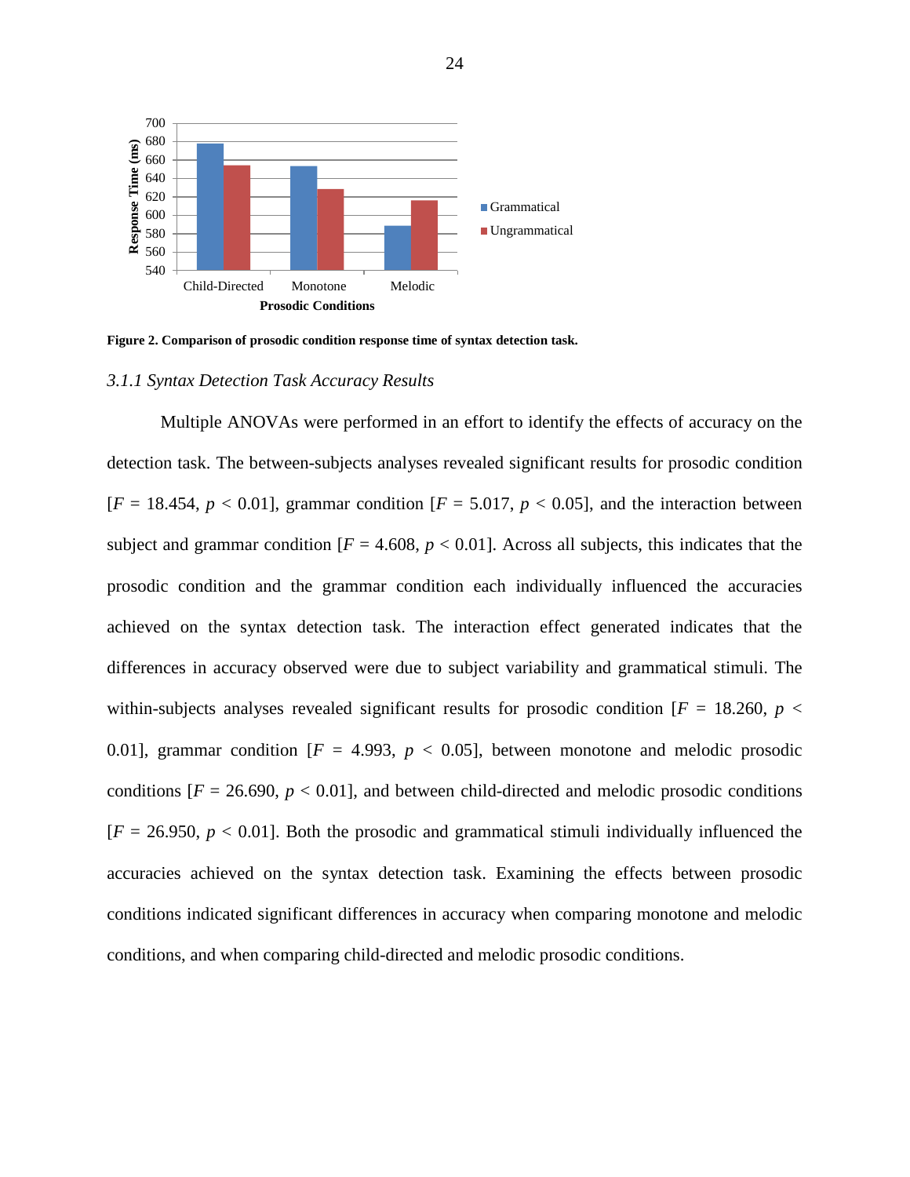Figure 2. Comparison of prosodic condition response time of syntax detection task.

### *3.1.1 Syntax Detection Task Accuracy Results*

Multiple ANOVAs were performed in an effort to identify the effects of accuracy on the detection task. The between-subjects analyses revealed significant results for prosodic condition [$F$ = 18.454, $p < 0.01$], grammar condition [$F$ = 5.017, $p < 0.05$], and the interaction between subject and grammar condition [$F$ = 4.608, $p < 0.01$]. Across all subjects, this indicates that the prosodic condition and the grammar condition each individually influenced the accuracies achieved on the syntax detection task. The interaction effect generated indicates that the differences in accuracy observed were due to subject variability and grammatical stimuli. The within-subjects analyses revealed significant results for prosodic condition [$F$ = 18.260, $p <$ 0.01], grammar condition [$F$ = 4.993, $p < 0.05$], between monotone and melodic prosodic conditions [$F$ = 26.690, $p < 0.01$], and between child-directed and melodic prosodic conditions [$F$ = 26.950, $p < 0.01$]. Both the prosodic and grammatical stimuli individually influenced the accuracies achieved on the syntax detection task. Examining the effects between prosodic conditions indicated significant differences in accuracy when comparing monotone and melodic conditions, and when comparing child-directed and melodic prosodic conditions.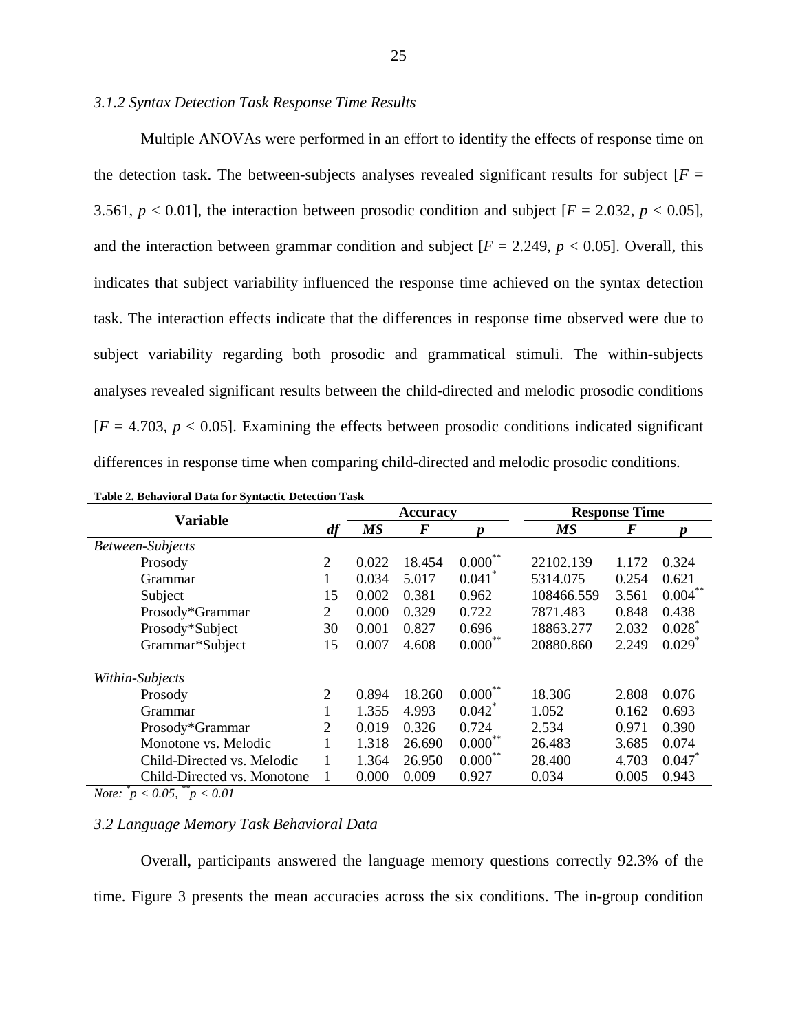### *3.1.2 Syntax Detection Task Response Time Results*

Multiple ANOVAs were performed in an effort to identify the effects of response time on the detection task. The between-subjects analyses revealed significant results for subject [$F = 3.561$, $p < 0.01$], the interaction between prosodic condition and subject [$F = 2.032$, $p < 0.05$], and the interaction between grammar condition and subject [$F = 2.249$, $p < 0.05$]. Overall, this indicates that subject variability influenced the response time achieved on the syntax detection task. The interaction effects indicate that the differences in response time observed were due to subject variability regarding both prosodic and grammatical stimuli. The within-subjects analyses revealed significant results between the child-directed and melodic prosodic conditions [$F = 4.703$, $p < 0.05$]. Examining the effects between prosodic conditions indicated significant differences in response time when comparing child-directed and melodic prosodic conditions.

**Table 2. Behavioral Data for Syntactic Detection Task**

| Variable | *df* | Accuracy | | | Response Time | | |
|---|---|---|---|---|---|---|---|
| | | ***MS*** | ***F*** | ***p*** | ***MS*** | ***F*** | ***p*** |
| *Between-Subjects* | | | | | | | |
| Prosody | 2 | 0.022 | 18.454 | 0.000** | 22102.139 | 1.172 | 0.324 |
| Grammar | 1 | 0.034 | 5.017 | 0.041* | 5314.075 | 0.254 | 0.621 |
| Subject | 15 | 0.002 | 0.381 | 0.962 | 108466.559 | 3.561 | 0.004** |
| Prosody*Grammar | 2 | 0.000 | 0.329 | 0.722 | 7871.483 | 0.848 | 0.438 |
| Prosody*Subject | 30 | 0.001 | 0.827 | 0.696 | 18863.277 | 2.032 | 0.028* |
| Grammar*Subject | 15 | 0.007 | 4.608 | 0.000** | 20880.860 | 2.249 | 0.029* |
| *Within-Subjects* | | | | | | | |
| Prosody | 2 | 0.894 | 18.260 | 0.000** | 18.306 | 2.808 | 0.076 |
| Grammar | 1 | 1.355 | 4.993 | 0.042* | 1.052 | 0.162 | 0.693 |
| Prosody*Grammar | 2 | 0.019 | 0.326 | 0.724 | 2.534 | 0.971 | 0.390 |
| Monotone vs. Melodic | 1 | 1.318 | 26.690 | 0.000** | 26.483 | 3.685 | 0.074 |
| Child-Directed vs. Melodic | 1 | 1.364 | 26.950 | 0.000** | 28.400 | 4.703 | 0.047* |
| Child-Directed vs. Monotone | 1 | 0.000 | 0.009 | 0.927 | 0.034 | 0.005 | 0.943 |

*Note:* * $p < 0.05$, ** $p < 0.01$

### *3.2 Language Memory Task Behavioral Data*

Overall, participants answered the language memory questions correctly 92.3% of the time. Figure 3 presents the mean accuracies across the six conditions. The in-group condition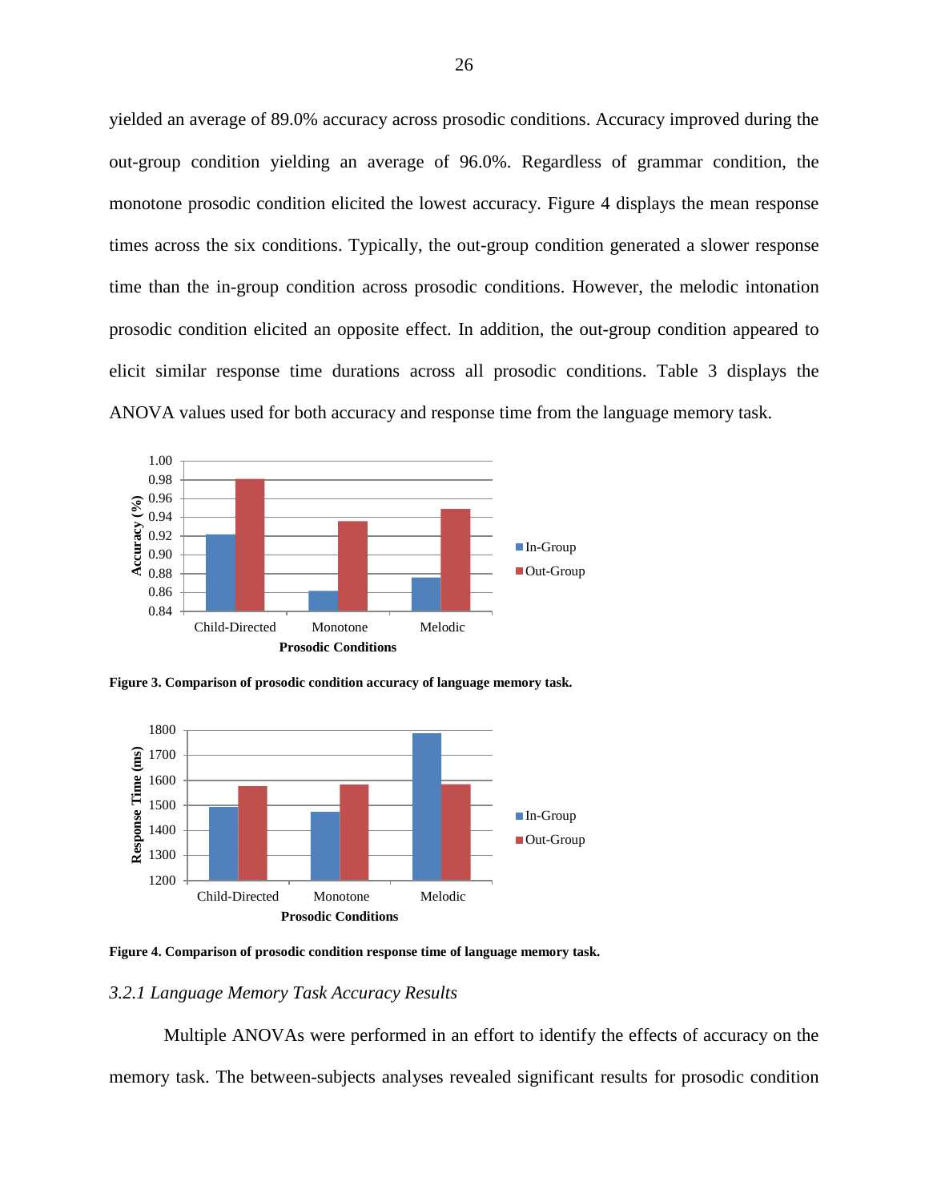yielded an average of 89.0% accuracy across prosodic conditions. Accuracy improved during the out-group condition yielding an average of 96.0%. Regardless of grammar condition, the monotone prosodic condition elicited the lowest accuracy. Figure 4 displays the mean response times across the six conditions. Typically, the out-group condition generated a slower response time than the in-group condition across prosodic conditions. However, the melodic intonation prosodic condition elicited an opposite effect. In addition, the out-group condition appeared to elicit similar response time durations across all prosodic conditions. Table 3 displays the ANOVA values used for both accuracy and response time from the language memory task.

**Figure 3. Comparison of prosodic condition accuracy of language memory task.**

**Figure 4. Comparison of prosodic condition response time of language memory task.**

### *3.2.1 Language Memory Task Accuracy Results*

Multiple ANOVAs were performed in an effort to identify the effects of accuracy on the memory task. The between-subjects analyses revealed significant results for prosodic condition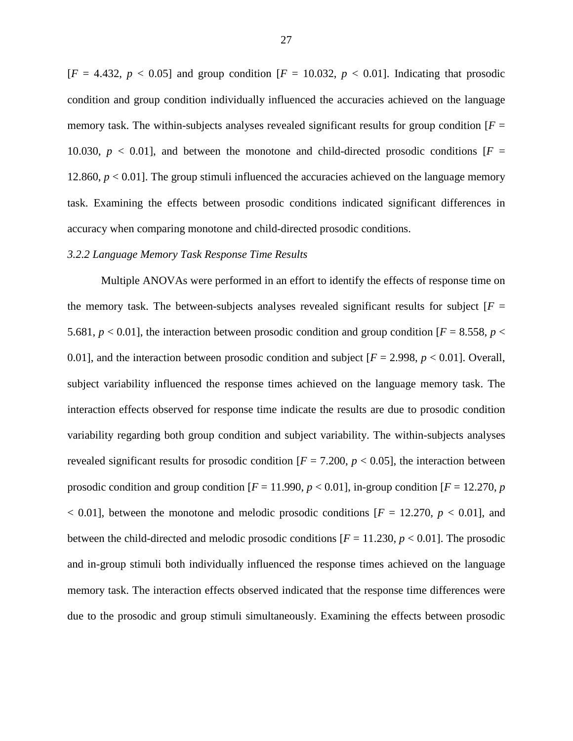[$F = 4.432$, $p < 0.05$] and group condition [$F = 10.032$, $p < 0.01$]. Indicating that prosodic condition and group condition individually influenced the accuracies achieved on the language memory task. The within-subjects analyses revealed significant results for group condition [$F = 10.030$, $p < 0.01$], and between the monotone and child-directed prosodic conditions [$F = 12.860$, $p < 0.01$]. The group stimuli influenced the accuracies achieved on the language memory task. Examining the effects between prosodic conditions indicated significant differences in accuracy when comparing monotone and child-directed prosodic conditions.

### *3.2.2 Language Memory Task Response Time Results*

Multiple ANOVAs were performed in an effort to identify the effects of response time on the memory task. The between-subjects analyses revealed significant results for subject [$F = 5.681$, $p < 0.01$], the interaction between prosodic condition and group condition [$F = 8.558$, $p < 0.01$], and the interaction between prosodic condition and subject [$F = 2.998$, $p < 0.01$]. Overall, subject variability influenced the response times achieved on the language memory task. The interaction effects observed for response time indicate the results are due to prosodic condition variability regarding both group condition and subject variability. The within-subjects analyses revealed significant results for prosodic condition [$F = 7.200$, $p < 0.05$], the interaction between prosodic condition and group condition [$F = 11.990$, $p < 0.01$], in-group condition [$F = 12.270$, $p < 0.01$], between the monotone and melodic prosodic conditions [$F = 12.270$, $p < 0.01$], and between the child-directed and melodic prosodic conditions [$F = 11.230$, $p < 0.01$]. The prosodic and in-group stimuli both individually influenced the response times achieved on the language memory task. The interaction effects observed indicated that the response time differences were due to the prosodic and group stimuli simultaneously. Examining the effects between prosodic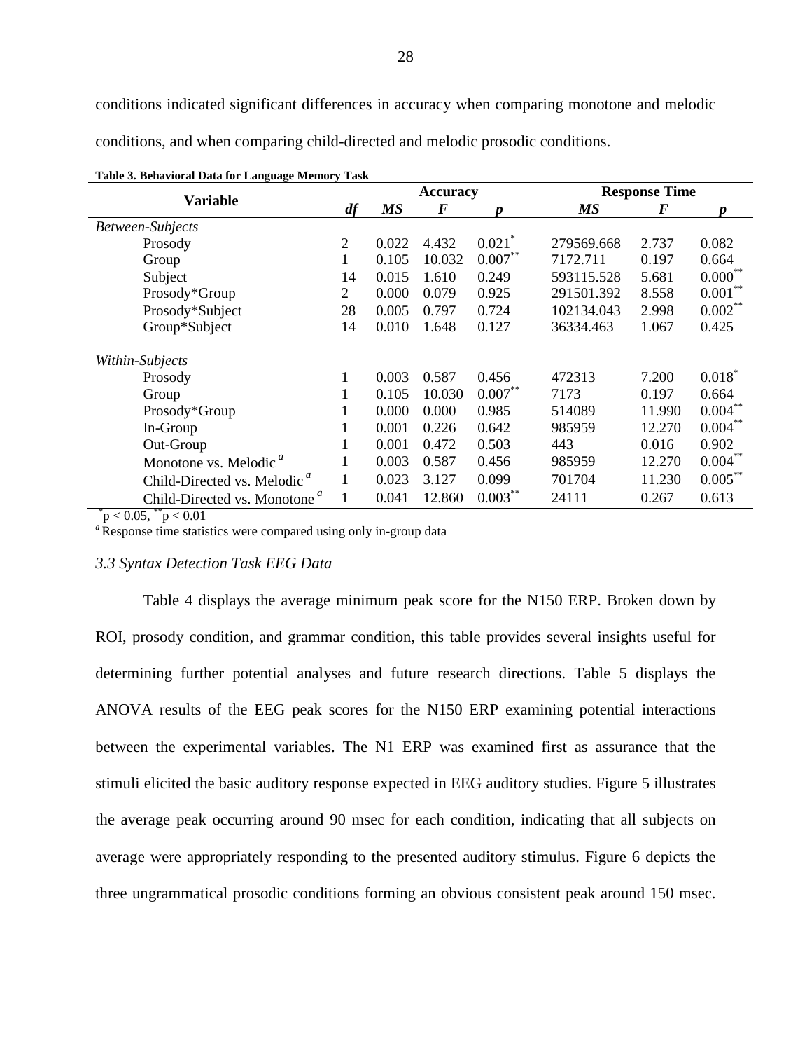conditions indicated significant differences in accuracy when comparing monotone and melodic conditions, and when comparing child-directed and melodic prosodic conditions.

**Table 3. Behavioral Data for Language Memory Task**

| Variable | *df* | Accuracy | | | Response Time | | |
|---|---|---|---|---|---|---|---|
| | | ***MS*** | ***F*** | ***p*** | ***MS*** | ***F*** | ***p*** |
| *Between-Subjects* | | | | | | | |
| Prosody | 2 | 0.022 | 4.432 | 0.021* | 279569.668 | 2.737 | 0.082 |
| Group | 1 | 0.105 | 10.032 | 0.007** | 7172.711 | 0.197 | 0.664 |
| Subject | 14 | 0.015 | 1.610 | 0.249 | 593115.528 | 5.681 | 0.000** |
| Prosody*Group | 2 | 0.000 | 0.079 | 0.925 | 291501.392 | 8.558 | 0.001** |
| Prosody*Subject | 28 | 0.005 | 0.797 | 0.724 | 102134.043 | 2.998 | 0.002** |
| Group*Subject | 14 | 0.010 | 1.648 | 0.127 | 36334.463 | 1.067 | 0.425 |
| *Within-Subjects* | | | | | | | |
| Prosody | 1 | 0.003 | 0.587 | 0.456 | 472313 | 7.200 | 0.018* |
| Group | 1 | 0.105 | 10.030 | 0.007** | 7173 | 0.197 | 0.664 |
| Prosody*Group | 1 | 0.000 | 0.000 | 0.985 | 514089 | 11.990 | 0.004** |
| In-Group | 1 | 0.001 | 0.226 | 0.642 | 985959 | 12.270 | 0.004** |
| Out-Group | 1 | 0.001 | 0.472 | 0.503 | 443 | 0.016 | 0.902 |
| Monotone vs. Melodic [a] | 1 | 0.003 | 0.587 | 0.456 | 985959 | 12.270 | 0.004** |
| Child-Directed vs. Melodic [a] | 1 | 0.023 | 3.127 | 0.099 | 701704 | 11.230 | 0.005** |
| Child-Directed vs. Monotone [a] | 1 | 0.041 | 12.860 | 0.003** | 24111 | 0.267 | 0.613 |

*$p < 0.05$, **$p < 0.01$

[a] Response time statistics were compared using only in-group data

### *3.3 Syntax Detection Task EEG Data*

Table 4 displays the average minimum peak score for the N150 ERP. Broken down by ROI, prosody condition, and grammar condition, this table provides several insights useful for determining further potential analyses and future research directions. Table 5 displays the ANOVA results of the EEG peak scores for the N150 ERP examining potential interactions between the experimental variables. The N1 ERP was examined first as assurance that the stimuli elicited the basic auditory response expected in EEG auditory studies. Figure 5 illustrates the average peak occurring around 90 msec for each condition, indicating that all subjects on average were appropriately responding to the presented auditory stimulus. Figure 6 depicts the three ungrammatical prosodic conditions forming an obvious consistent peak around 150 msec.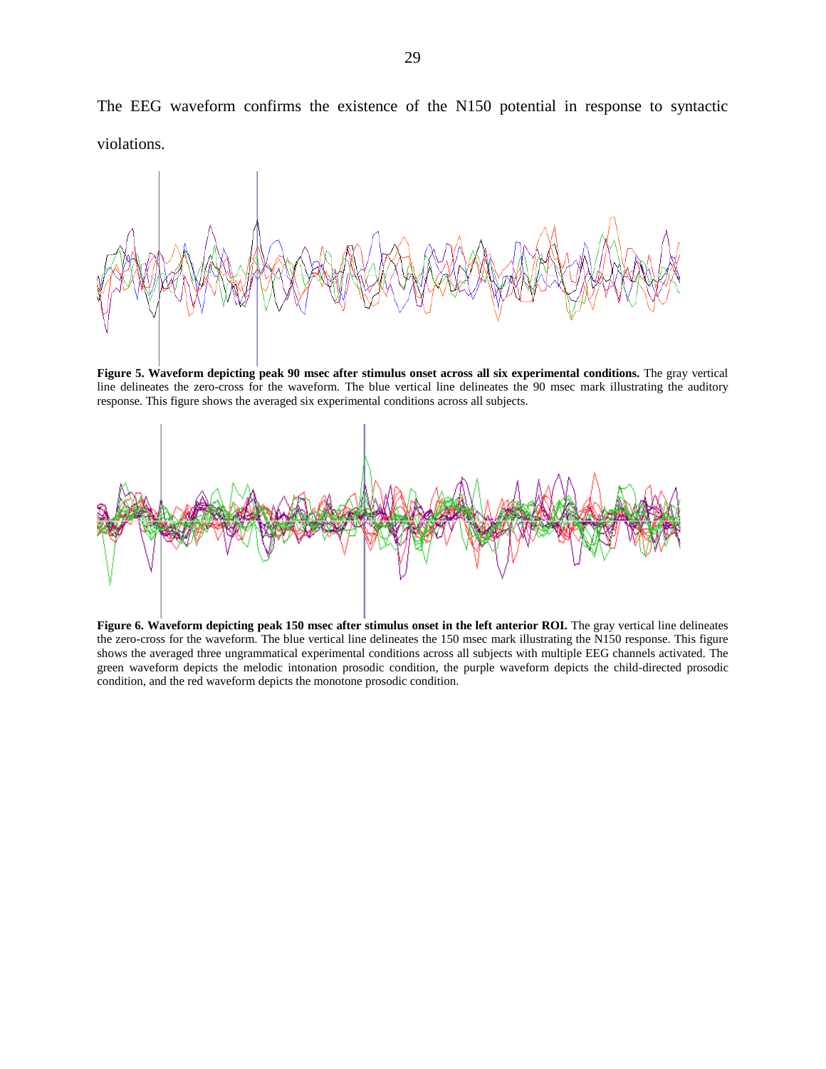The EEG waveform confirms the existence of the N150 potential in response to syntactic violations.

**Figure 5. Waveform depicting peak 90 msec after stimulus onset across all six experimental conditions.** The gray vertical line delineates the zero-cross for the waveform. The blue vertical line delineates the 90 msec mark illustrating the auditory response. This figure shows the averaged six experimental conditions across all subjects.

**Figure 6. Waveform depicting peak 150 msec after stimulus onset in the left anterior ROI.** The gray vertical line delineates the zero-cross for the waveform. The blue vertical line delineates the 150 msec mark illustrating the N150 response. This figure shows the averaged three ungrammatical experimental conditions across all subjects with multiple EEG channels activated. The green waveform depicts the melodic intonation prosodic condition, the purple waveform depicts the child-directed prosodic condition, and the red waveform depicts the monotone prosodic condition.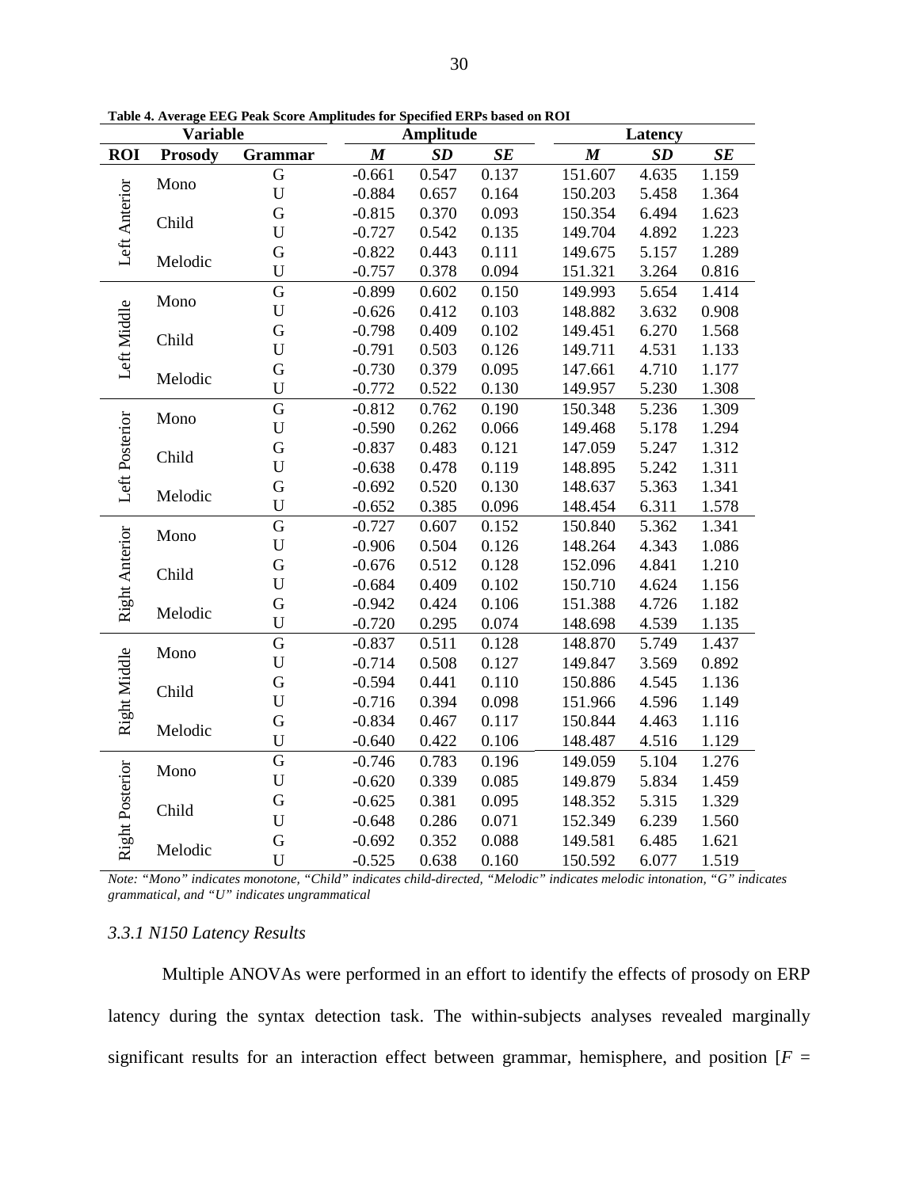**Table 4. Average EEG Peak Score Amplitudes for Specified ERPs based on ROI**

| Variable | | | Amplitude | | | Latency | | |
|---|---|---|---|---|---|---|---|---|
| **ROI** | **Prosody** | **Grammar** | ***M*** | ***SD*** | ***SE*** | ***M*** | ***SD*** | ***SE*** |
| Left Anterior | Mono | G | -0.661 | 0.547 | 0.137 | 151.607 | 4.635 | 1.159 |
| | | U | -0.884 | 0.657 | 0.164 | 150.203 | 5.458 | 1.364 |
| | Child | G | -0.815 | 0.370 | 0.093 | 150.354 | 6.494 | 1.623 |
| | | U | -0.727 | 0.542 | 0.135 | 149.704 | 4.892 | 1.223 |
| | Melodic | G | -0.822 | 0.443 | 0.111 | 149.675 | 5.157 | 1.289 |
| | | U | -0.757 | 0.378 | 0.094 | 151.321 | 3.264 | 0.816 |
| Left Middle | Mono | G | -0.899 | 0.602 | 0.150 | 149.993 | 5.654 | 1.414 |
| | | U | -0.626 | 0.412 | 0.103 | 148.882 | 3.632 | 0.908 |
| | Child | G | -0.798 | 0.409 | 0.102 | 149.451 | 6.270 | 1.568 |
| | | U | -0.791 | 0.503 | 0.126 | 149.711 | 4.531 | 1.133 |
| | Melodic | G | -0.730 | 0.379 | 0.095 | 147.661 | 4.710 | 1.177 |
| | | U | -0.772 | 0.522 | 0.130 | 149.957 | 5.230 | 1.308 |
| Left Posterior | Mono | G | -0.812 | 0.762 | 0.190 | 150.348 | 5.236 | 1.309 |
| | | U | -0.590 | 0.262 | 0.066 | 149.468 | 5.178 | 1.294 |
| | Child | G | -0.837 | 0.483 | 0.121 | 147.059 | 5.247 | 1.312 |
| | | U | -0.638 | 0.478 | 0.119 | 148.895 | 5.242 | 1.311 |
| | Melodic | G | -0.692 | 0.520 | 0.130 | 148.637 | 5.363 | 1.341 |
| | | U | -0.652 | 0.385 | 0.096 | 148.454 | 6.311 | 1.578 |
| Right Anterior | Mono | G | -0.727 | 0.607 | 0.152 | 150.840 | 5.362 | 1.341 |
| | | U | -0.906 | 0.504 | 0.126 | 148.264 | 4.343 | 1.086 |
| | Child | G | -0.676 | 0.512 | 0.128 | 152.096 | 4.841 | 1.210 |
| | | U | -0.684 | 0.409 | 0.102 | 150.710 | 4.624 | 1.156 |
| | Melodic | G | -0.942 | 0.424 | 0.106 | 151.388 | 4.726 | 1.182 |
| | | U | -0.720 | 0.295 | 0.074 | 148.698 | 4.539 | 1.135 |
| Right Middle | Mono | G | -0.837 | 0.511 | 0.128 | 148.870 | 5.749 | 1.437 |
| | | U | -0.714 | 0.508 | 0.127 | 149.847 | 3.569 | 0.892 |
| | Child | G | -0.594 | 0.441 | 0.110 | 150.886 | 4.545 | 1.136 |
| | | U | -0.716 | 0.394 | 0.098 | 151.966 | 4.596 | 1.149 |
| | Melodic | G | -0.834 | 0.467 | 0.117 | 150.844 | 4.463 | 1.116 |
| | | U | -0.640 | 0.422 | 0.106 | 148.487 | 4.516 | 1.129 |
| Right Posterior | Mono | G | -0.746 | 0.783 | 0.196 | 149.059 | 5.104 | 1.276 |
| | | U | -0.620 | 0.339 | 0.085 | 149.879 | 5.834 | 1.459 |
| | Child | G | -0.625 | 0.381 | 0.095 | 148.352 | 5.315 | 1.329 |
| | | U | -0.648 | 0.286 | 0.071 | 152.349 | 6.239 | 1.560 |
| | Melodic | G | -0.692 | 0.352 | 0.088 | 149.581 | 6.485 | 1.621 |
| | | U | -0.525 | 0.638 | 0.160 | 150.592 | 6.077 | 1.519 |

*Note: "Mono" indicates monotone, "Child" indicates child-directed, "Melodic" indicates melodic intonation, "G" indicates grammatical, and "U" indicates ungrammatical*

### *3.3.1 N150 Latency Results*

Multiple ANOVAs were performed in an effort to identify the effects of prosody on ERP latency during the syntax detection task. The within-subjects analyses revealed marginally significant results for an interaction effect between grammar, hemisphere, and position [$F$ =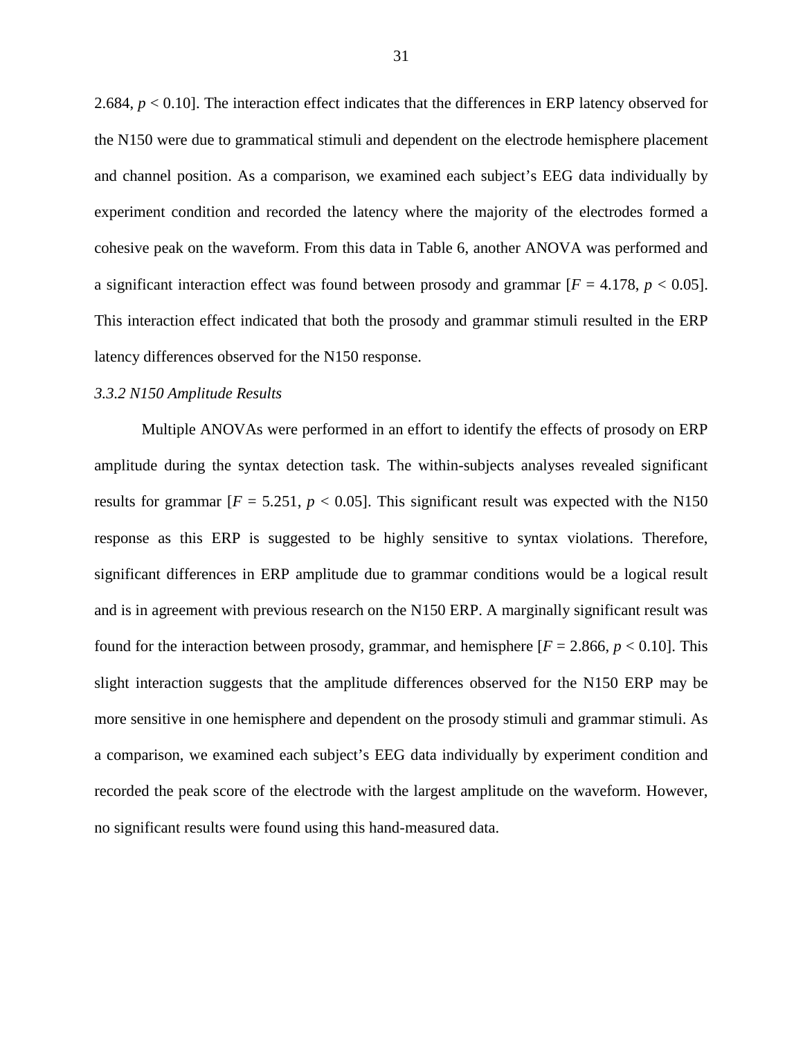2.684, $p < 0.10$]. The interaction effect indicates that the differences in ERP latency observed for the N150 were due to grammatical stimuli and dependent on the electrode hemisphere placement and channel position. As a comparison, we examined each subject's EEG data individually by experiment condition and recorded the latency where the majority of the electrodes formed a cohesive peak on the waveform. From this data in Table 6, another ANOVA was performed and a significant interaction effect was found between prosody and grammar [$F = 4.178$, $p < 0.05$]. This interaction effect indicated that both the prosody and grammar stimuli resulted in the ERP latency differences observed for the N150 response.

### *3.3.2 N150 Amplitude Results*

Multiple ANOVAs were performed in an effort to identify the effects of prosody on ERP amplitude during the syntax detection task. The within-subjects analyses revealed significant results for grammar [$F = 5.251$, $p < 0.05$]. This significant result was expected with the N150 response as this ERP is suggested to be highly sensitive to syntax violations. Therefore, significant differences in ERP amplitude due to grammar conditions would be a logical result and is in agreement with previous research on the N150 ERP. A marginally significant result was found for the interaction between prosody, grammar, and hemisphere [$F = 2.866$, $p < 0.10$]. This slight interaction suggests that the amplitude differences observed for the N150 ERP may be more sensitive in one hemisphere and dependent on the prosody stimuli and grammar stimuli. As a comparison, we examined each subject's EEG data individually by experiment condition and recorded the peak score of the electrode with the largest amplitude on the waveform. However, no significant results were found using this hand-measured data.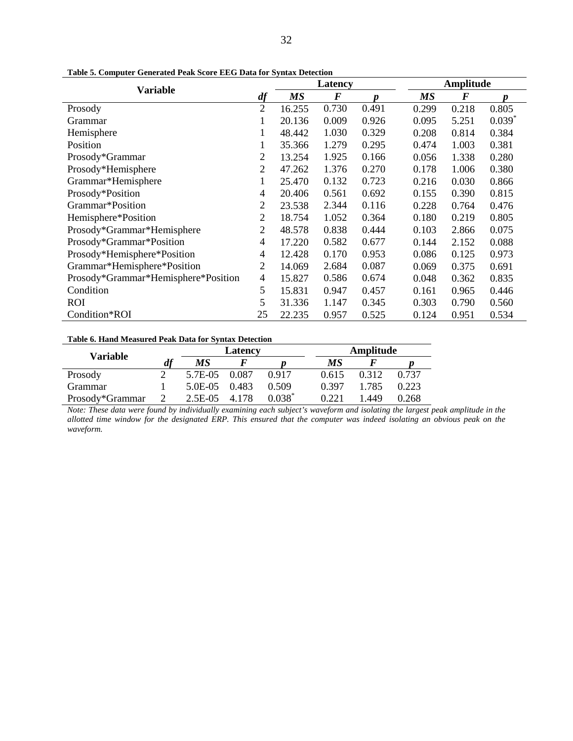**Table 5. Computer Generated Peak Score EEG Data for Syntax Detection**

| Variable | | Latency | | | Amplitude | | |
|---|---|---|---|---|---|---|---|
| | *df* | *MS* | *F* | *p* | *MS* | *F* | *p* |
| Prosody | 2 | 16.255 | 0.730 | 0.491 | 0.299 | 0.218 | 0.805 |
| Grammar | 1 | 20.136 | 0.009 | 0.926 | 0.095 | 5.251 | 0.039* |
| Hemisphere | 1 | 48.442 | 1.030 | 0.329 | 0.208 | 0.814 | 0.384 |
| Position | 1 | 35.366 | 1.279 | 0.295 | 0.474 | 1.003 | 0.381 |
| Prosody*Grammar | 2 | 13.254 | 1.925 | 0.166 | 0.056 | 1.338 | 0.280 |
| Prosody*Hemisphere | 2 | 47.262 | 1.376 | 0.270 | 0.178 | 1.006 | 0.380 |
| Grammar*Hemisphere | 1 | 25.470 | 0.132 | 0.723 | 0.216 | 0.030 | 0.866 |
| Prosody*Position | 4 | 20.406 | 0.561 | 0.692 | 0.155 | 0.390 | 0.815 |
| Grammar*Position | 2 | 23.538 | 2.344 | 0.116 | 0.228 | 0.764 | 0.476 |
| Hemisphere*Position | 2 | 18.754 | 1.052 | 0.364 | 0.180 | 0.219 | 0.805 |
| Prosody*Grammar*Hemisphere | 2 | 48.578 | 0.838 | 0.444 | 0.103 | 2.866 | 0.075 |
| Prosody*Grammar*Position | 4 | 17.220 | 0.582 | 0.677 | 0.144 | 2.152 | 0.088 |
| Prosody*Hemisphere*Position | 4 | 12.428 | 0.170 | 0.953 | 0.086 | 0.125 | 0.973 |
| Grammar*Hemisphere*Position | 2 | 14.069 | 2.684 | 0.087 | 0.069 | 0.375 | 0.691 |
| Prosody*Grammar*Hemisphere*Position | 4 | 15.827 | 0.586 | 0.674 | 0.048 | 0.362 | 0.835 |
| Condition | 5 | 15.831 | 0.947 | 0.457 | 0.161 | 0.965 | 0.446 |
| ROI | 5 | 31.336 | 1.147 | 0.345 | 0.303 | 0.790 | 0.560 |
| Condition*ROI | 25 | 22.235 | 0.957 | 0.525 | 0.124 | 0.951 | 0.534 |

**Table 6. Hand Measured Peak Data for Syntax Detection**

| Variable | | Latency | | | Amplitude | | |
|---|---|---|---|---|---|---|---|
| | *df* | *MS* | *F* | *p* | *MS* | *F* | *p* |
| Prosody | 2 | 5.7E-05 | 0.087 | 0.917 | 0.615 | 0.312 | 0.737 |
| Grammar | 1 | 5.0E-05 | 0.483 | 0.509 | 0.397 | 1.785 | 0.223 |
| Prosody*Grammar | 2 | 2.5E-05 | 4.178 | 0.038* | 0.221 | 1.449 | 0.268 |

*Note: These data were found by individually examining each subject's waveform and isolating the largest peak amplitude in the allotted time window for the designated ERP. This ensured that the computer was indeed isolating an obvious peak on the waveform.*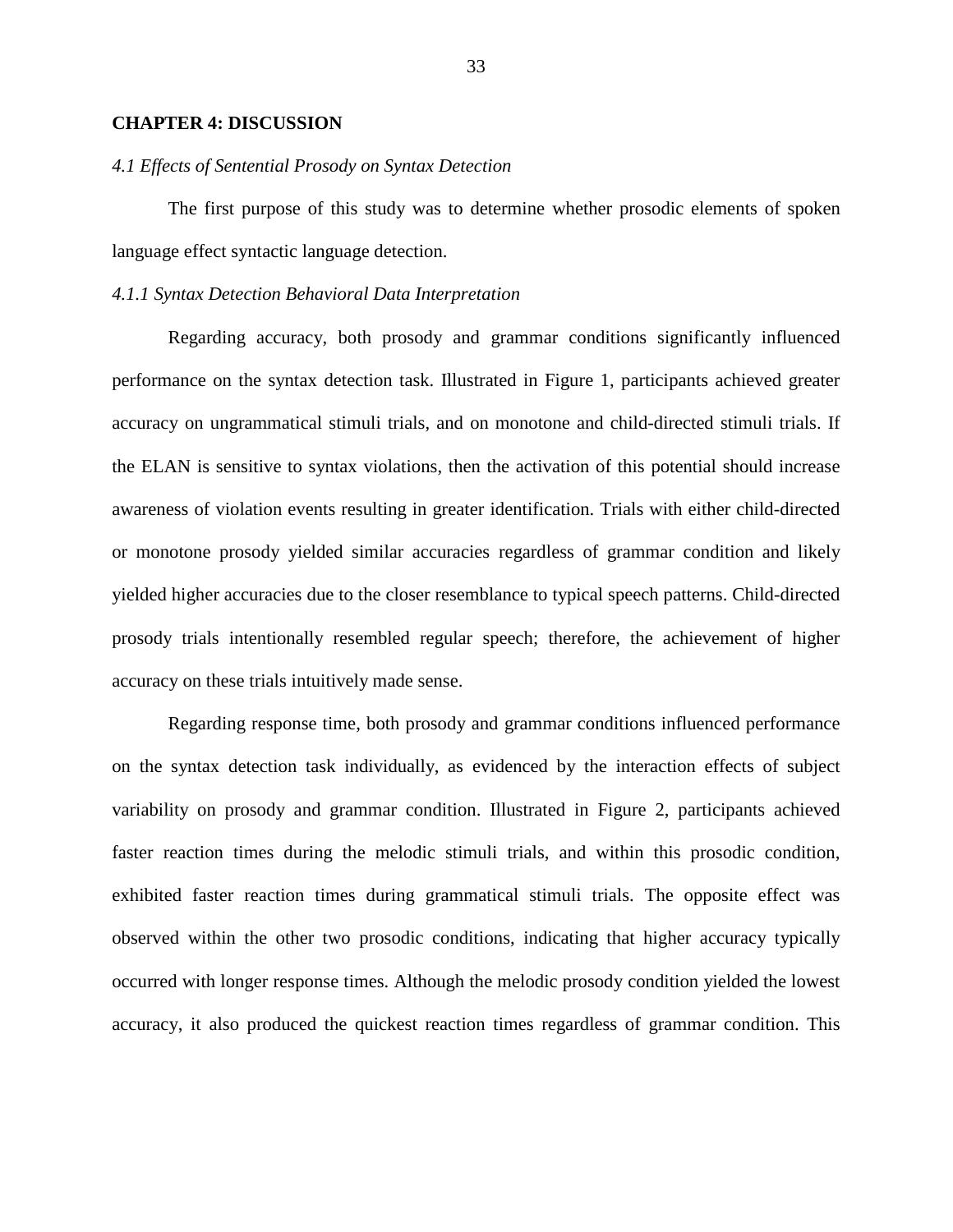# CHAPTER 4: DISCUSSION

## *4.1 Effects of Sentential Prosody on Syntax Detection*

The first purpose of this study was to determine whether prosodic elements of spoken language effect syntactic language detection.

### *4.1.1 Syntax Detection Behavioral Data Interpretation*

Regarding accuracy, both prosody and grammar conditions significantly influenced performance on the syntax detection task. Illustrated in Figure 1, participants achieved greater accuracy on ungrammatical stimuli trials, and on monotone and child-directed stimuli trials. If the ELAN is sensitive to syntax violations, then the activation of this potential should increase awareness of violation events resulting in greater identification. Trials with either child-directed or monotone prosody yielded similar accuracies regardless of grammar condition and likely yielded higher accuracies due to the closer resemblance to typical speech patterns. Child-directed prosody trials intentionally resembled regular speech; therefore, the achievement of higher accuracy on these trials intuitively made sense.

Regarding response time, both prosody and grammar conditions influenced performance on the syntax detection task individually, as evidenced by the interaction effects of subject variability on prosody and grammar condition. Illustrated in Figure 2, participants achieved faster reaction times during the melodic stimuli trials, and within this prosodic condition, exhibited faster reaction times during grammatical stimuli trials. The opposite effect was observed within the other two prosodic conditions, indicating that higher accuracy typically occurred with longer response times. Although the melodic prosody condition yielded the lowest accuracy, it also produced the quickest reaction times regardless of grammar condition. This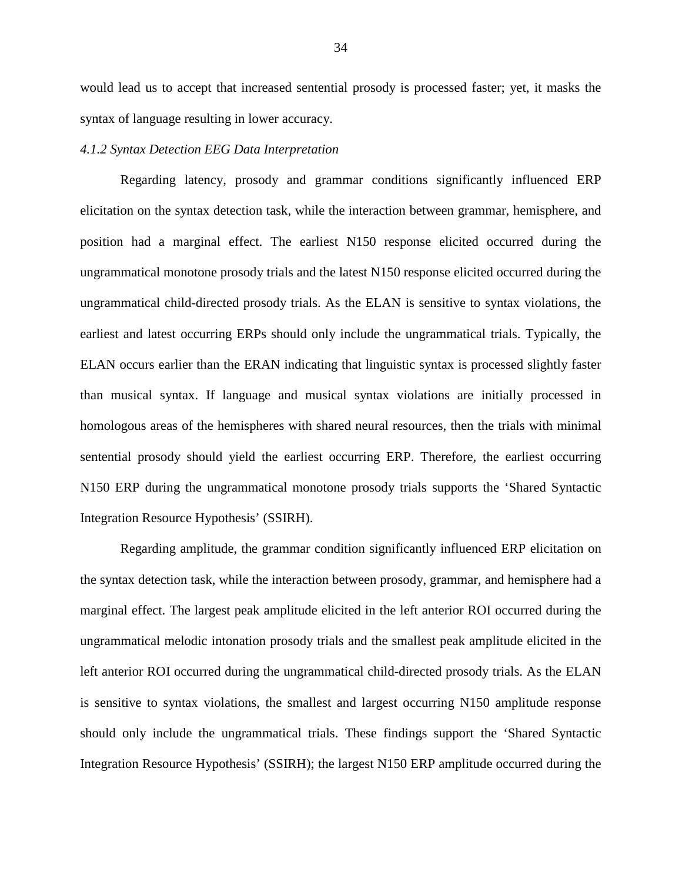would lead us to accept that increased sentential prosody is processed faster; yet, it masks the syntax of language resulting in lower accuracy.

*4.1.2 Syntax Detection EEG Data Interpretation*

Regarding latency, prosody and grammar conditions significantly influenced ERP elicitation on the syntax detection task, while the interaction between grammar, hemisphere, and position had a marginal effect. The earliest N150 response elicited occurred during the ungrammatical monotone prosody trials and the latest N150 response elicited occurred during the ungrammatical child-directed prosody trials. As the ELAN is sensitive to syntax violations, the earliest and latest occurring ERPs should only include the ungrammatical trials. Typically, the ELAN occurs earlier than the ERAN indicating that linguistic syntax is processed slightly faster than musical syntax. If language and musical syntax violations are initially processed in homologous areas of the hemispheres with shared neural resources, then the trials with minimal sentential prosody should yield the earliest occurring ERP. Therefore, the earliest occurring N150 ERP during the ungrammatical monotone prosody trials supports the 'Shared Syntactic Integration Resource Hypothesis' (SSIRH).

Regarding amplitude, the grammar condition significantly influenced ERP elicitation on the syntax detection task, while the interaction between prosody, grammar, and hemisphere had a marginal effect. The largest peak amplitude elicited in the left anterior ROI occurred during the ungrammatical melodic intonation prosody trials and the smallest peak amplitude elicited in the left anterior ROI occurred during the ungrammatical child-directed prosody trials. As the ELAN is sensitive to syntax violations, the smallest and largest occurring N150 amplitude response should only include the ungrammatical trials. These findings support the 'Shared Syntactic Integration Resource Hypothesis' (SSIRH); the largest N150 ERP amplitude occurred during the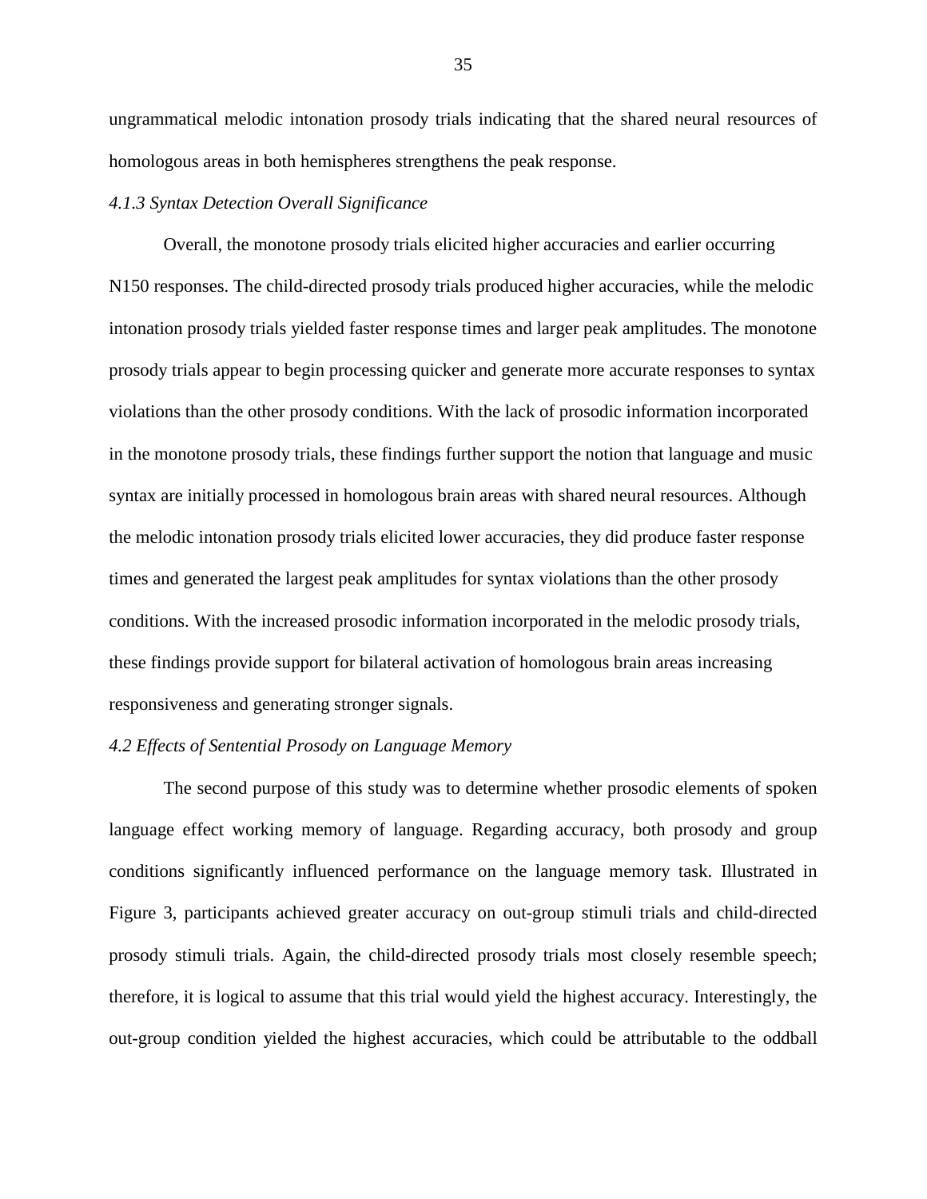ungrammatical melodic intonation prosody trials indicating that the shared neural resources of homologous areas in both hemispheres strengthens the peak response.

#### *4.1.3 Syntax Detection Overall Significance*

Overall, the monotone prosody trials elicited higher accuracies and earlier occurring N150 responses. The child-directed prosody trials produced higher accuracies, while the melodic intonation prosody trials yielded faster response times and larger peak amplitudes. The monotone prosody trials appear to begin processing quicker and generate more accurate responses to syntax violations than the other prosody conditions. With the lack of prosodic information incorporated in the monotone prosody trials, these findings further support the notion that language and music syntax are initially processed in homologous brain areas with shared neural resources. Although the melodic intonation prosody trials elicited lower accuracies, they did produce faster response times and generated the largest peak amplitudes for syntax violations than the other prosody conditions. With the increased prosodic information incorporated in the melodic prosody trials, these findings provide support for bilateral activation of homologous brain areas increasing responsiveness and generating stronger signals.

### *4.2 Effects of Sentential Prosody on Language Memory*

The second purpose of this study was to determine whether prosodic elements of spoken language effect working memory of language. Regarding accuracy, both prosody and group conditions significantly influenced performance on the language memory task. Illustrated in Figure 3, participants achieved greater accuracy on out-group stimuli trials and child-directed prosody stimuli trials. Again, the child-directed prosody trials most closely resemble speech; therefore, it is logical to assume that this trial would yield the highest accuracy. Interestingly, the out-group condition yielded the highest accuracies, which could be attributable to the oddball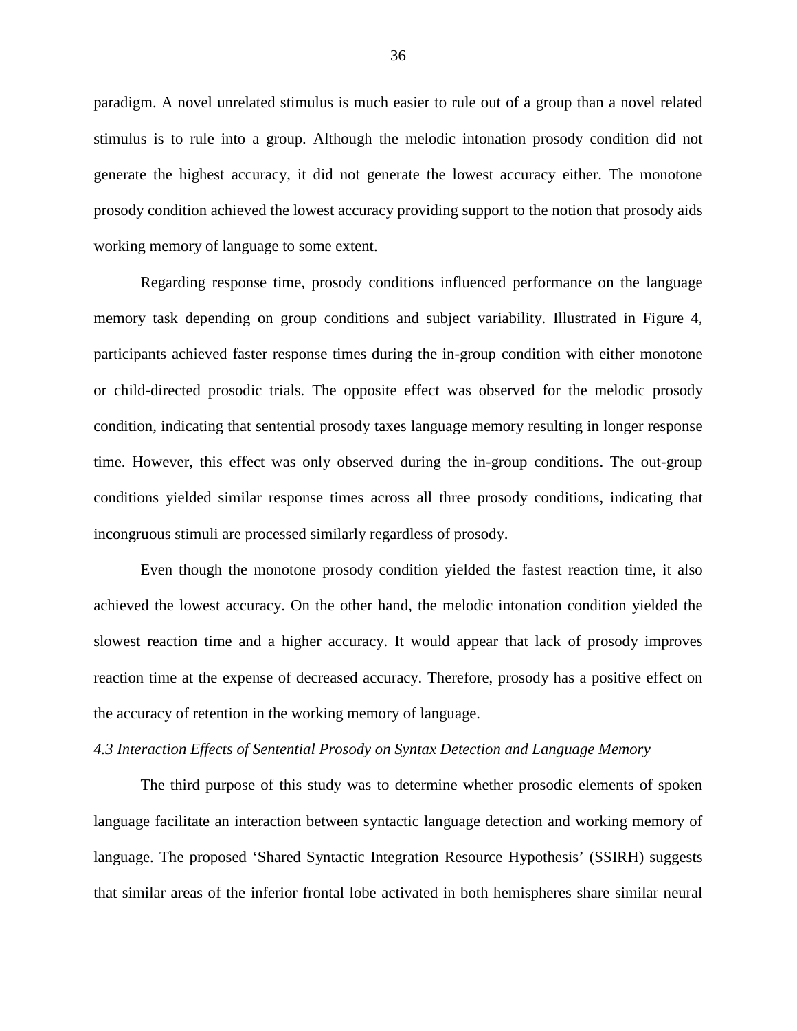paradigm. A novel unrelated stimulus is much easier to rule out of a group than a novel related stimulus is to rule into a group. Although the melodic intonation prosody condition did not generate the highest accuracy, it did not generate the lowest accuracy either. The monotone prosody condition achieved the lowest accuracy providing support to the notion that prosody aids working memory of language to some extent.

Regarding response time, prosody conditions influenced performance on the language memory task depending on group conditions and subject variability. Illustrated in Figure 4, participants achieved faster response times during the in-group condition with either monotone or child-directed prosodic trials. The opposite effect was observed for the melodic prosody condition, indicating that sentential prosody taxes language memory resulting in longer response time. However, this effect was only observed during the in-group conditions. The out-group conditions yielded similar response times across all three prosody conditions, indicating that incongruous stimuli are processed similarly regardless of prosody.

Even though the monotone prosody condition yielded the fastest reaction time, it also achieved the lowest accuracy. On the other hand, the melodic intonation condition yielded the slowest reaction time and a higher accuracy. It would appear that lack of prosody improves reaction time at the expense of decreased accuracy. Therefore, prosody has a positive effect on the accuracy of retention in the working memory of language.

### *4.3 Interaction Effects of Sentential Prosody on Syntax Detection and Language Memory*

The third purpose of this study was to determine whether prosodic elements of spoken language facilitate an interaction between syntactic language detection and working memory of language. The proposed 'Shared Syntactic Integration Resource Hypothesis' (SSIRH) suggests that similar areas of the inferior frontal lobe activated in both hemispheres share similar neural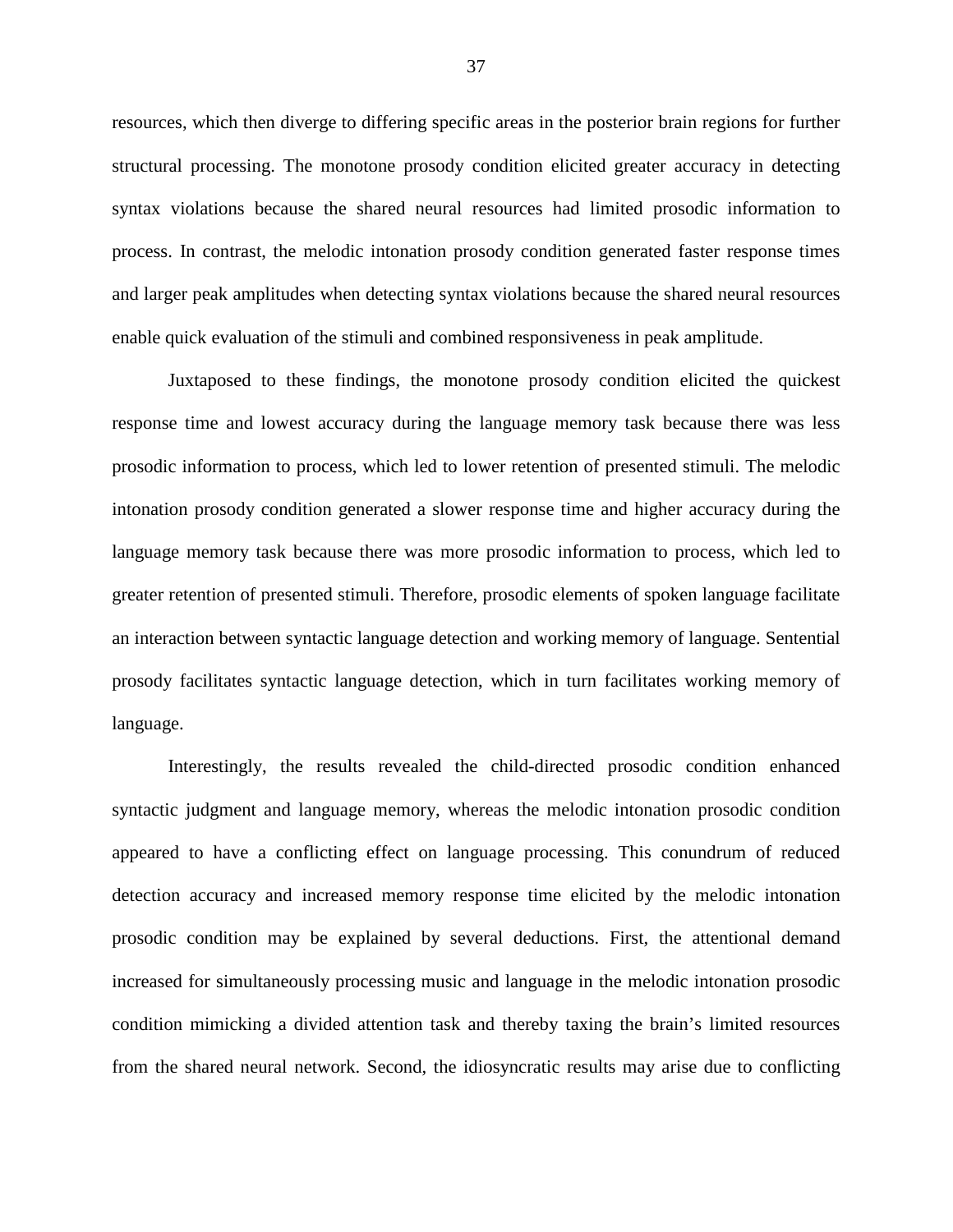resources, which then diverge to differing specific areas in the posterior brain regions for further structural processing. The monotone prosody condition elicited greater accuracy in detecting syntax violations because the shared neural resources had limited prosodic information to process. In contrast, the melodic intonation prosody condition generated faster response times and larger peak amplitudes when detecting syntax violations because the shared neural resources enable quick evaluation of the stimuli and combined responsiveness in peak amplitude.

Juxtaposed to these findings, the monotone prosody condition elicited the quickest response time and lowest accuracy during the language memory task because there was less prosodic information to process, which led to lower retention of presented stimuli. The melodic intonation prosody condition generated a slower response time and higher accuracy during the language memory task because there was more prosodic information to process, which led to greater retention of presented stimuli. Therefore, prosodic elements of spoken language facilitate an interaction between syntactic language detection and working memory of language. Sentential prosody facilitates syntactic language detection, which in turn facilitates working memory of language.

Interestingly, the results revealed the child-directed prosodic condition enhanced syntactic judgment and language memory, whereas the melodic intonation prosodic condition appeared to have a conflicting effect on language processing. This conundrum of reduced detection accuracy and increased memory response time elicited by the melodic intonation prosodic condition may be explained by several deductions. First, the attentional demand increased for simultaneously processing music and language in the melodic intonation prosodic condition mimicking a divided attention task and thereby taxing the brain's limited resources from the shared neural network. Second, the idiosyncratic results may arise due to conflicting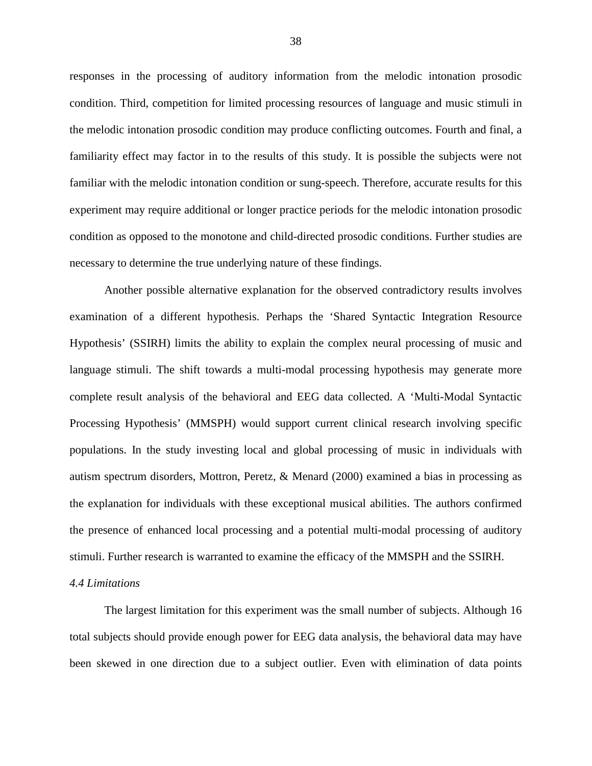responses in the processing of auditory information from the melodic intonation prosodic condition. Third, competition for limited processing resources of language and music stimuli in the melodic intonation prosodic condition may produce conflicting outcomes. Fourth and final, a familiarity effect may factor in to the results of this study. It is possible the subjects were not familiar with the melodic intonation condition or sung-speech. Therefore, accurate results for this experiment may require additional or longer practice periods for the melodic intonation prosodic condition as opposed to the monotone and child-directed prosodic conditions. Further studies are necessary to determine the true underlying nature of these findings.

Another possible alternative explanation for the observed contradictory results involves examination of a different hypothesis. Perhaps the 'Shared Syntactic Integration Resource Hypothesis' (SSIRH) limits the ability to explain the complex neural processing of music and language stimuli. The shift towards a multi-modal processing hypothesis may generate more complete result analysis of the behavioral and EEG data collected. A 'Multi-Modal Syntactic Processing Hypothesis' (MMSPH) would support current clinical research involving specific populations. In the study investing local and global processing of music in individuals with autism spectrum disorders, Mottron, Peretz, & Menard (2000) examined a bias in processing as the explanation for individuals with these exceptional musical abilities. The authors confirmed the presence of enhanced local processing and a potential multi-modal processing of auditory stimuli. Further research is warranted to examine the efficacy of the MMSPH and the SSIRH.

### *4.4 Limitations*

The largest limitation for this experiment was the small number of subjects. Although 16 total subjects should provide enough power for EEG data analysis, the behavioral data may have been skewed in one direction due to a subject outlier. Even with elimination of data points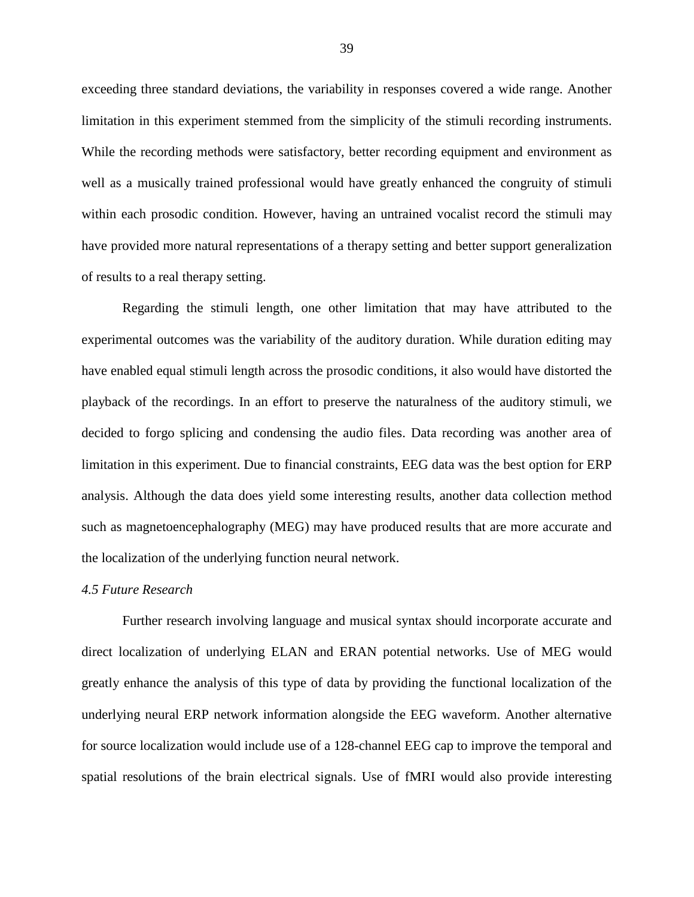exceeding three standard deviations, the variability in responses covered a wide range. Another limitation in this experiment stemmed from the simplicity of the stimuli recording instruments. While the recording methods were satisfactory, better recording equipment and environment as well as a musically trained professional would have greatly enhanced the congruity of stimuli within each prosodic condition. However, having an untrained vocalist record the stimuli may have provided more natural representations of a therapy setting and better support generalization of results to a real therapy setting.

Regarding the stimuli length, one other limitation that may have attributed to the experimental outcomes was the variability of the auditory duration. While duration editing may have enabled equal stimuli length across the prosodic conditions, it also would have distorted the playback of the recordings. In an effort to preserve the naturalness of the auditory stimuli, we decided to forgo splicing and condensing the audio files. Data recording was another area of limitation in this experiment. Due to financial constraints, EEG data was the best option for ERP analysis. Although the data does yield some interesting results, another data collection method such as magnetoencephalography (MEG) may have produced results that are more accurate and the localization of the underlying function neural network.

*4.5 Future Research*

Further research involving language and musical syntax should incorporate accurate and direct localization of underlying ELAN and ERAN potential networks. Use of MEG would greatly enhance the analysis of this type of data by providing the functional localization of the underlying neural ERP network information alongside the EEG waveform. Another alternative for source localization would include use of a 128-channel EEG cap to improve the temporal and spatial resolutions of the brain electrical signals. Use of fMRI would also provide interesting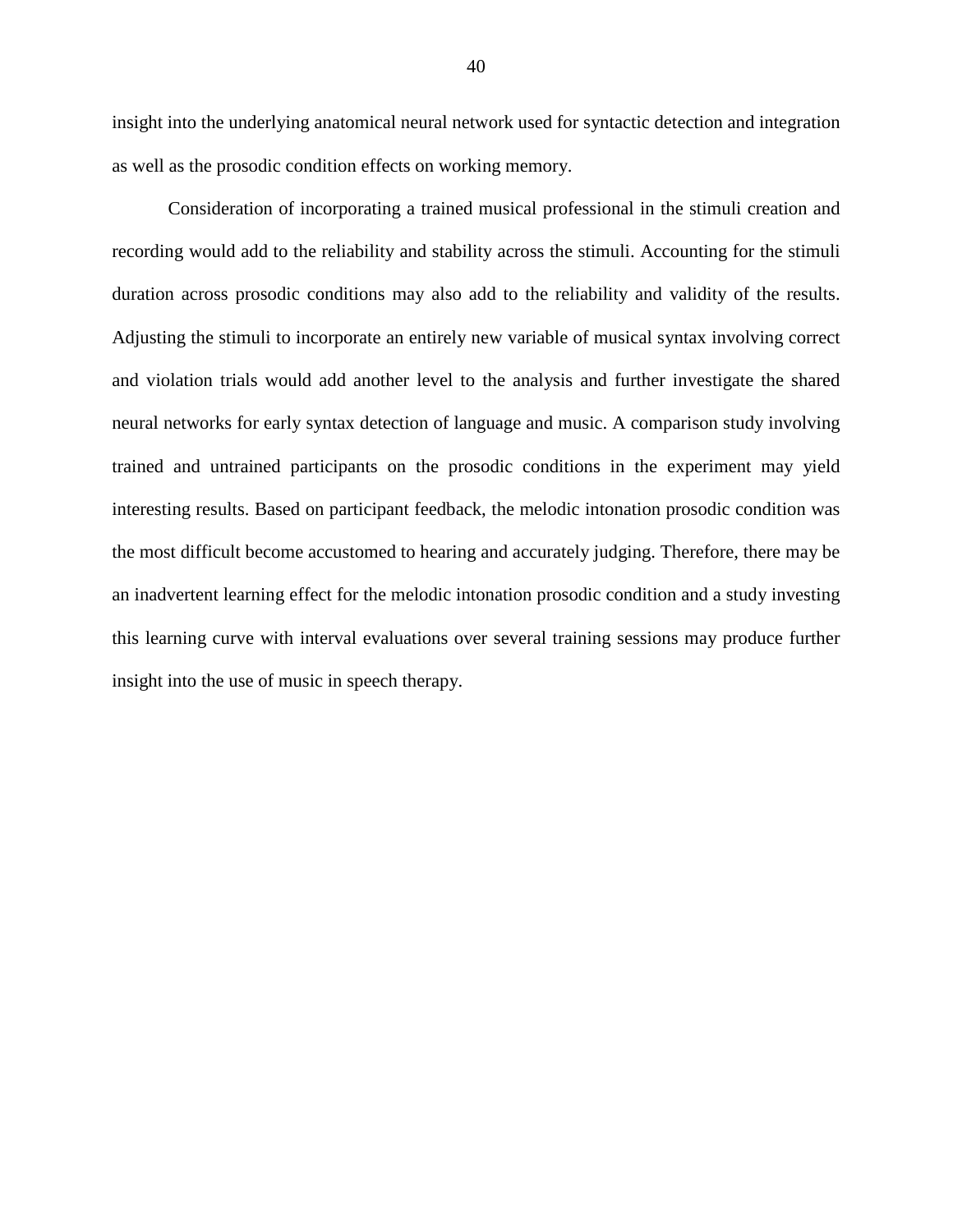insight into the underlying anatomical neural network used for syntactic detection and integration as well as the prosodic condition effects on working memory.

Consideration of incorporating a trained musical professional in the stimuli creation and recording would add to the reliability and stability across the stimuli. Accounting for the stimuli duration across prosodic conditions may also add to the reliability and validity of the results. Adjusting the stimuli to incorporate an entirely new variable of musical syntax involving correct and violation trials would add another level to the analysis and further investigate the shared neural networks for early syntax detection of language and music. A comparison study involving trained and untrained participants on the prosodic conditions in the experiment may yield interesting results. Based on participant feedback, the melodic intonation prosodic condition was the most difficult become accustomed to hearing and accurately judging. Therefore, there may be an inadvertent learning effect for the melodic intonation prosodic condition and a study investing this learning curve with interval evaluations over several training sessions may produce further insight into the use of music in speech therapy.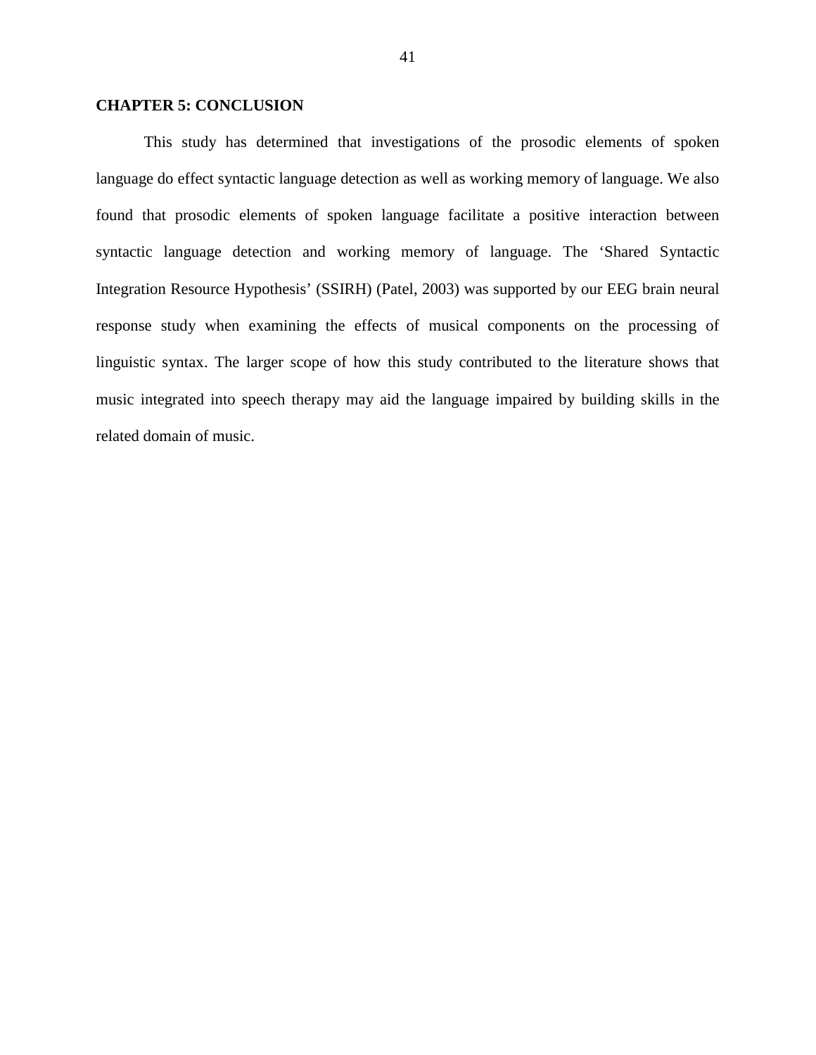# CHAPTER 5: CONCLUSION

This study has determined that investigations of the prosodic elements of spoken language do effect syntactic language detection as well as working memory of language. We also found that prosodic elements of spoken language facilitate a positive interaction between syntactic language detection and working memory of language. The 'Shared Syntactic Integration Resource Hypothesis' (SSIRH) (Patel, 2003) was supported by our EEG brain neural response study when examining the effects of musical components on the processing of linguistic syntax. The larger scope of how this study contributed to the literature shows that music integrated into speech therapy may aid the language impaired by building skills in the related domain of music.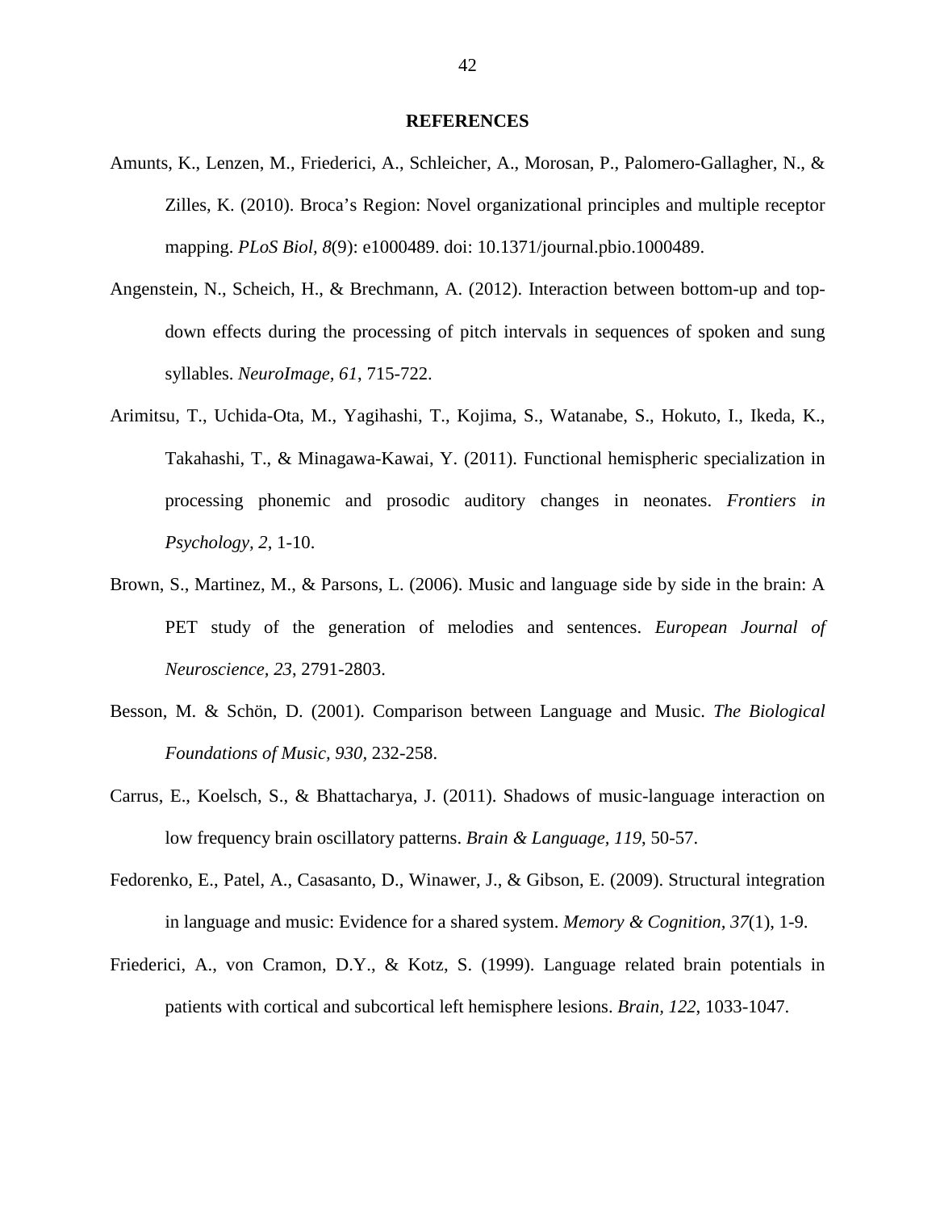## REFERENCES

Amunts, K., Lenzen, M., Friederici, A., Schleicher, A., Morosan, P., Palomero-Gallagher, N., & Zilles, K. (2010). Broca's Region: Novel organizational principles and multiple receptor mapping. *PLoS Biol, 8*(9): e1000489. doi: 10.1371/journal.pbio.1000489.

Angenstein, N., Scheich, H., & Brechmann, A. (2012). Interaction between bottom-up and top-down effects during the processing of pitch intervals in sequences of spoken and sung syllables. *NeuroImage, 61*, 715-722.

Arimitsu, T., Uchida-Ota, M., Yagihashi, T., Kojima, S., Watanabe, S., Hokuto, I., Ikeda, K., Takahashi, T., & Minagawa-Kawai, Y. (2011). Functional hemispheric specialization in processing phonemic and prosodic auditory changes in neonates. *Frontiers in Psychology, 2*, 1-10.

Brown, S., Martinez, M., & Parsons, L. (2006). Music and language side by side in the brain: A PET study of the generation of melodies and sentences. *European Journal of Neuroscience, 23*, 2791-2803.

Besson, M. & Schön, D. (2001). Comparison between Language and Music. *The Biological Foundations of Music, 930*, 232-258.

Carrus, E., Koelsch, S., & Bhattacharya, J. (2011). Shadows of music-language interaction on low frequency brain oscillatory patterns. *Brain & Language, 119*, 50-57.

Fedorenko, E., Patel, A., Casasanto, D., Winawer, J., & Gibson, E. (2009). Structural integration in language and music: Evidence for a shared system. *Memory & Cognition, 37*(1), 1-9.

Friederici, A., von Cramon, D.Y., & Kotz, S. (1999). Language related brain potentials in patients with cortical and subcortical left hemisphere lesions. *Brain, 122*, 1033-1047.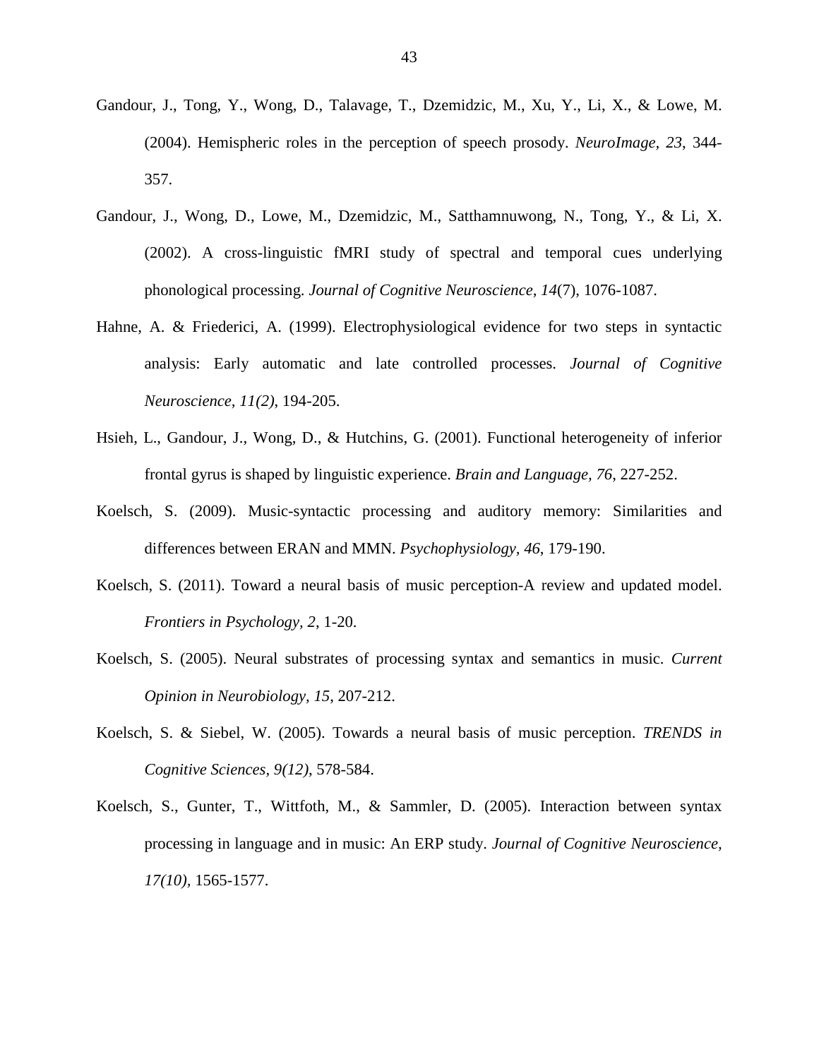Gandour, J., Tong, Y., Wong, D., Talavage, T., Dzemidzic, M., Xu, Y., Li, X., & Lowe, M. (2004). Hemispheric roles in the perception of speech prosody. *NeuroImage, 23*, 344-357.

Gandour, J., Wong, D., Lowe, M., Dzemidzic, M., Satthamnuwong, N., Tong, Y., & Li, X. (2002). A cross-linguistic fMRI study of spectral and temporal cues underlying phonological processing. *Journal of Cognitive Neuroscience, 14*(7), 1076-1087.

Hahne, A. & Friederici, A. (1999). Electrophysiological evidence for two steps in syntactic analysis: Early automatic and late controlled processes. *Journal of Cognitive Neuroscience, 11(2)*, 194-205.

Hsieh, L., Gandour, J., Wong, D., & Hutchins, G. (2001). Functional heterogeneity of inferior frontal gyrus is shaped by linguistic experience. *Brain and Language, 76*, 227-252.

Koelsch, S. (2009). Music-syntactic processing and auditory memory: Similarities and differences between ERAN and MMN. *Psychophysiology, 46*, 179-190.

Koelsch, S. (2011). Toward a neural basis of music perception-A review and updated model. *Frontiers in Psychology, 2*, 1-20.

Koelsch, S. (2005). Neural substrates of processing syntax and semantics in music. *Current Opinion in Neurobiology, 15*, 207-212.

Koelsch, S. & Siebel, W. (2005). Towards a neural basis of music perception. *TRENDS in Cognitive Sciences, 9(12)*, 578-584.

Koelsch, S., Gunter, T., Wittfoth, M., & Sammler, D. (2005). Interaction between syntax processing in language and in music: An ERP study. *Journal of Cognitive Neuroscience, 17(10)*, 1565-1577.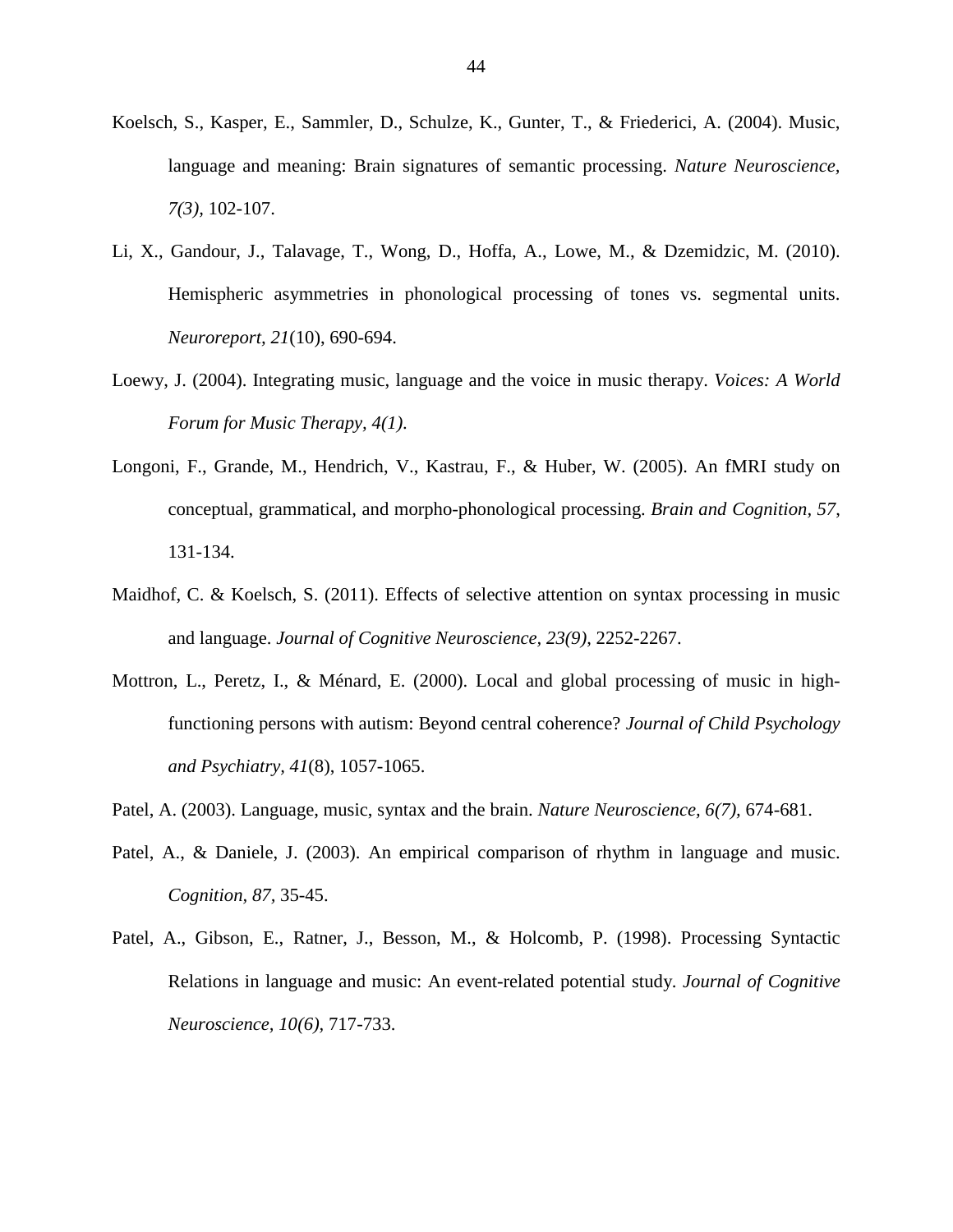Koelsch, S., Kasper, E., Sammler, D., Schulze, K., Gunter, T., & Friederici, A. (2004). Music, language and meaning: Brain signatures of semantic processing. *Nature Neuroscience, 7(3),* 102-107.

Li, X., Gandour, J., Talavage, T., Wong, D., Hoffa, A., Lowe, M., & Dzemidzic, M. (2010). Hemispheric asymmetries in phonological processing of tones vs. segmental units. *Neuroreport, 21*(10), 690-694.

Loewy, J. (2004). Integrating music, language and the voice in music therapy. *Voices: A World Forum for Music Therapy, 4(1).*

Longoni, F., Grande, M., Hendrich, V., Kastrau, F., & Huber, W. (2005). An fMRI study on conceptual, grammatical, and morpho-phonological processing. *Brain and Cognition, 57,* 131-134.

Maidhof, C. & Koelsch, S. (2011). Effects of selective attention on syntax processing in music and language. *Journal of Cognitive Neuroscience, 23(9),* 2252-2267.

Mottron, L., Peretz, I., & Ménard, E. (2000). Local and global processing of music in high-functioning persons with autism: Beyond central coherence? *Journal of Child Psychology and Psychiatry, 41*(8), 1057-1065.

Patel, A. (2003). Language, music, syntax and the brain. *Nature Neuroscience, 6(7),* 674-681.

Patel, A., & Daniele, J. (2003). An empirical comparison of rhythm in language and music. *Cognition, 87,* 35-45.

Patel, A., Gibson, E., Ratner, J., Besson, M., & Holcomb, P. (1998). Processing Syntactic Relations in language and music: An event-related potential study. *Journal of Cognitive Neuroscience, 10(6),* 717-733.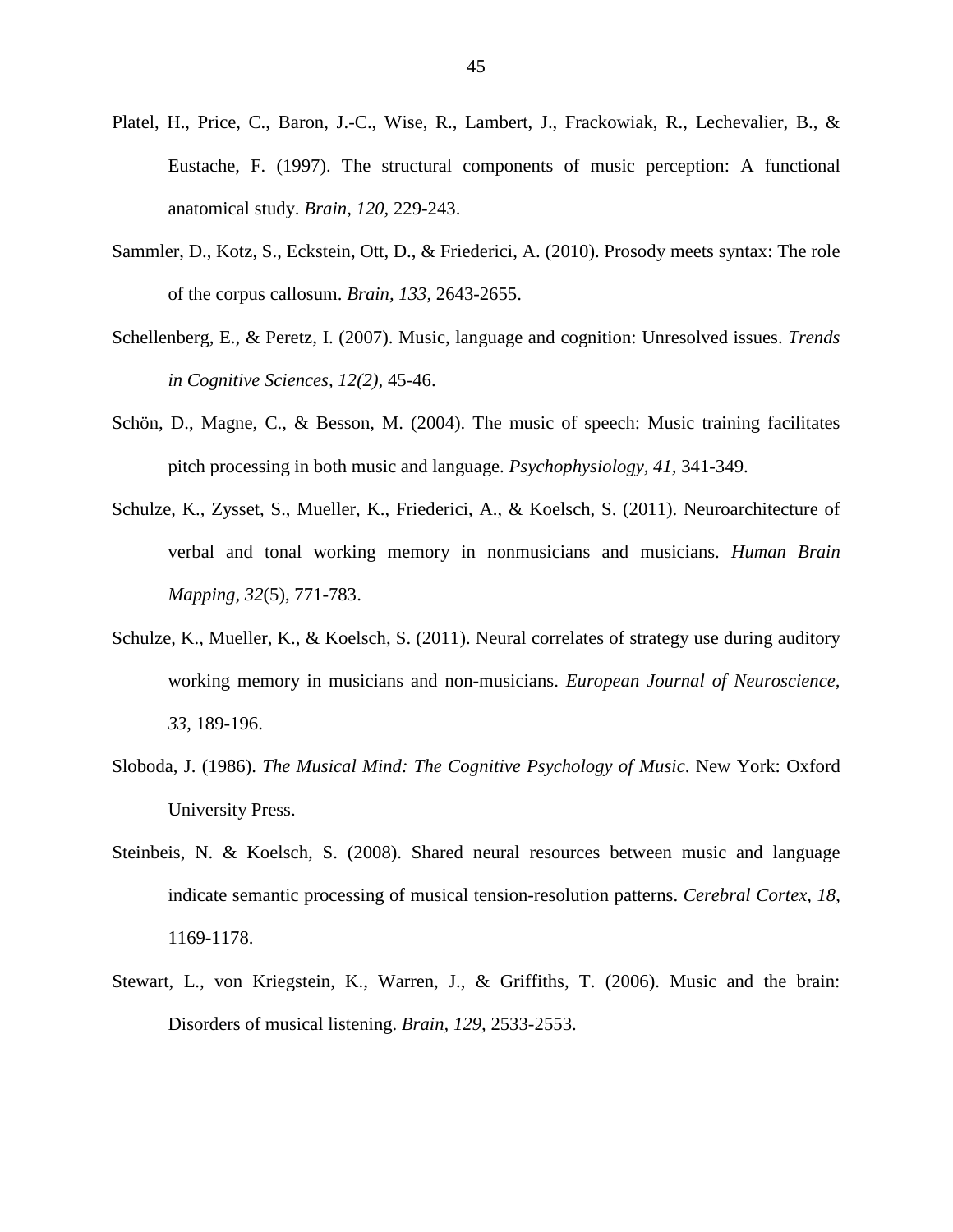Platel, H., Price, C., Baron, J.-C., Wise, R., Lambert, J., Frackowiak, R., Lechevalier, B., & Eustache, F. (1997). The structural components of music perception: A functional anatomical study. *Brain, 120*, 229-243.

Sammler, D., Kotz, S., Eckstein, Ott, D., & Friederici, A. (2010). Prosody meets syntax: The role of the corpus callosum. *Brain, 133*, 2643-2655.

Schellenberg, E., & Peretz, I. (2007). Music, language and cognition: Unresolved issues. *Trends in Cognitive Sciences, 12(2)*, 45-46.

Schön, D., Magne, C., & Besson, M. (2004). The music of speech: Music training facilitates pitch processing in both music and language. *Psychophysiology, 41*, 341-349.

Schulze, K., Zysset, S., Mueller, K., Friederici, A., & Koelsch, S. (2011). Neuroarchitecture of verbal and tonal working memory in nonmusicians and musicians. *Human Brain Mapping, 32*(5), 771-783.

Schulze, K., Mueller, K., & Koelsch, S. (2011). Neural correlates of strategy use during auditory working memory in musicians and non-musicians. *European Journal of Neuroscience, 33*, 189-196.

Sloboda, J. (1986). *The Musical Mind: The Cognitive Psychology of Music*. New York: Oxford University Press.

Steinbeis, N. & Koelsch, S. (2008). Shared neural resources between music and language indicate semantic processing of musical tension-resolution patterns. *Cerebral Cortex, 18*, 1169-1178.

Stewart, L., von Kriegstein, K., Warren, J., & Griffiths, T. (2006). Music and the brain: Disorders of musical listening. *Brain, 129*, 2533-2553.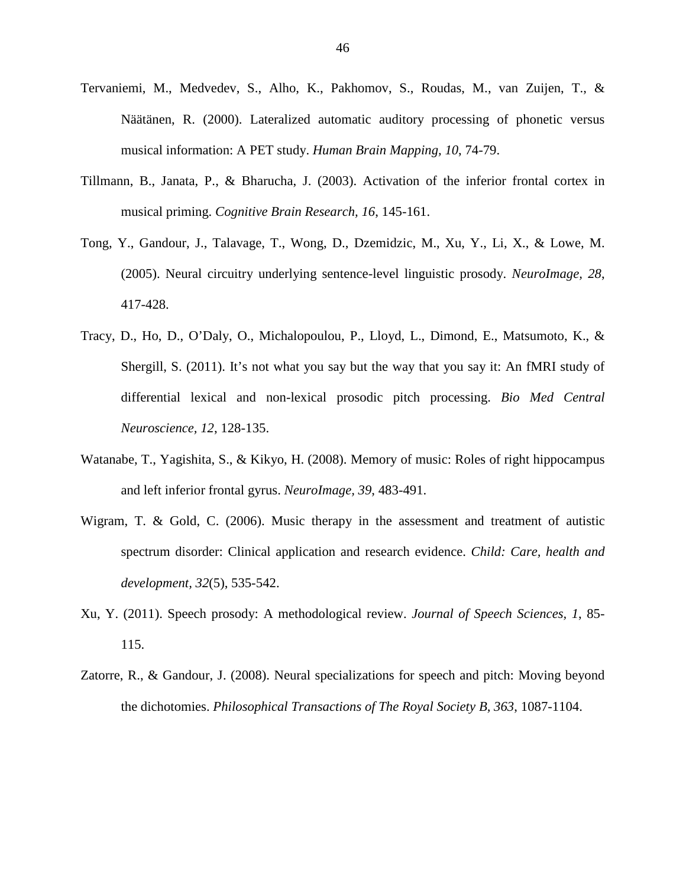Tervaniemi, M., Medvedev, S., Alho, K., Pakhomov, S., Roudas, M., van Zuijen, T., & Näätänen, R. (2000). Lateralized automatic auditory processing of phonetic versus musical information: A PET study. *Human Brain Mapping, 10*, 74-79.

Tillmann, B., Janata, P., & Bharucha, J. (2003). Activation of the inferior frontal cortex in musical priming. *Cognitive Brain Research, 16*, 145-161.

Tong, Y., Gandour, J., Talavage, T., Wong, D., Dzemidzic, M., Xu, Y., Li, X., & Lowe, M. (2005). Neural circuitry underlying sentence-level linguistic prosody. *NeuroImage, 28*, 417-428.

Tracy, D., Ho, D., O'Daly, O., Michalopoulou, P., Lloyd, L., Dimond, E., Matsumoto, K., & Shergill, S. (2011). It's not what you say but the way that you say it: An fMRI study of differential lexical and non-lexical prosodic pitch processing. *Bio Med Central Neuroscience, 12*, 128-135.

Watanabe, T., Yagishita, S., & Kikyo, H. (2008). Memory of music: Roles of right hippocampus and left inferior frontal gyrus. *NeuroImage, 39*, 483-491.

Wigram, T. & Gold, C. (2006). Music therapy in the assessment and treatment of autistic spectrum disorder: Clinical application and research evidence. *Child: Care, health and development, 32*(5), 535-542.

Xu, Y. (2011). Speech prosody: A methodological review. *Journal of Speech Sciences, 1*, 85-115.

Zatorre, R., & Gandour, J. (2008). Neural specializations for speech and pitch: Moving beyond the dichotomies. *Philosophical Transactions of The Royal Society B, 363*, 1087-1104.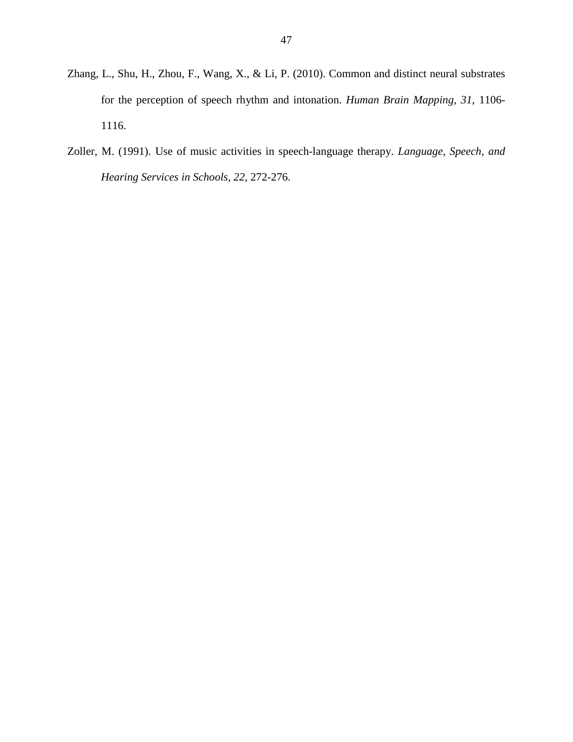Zhang, L., Shu, H., Zhou, F., Wang, X., & Li, P. (2010). Common and distinct neural substrates for the perception of speech rhythm and intonation. *Human Brain Mapping, 31*, 1106-1116.

Zoller, M. (1991). Use of music activities in speech-language therapy. *Language, Speech, and Hearing Services in Schools*, *22*, 272-276.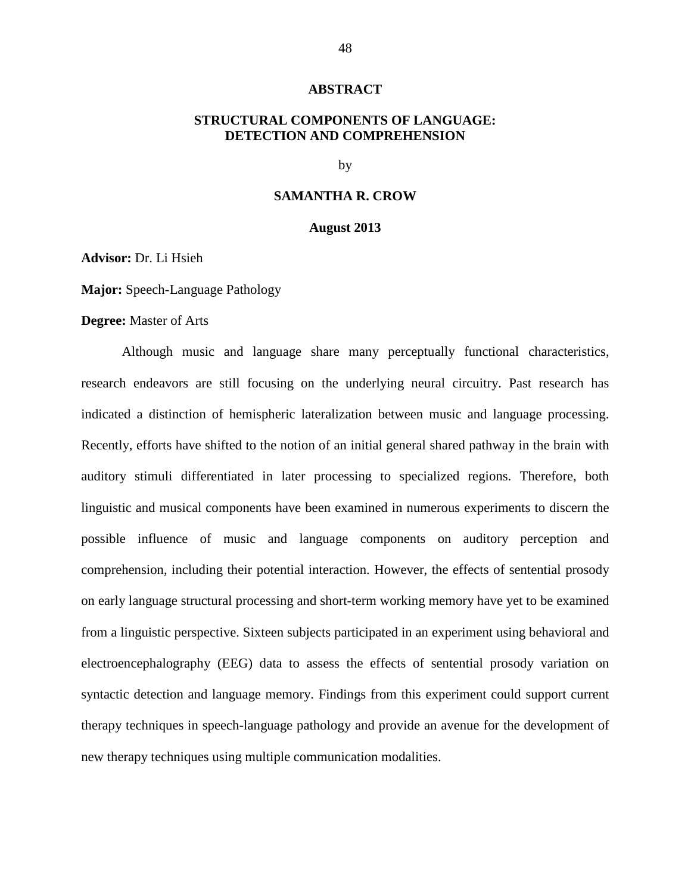# ABSTRACT

## STRUCTURAL COMPONENTS OF LANGUAGE: DETECTION AND COMPREHENSION

by

**SAMANTHA R. CROW**

**August 2013**

**Advisor:** Dr. Li Hsieh

**Major:** Speech-Language Pathology

**Degree:** Master of Arts

Although music and language share many perceptually functional characteristics, research endeavors are still focusing on the underlying neural circuitry. Past research has indicated a distinction of hemispheric lateralization between music and language processing. Recently, efforts have shifted to the notion of an initial general shared pathway in the brain with auditory stimuli differentiated in later processing to specialized regions. Therefore, both linguistic and musical components have been examined in numerous experiments to discern the possible influence of music and language components on auditory perception and comprehension, including their potential interaction. However, the effects of sentential prosody on early language structural processing and short-term working memory have yet to be examined from a linguistic perspective. Sixteen subjects participated in an experiment using behavioral and electroencephalography (EEG) data to assess the effects of sentential prosody variation on syntactic detection and language memory. Findings from this experiment could support current therapy techniques in speech-language pathology and provide an avenue for the development of new therapy techniques using multiple communication modalities.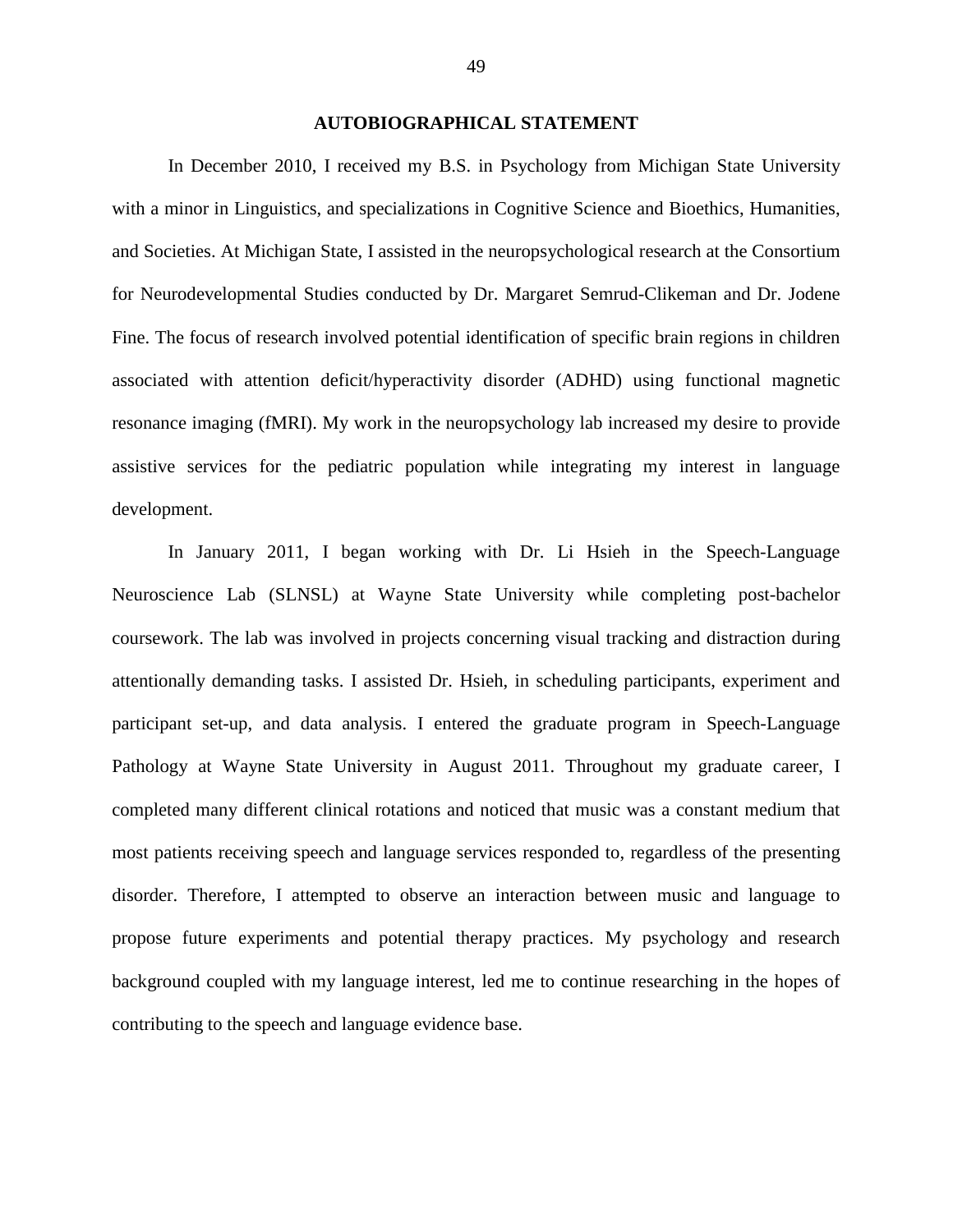# AUTOBIOGRAPHICAL STATEMENT

In December 2010, I received my B.S. in Psychology from Michigan State University with a minor in Linguistics, and specializations in Cognitive Science and Bioethics, Humanities, and Societies. At Michigan State, I assisted in the neuropsychological research at the Consortium for Neurodevelopmental Studies conducted by Dr. Margaret Semrud-Clikeman and Dr. Jodene Fine. The focus of research involved potential identification of specific brain regions in children associated with attention deficit/hyperactivity disorder (ADHD) using functional magnetic resonance imaging (fMRI). My work in the neuropsychology lab increased my desire to provide assistive services for the pediatric population while integrating my interest in language development.

In January 2011, I began working with Dr. Li Hsieh in the Speech-Language Neuroscience Lab (SLNSL) at Wayne State University while completing post-bachelor coursework. The lab was involved in projects concerning visual tracking and distraction during attentionally demanding tasks. I assisted Dr. Hsieh, in scheduling participants, experiment and participant set-up, and data analysis. I entered the graduate program in Speech-Language Pathology at Wayne State University in August 2011. Throughout my graduate career, I completed many different clinical rotations and noticed that music was a constant medium that most patients receiving speech and language services responded to, regardless of the presenting disorder. Therefore, I attempted to observe an interaction between music and language to propose future experiments and potential therapy practices. My psychology and research background coupled with my language interest, led me to continue researching in the hopes of contributing to the speech and language evidence base.